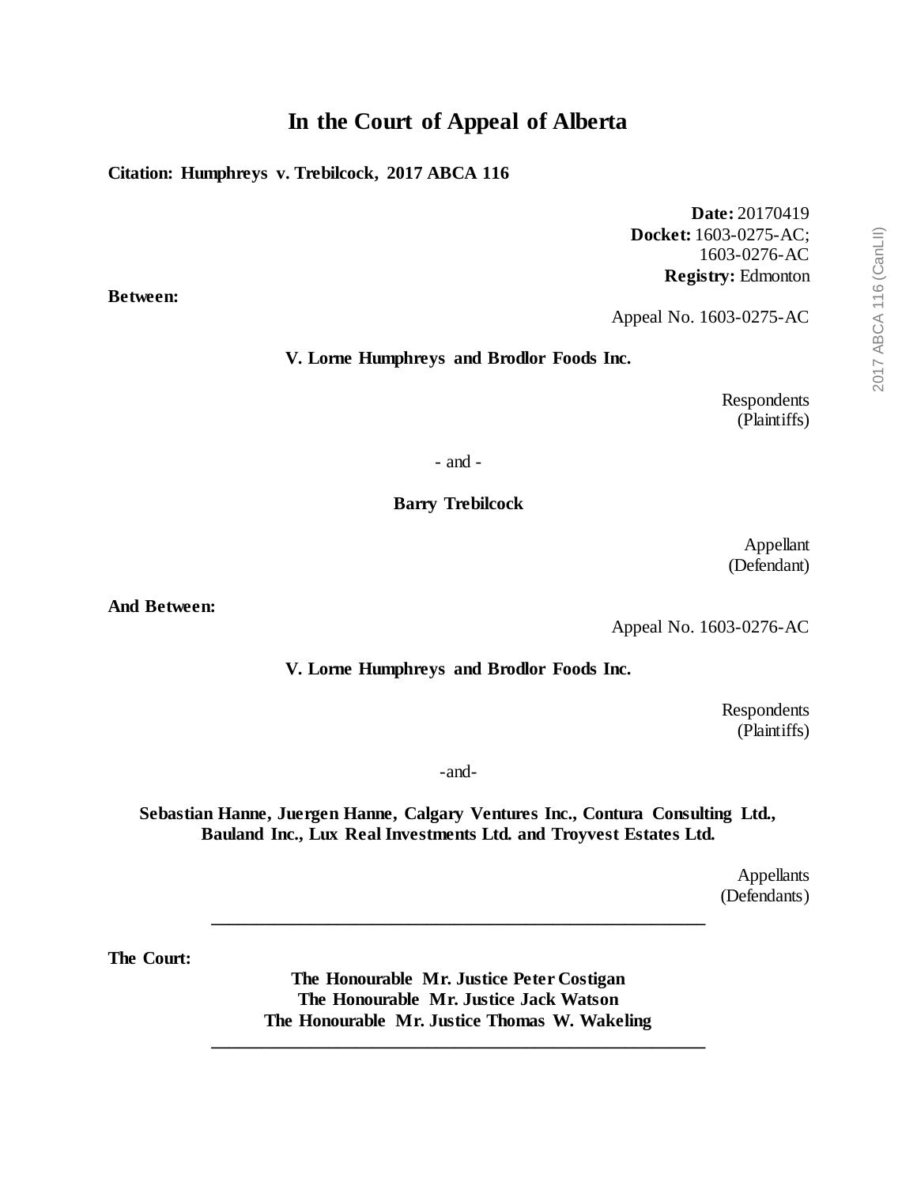# In the Court of Appeal of Alberta

**Citation: Humphreys v. Trebilcock, 2017 ABCA 116**

**Date:** 20170419
**Docket:** 1603-0275-AC;
1603-0276-AC
**Registry:** Edmonton

**Between:**

Appeal No. 1603-0275-AC

**V. Lorne Humphreys and Brodlor Foods Inc.**

Respondents
(Plaintiffs)

- and -

**Barry Trebilcock**

Appellant
(Defendant)

**And Between:**

Appeal No. 1603-0276-AC

**V. Lorne Humphreys and Brodlor Foods Inc.**

Respondents
(Plaintiffs)

-and-

**Sebastian Hanne, Juergen Hanne, Calgary Ventures Inc., Contura Consulting Ltd., Bauland Inc., Lux Real Investments Ltd. and Troyvest Estates Ltd.**

Appellants
(Defendants)

---

**The Court:**

**The Honourable Mr. Justice Peter Costigan**
**The Honourable Mr. Justice Jack Watson**
**The Honourable Mr. Justice Thomas W. Wakeling**

---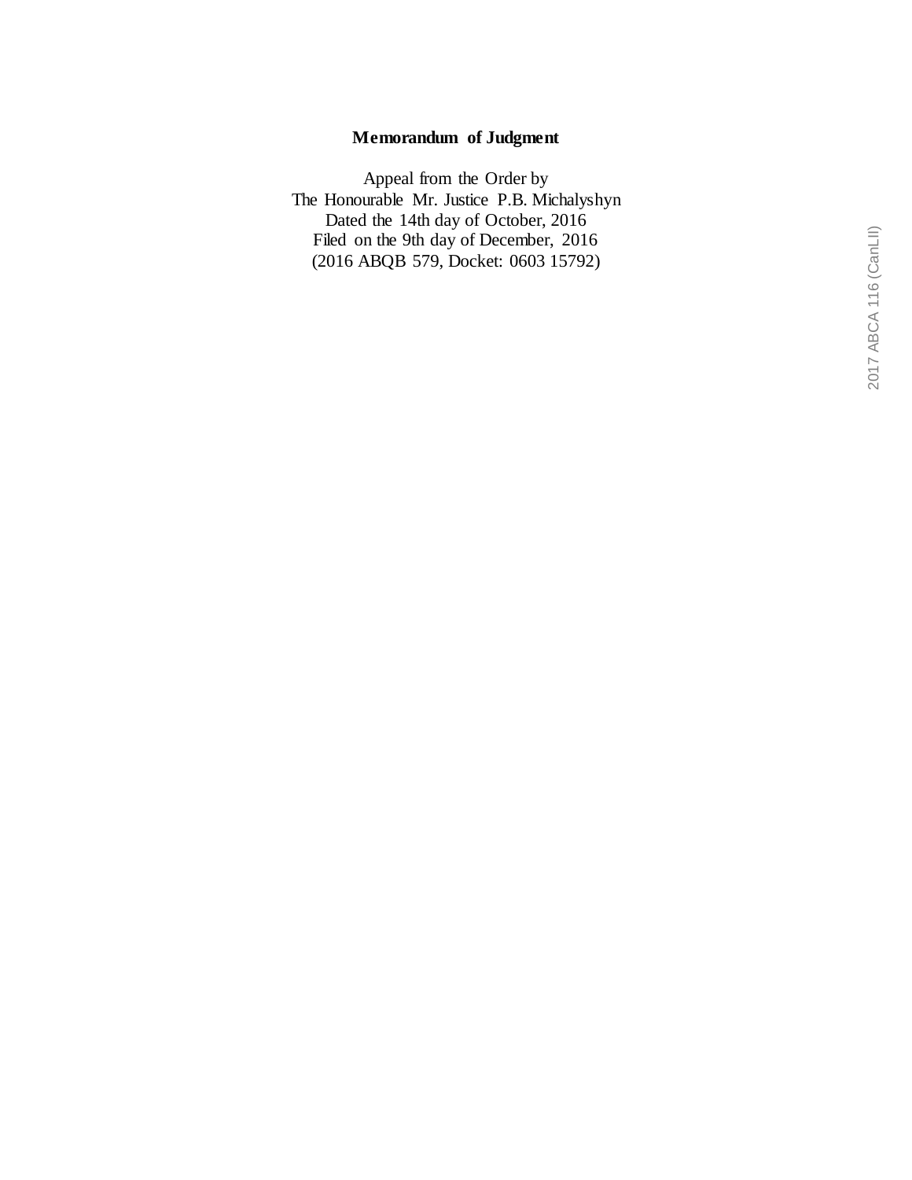**Memorandum of Judgment**

Appeal from the Order by
The Honourable Mr. Justice P.B. Michalyshyn
Dated the 14th day of October, 2016
Filed on the 9th day of December, 2016
(2016 ABQB 579, Docket: 0603 15792)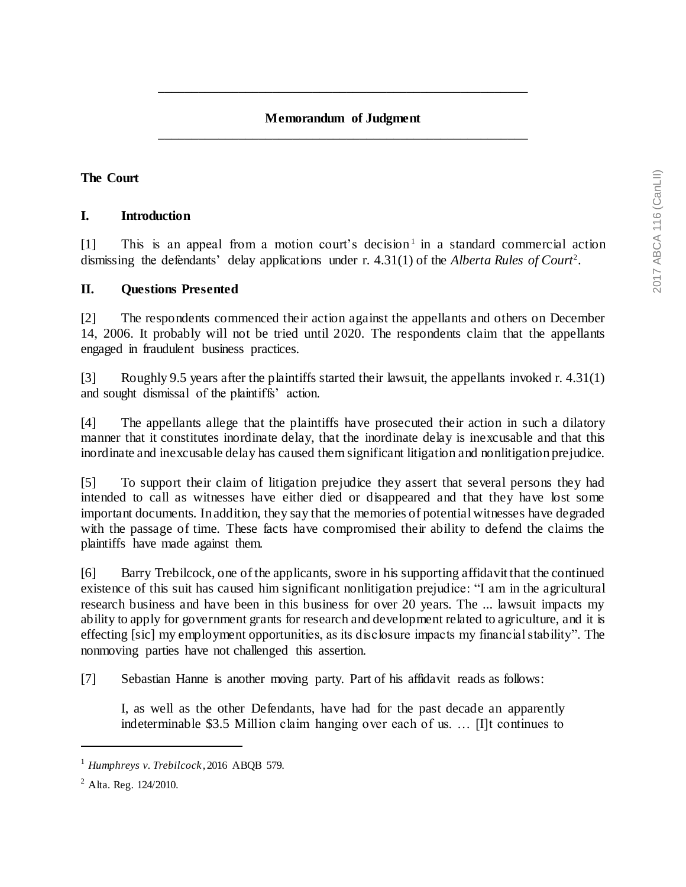## Memorandum of Judgment

**The Court**

### I. Introduction

[1] This is an appeal from a motion court's decision[1] in a standard commercial action dismissing the defendants' delay applications under r. 4.31(1) of the *Alberta Rules of Court*[2].

### II. Questions Presented

[2] The respondents commenced their action against the appellants and others on December 14, 2006. It probably will not be tried until 2020. The respondents claim that the appellants engaged in fraudulent business practices.

[3] Roughly 9.5 years after the plaintiffs started their lawsuit, the appellants invoked r. 4.31(1) and sought dismissal of the plaintiffs' action.

[4] The appellants allege that the plaintiffs have prosecuted their action in such a dilatory manner that it constitutes inordinate delay, that the inordinate delay is inexcusable and that this inordinate and inexcusable delay has caused them significant litigation and nonlitigation prejudice.

[5] To support their claim of litigation prejudice they assert that several persons they had intended to call as witnesses have either died or disappeared and that they have lost some important documents. In addition, they say that the memories of potential witnesses have degraded with the passage of time. These facts have compromised their ability to defend the claims the plaintiffs have made against them.

[6] Barry Trebilcock, one of the applicants, swore in his supporting affidavit that the continued existence of this suit has caused him significant nonlitigation prejudice: "I am in the agricultural research business and have been in this business for over 20 years. The ... lawsuit impacts my ability to apply for government grants for research and development related to agriculture, and it is effecting [sic] my employment opportunities, as its disclosure impacts my financial stability". The nonmoving parties have not challenged this assertion.

[7] Sebastian Hanne is another moving party. Part of his affidavit reads as follows:

> I, as well as the other Defendants, have had for the past decade an apparently indeterminable $3.5 Million claim hanging over each of us. … [I]t continues to

---

[1] *Humphreys v. Trebilcock*, 2016 ABQB 579.

[2] Alta. Reg. 124/2010.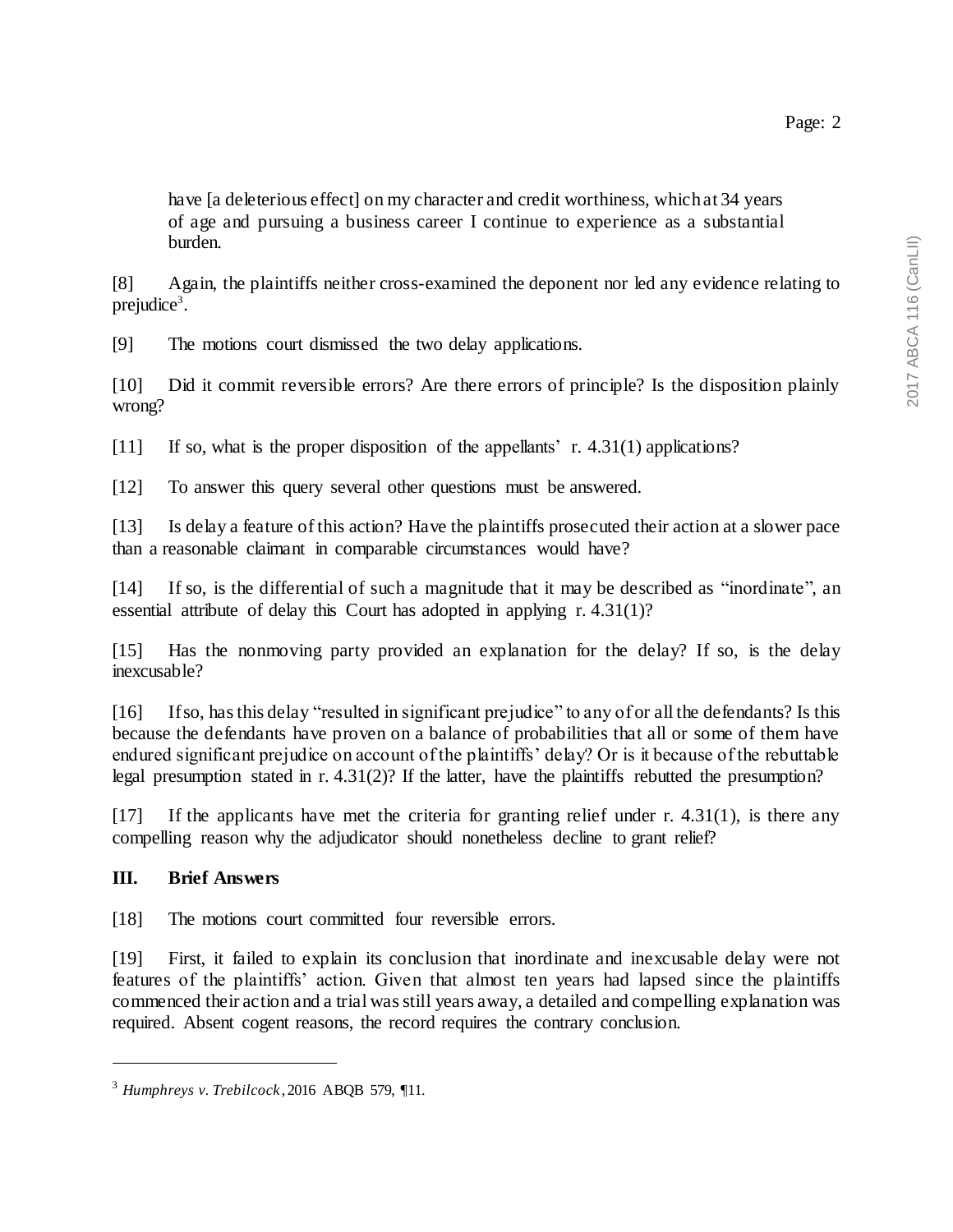have [a deleterious effect] on my character and credit worthiness, which at 34 years of age and pursuing a business career I continue to experience as a substantial burden.

[8] Again, the plaintiffs neither cross-examined the deponent nor led any evidence relating to prejudice[3].

[9] The motions court dismissed the two delay applications.

[10] Did it commit reversible errors? Are there errors of principle? Is the disposition plainly wrong?

[11] If so, what is the proper disposition of the appellants' r. 4.31(1) applications?

[12] To answer this query several other questions must be answered.

[13] Is delay a feature of this action? Have the plaintiffs prosecuted their action at a slower pace than a reasonable claimant in comparable circumstances would have?

[14] If so, is the differential of such a magnitude that it may be described as "inordinate", an essential attribute of delay this Court has adopted in applying r. 4.31(1)?

[15] Has the nonmoving party provided an explanation for the delay? If so, is the delay inexcusable?

[16] If so, has this delay "resulted in significant prejudice" to any of or all the defendants? Is this because the defendants have proven on a balance of probabilities that all or some of them have endured significant prejudice on account of the plaintiffs' delay? Or is it because of the rebuttable legal presumption stated in r. 4.31(2)? If the latter, have the plaintiffs rebutted the presumption?

[17] If the applicants have met the criteria for granting relief under r. 4.31(1), is there any compelling reason why the adjudicator should nonetheless decline to grant relief?

## III. Brief Answers

[18] The motions court committed four reversible errors.

[19] First, it failed to explain its conclusion that inordinate and inexcusable delay were not features of the plaintiffs' action. Given that almost ten years had lapsed since the plaintiffs commenced their action and a trial was still years away, a detailed and compelling explanation was required. Absent cogent reasons, the record requires the contrary conclusion.

---

[3] *Humphreys v. Trebilcock*, 2016 ABQB 579, ¶11.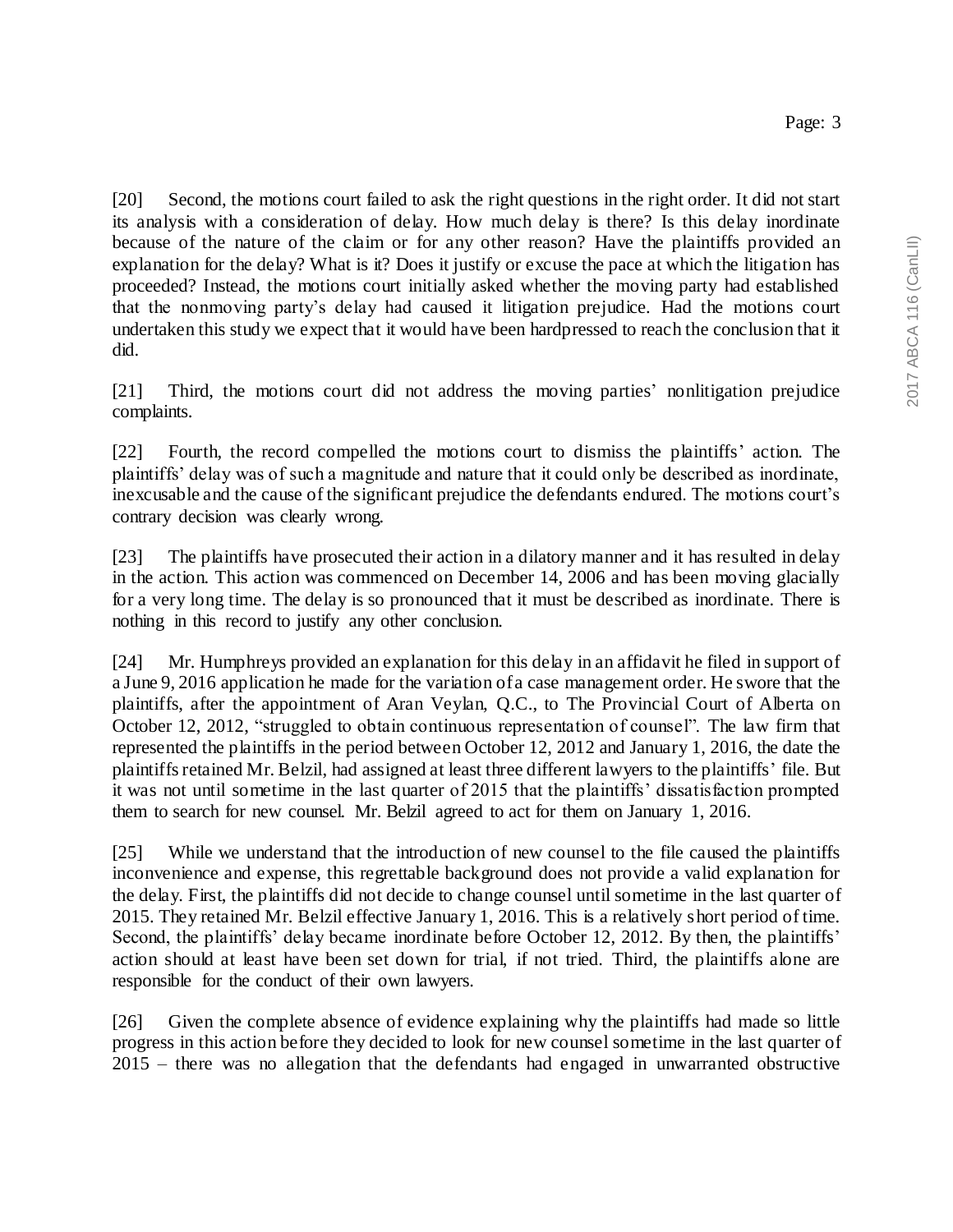[20] Second, the motions court failed to ask the right questions in the right order. It did not start its analysis with a consideration of delay. How much delay is there? Is this delay inordinate because of the nature of the claim or for any other reason? Have the plaintiffs provided an explanation for the delay? What is it? Does it justify or excuse the pace at which the litigation has proceeded? Instead, the motions court initially asked whether the moving party had established that the nonmoving party's delay had caused it litigation prejudice. Had the motions court undertaken this study we expect that it would have been hardpressed to reach the conclusion that it did.

[21] Third, the motions court did not address the moving parties' nonlitigation prejudice complaints.

[22] Fourth, the record compelled the motions court to dismiss the plaintiffs' action. The plaintiffs' delay was of such a magnitude and nature that it could only be described as inordinate, inexcusable and the cause of the significant prejudice the defendants endured. The motions court's contrary decision was clearly wrong.

[23] The plaintiffs have prosecuted their action in a dilatory manner and it has resulted in delay in the action. This action was commenced on December 14, 2006 and has been moving glacially for a very long time. The delay is so pronounced that it must be described as inordinate. There is nothing in this record to justify any other conclusion.

[24] Mr. Humphreys provided an explanation for this delay in an affidavit he filed in support of a June 9, 2016 application he made for the variation of a case management order. He swore that the plaintiffs, after the appointment of Aran Veylan, Q.C., to The Provincial Court of Alberta on October 12, 2012, "struggled to obtain continuous representation of counsel". The law firm that represented the plaintiffs in the period between October 12, 2012 and January 1, 2016, the date the plaintiffs retained Mr. Belzil, had assigned at least three different lawyers to the plaintiffs' file. But it was not until sometime in the last quarter of 2015 that the plaintiffs' dissatisfaction prompted them to search for new counsel. Mr. Belzil agreed to act for them on January 1, 2016.

[25] While we understand that the introduction of new counsel to the file caused the plaintiffs inconvenience and expense, this regrettable background does not provide a valid explanation for the delay. First, the plaintiffs did not decide to change counsel until sometime in the last quarter of 2015. They retained Mr. Belzil effective January 1, 2016. This is a relatively short period of time. Second, the plaintiffs' delay became inordinate before October 12, 2012. By then, the plaintiffs' action should at least have been set down for trial, if not tried. Third, the plaintiffs alone are responsible for the conduct of their own lawyers.

[26] Given the complete absence of evidence explaining why the plaintiffs had made so little progress in this action before they decided to look for new counsel sometime in the last quarter of 2015 – there was no allegation that the defendants had engaged in unwarranted obstructive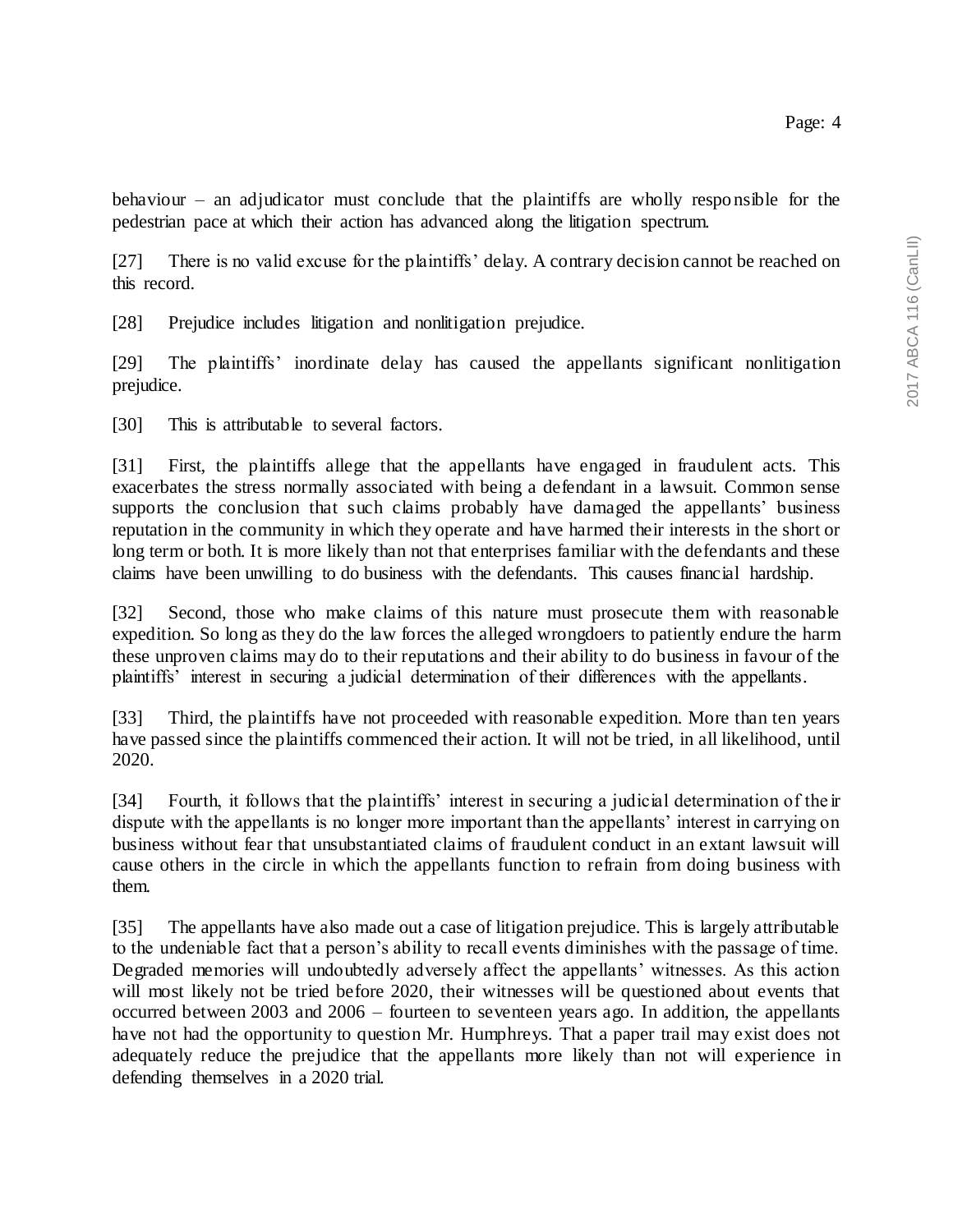behaviour – an adjudicator must conclude that the plaintiffs are wholly responsible for the pedestrian pace at which their action has advanced along the litigation spectrum.

[27] There is no valid excuse for the plaintiffs' delay. A contrary decision cannot be reached on this record.

[28] Prejudice includes litigation and nonlitigation prejudice.

[29] The plaintiffs' inordinate delay has caused the appellants significant nonlitigation prejudice.

[30] This is attributable to several factors.

[31] First, the plaintiffs allege that the appellants have engaged in fraudulent acts. This exacerbates the stress normally associated with being a defendant in a lawsuit. Common sense supports the conclusion that such claims probably have damaged the appellants' business reputation in the community in which they operate and have harmed their interests in the short or long term or both. It is more likely than not that enterprises familiar with the defendants and these claims have been unwilling to do business with the defendants. This causes financial hardship.

[32] Second, those who make claims of this nature must prosecute them with reasonable expedition. So long as they do the law forces the alleged wrongdoers to patiently endure the harm these unproven claims may do to their reputations and their ability to do business in favour of the plaintiffs' interest in securing a judicial determination of their differences with the appellants.

[33] Third, the plaintiffs have not proceeded with reasonable expedition. More than ten years have passed since the plaintiffs commenced their action. It will not be tried, in all likelihood, until 2020.

[34] Fourth, it follows that the plaintiffs' interest in securing a judicial determination of their dispute with the appellants is no longer more important than the appellants' interest in carrying on business without fear that unsubstantiated claims of fraudulent conduct in an extant lawsuit will cause others in the circle in which the appellants function to refrain from doing business with them.

[35] The appellants have also made out a case of litigation prejudice. This is largely attributable to the undeniable fact that a person's ability to recall events diminishes with the passage of time. Degraded memories will undoubtedly adversely affect the appellants' witnesses. As this action will most likely not be tried before 2020, their witnesses will be questioned about events that occurred between 2003 and 2006 – fourteen to seventeen years ago. In addition, the appellants have not had the opportunity to question Mr. Humphreys. That a paper trail may exist does not adequately reduce the prejudice that the appellants more likely than not will experience in defending themselves in a 2020 trial.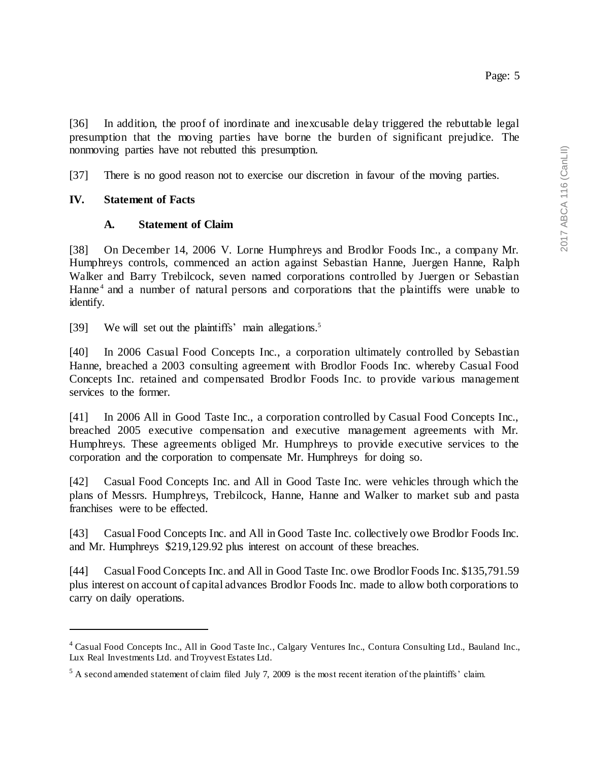[36] In addition, the proof of inordinate and inexcusable delay triggered the rebuttable legal presumption that the moving parties have borne the burden of significant prejudice. The nonmoving parties have not rebutted this presumption.

[37] There is no good reason not to exercise our discretion in favour of the moving parties.

## IV. Statement of Facts

### A. Statement of Claim

[38] On December 14, 2006 V. Lorne Humphreys and Brodlor Foods Inc., a company Mr. Humphreys controls, commenced an action against Sebastian Hanne, Juergen Hanne, Ralph Walker and Barry Trebilcock, seven named corporations controlled by Juergen or Sebastian Hanne[4] and a number of natural persons and corporations that the plaintiffs were unable to identify.

[39] We will set out the plaintiffs' main allegations.[5]

[40] In 2006 Casual Food Concepts Inc., a corporation ultimately controlled by Sebastian Hanne, breached a 2003 consulting agreement with Brodlor Foods Inc. whereby Casual Food Concepts Inc. retained and compensated Brodlor Foods Inc. to provide various management services to the former.

[41] In 2006 All in Good Taste Inc., a corporation controlled by Casual Food Concepts Inc., breached 2005 executive compensation and executive management agreements with Mr. Humphreys. These agreements obliged Mr. Humphreys to provide executive services to the corporation and the corporation to compensate Mr. Humphreys for doing so.

[42] Casual Food Concepts Inc. and All in Good Taste Inc. were vehicles through which the plans of Messrs. Humphreys, Trebilcock, Hanne, Hanne and Walker to market sub and pasta franchises were to be effected.

[43] Casual Food Concepts Inc. and All in Good Taste Inc. collectively owe Brodlor Foods Inc. and Mr. Humphreys $219,129.92 plus interest on account of these breaches.

[44] Casual Food Concepts Inc. and All in Good Taste Inc. owe Brodlor Foods Inc. $135,791.59 plus interest on account of capital advances Brodlor Foods Inc. made to allow both corporations to carry on daily operations.

---

[4] Casual Food Concepts Inc., All in Good Taste Inc., Calgary Ventures Inc., Contura Consulting Ltd., Bauland Inc., Lux Real Investments Ltd. and Troyvest Estates Ltd.

[5] A second amended statement of claim filed July 7, 2009 is the most recent iteration of the plaintiffs' claim.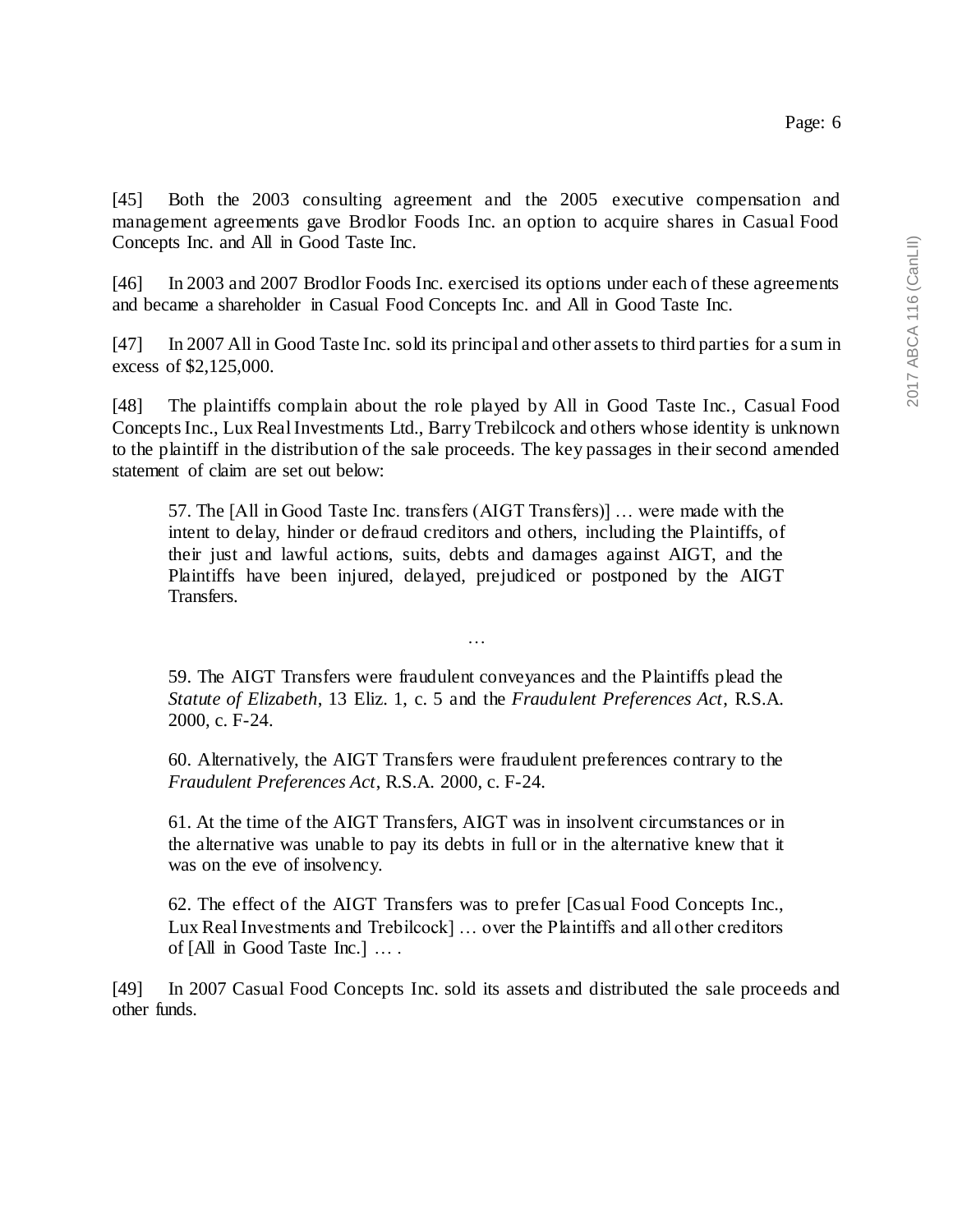[45] Both the 2003 consulting agreement and the 2005 executive compensation and management agreements gave Brodlor Foods Inc. an option to acquire shares in Casual Food Concepts Inc. and All in Good Taste Inc.

[46] In 2003 and 2007 Brodlor Foods Inc. exercised its options under each of these agreements and became a shareholder in Casual Food Concepts Inc. and All in Good Taste Inc.

[47] In 2007 All in Good Taste Inc. sold its principal and other assets to third parties for a sum in excess of $2,125,000.

[48] The plaintiffs complain about the role played by All in Good Taste Inc., Casual Food Concepts Inc., Lux Real Investments Ltd., Barry Trebilcock and others whose identity is unknown to the plaintiff in the distribution of the sale proceeds. The key passages in their second amended statement of claim are set out below:

> 57. The [All in Good Taste Inc. transfers (AIGT Transfers)] … were made with the intent to delay, hinder or defraud creditors and others, including the Plaintiffs, of their just and lawful actions, suits, debts and damages against AIGT, and the Plaintiffs have been injured, delayed, prejudiced or postponed by the AIGT Transfers.
>
> …
>
> 59. The AIGT Transfers were fraudulent conveyances and the Plaintiffs plead the *Statute of Elizabeth*, 13 Eliz. 1, c. 5 and the *Fraudulent Preferences Act*, R.S.A. 2000, c. F-24.
>
> 60. Alternatively, the AIGT Transfers were fraudulent preferences contrary to the *Fraudulent Preferences Act*, R.S.A. 2000, c. F-24.
>
> 61. At the time of the AIGT Transfers, AIGT was in insolvent circumstances or in the alternative was unable to pay its debts in full or in the alternative knew that it was on the eve of insolvency.
>
> 62. The effect of the AIGT Transfers was to prefer [Casual Food Concepts Inc., Lux Real Investments and Trebilcock] … over the Plaintiffs and all other creditors of [All in Good Taste Inc.] … .

[49] In 2007 Casual Food Concepts Inc. sold its assets and distributed the sale proceeds and other funds.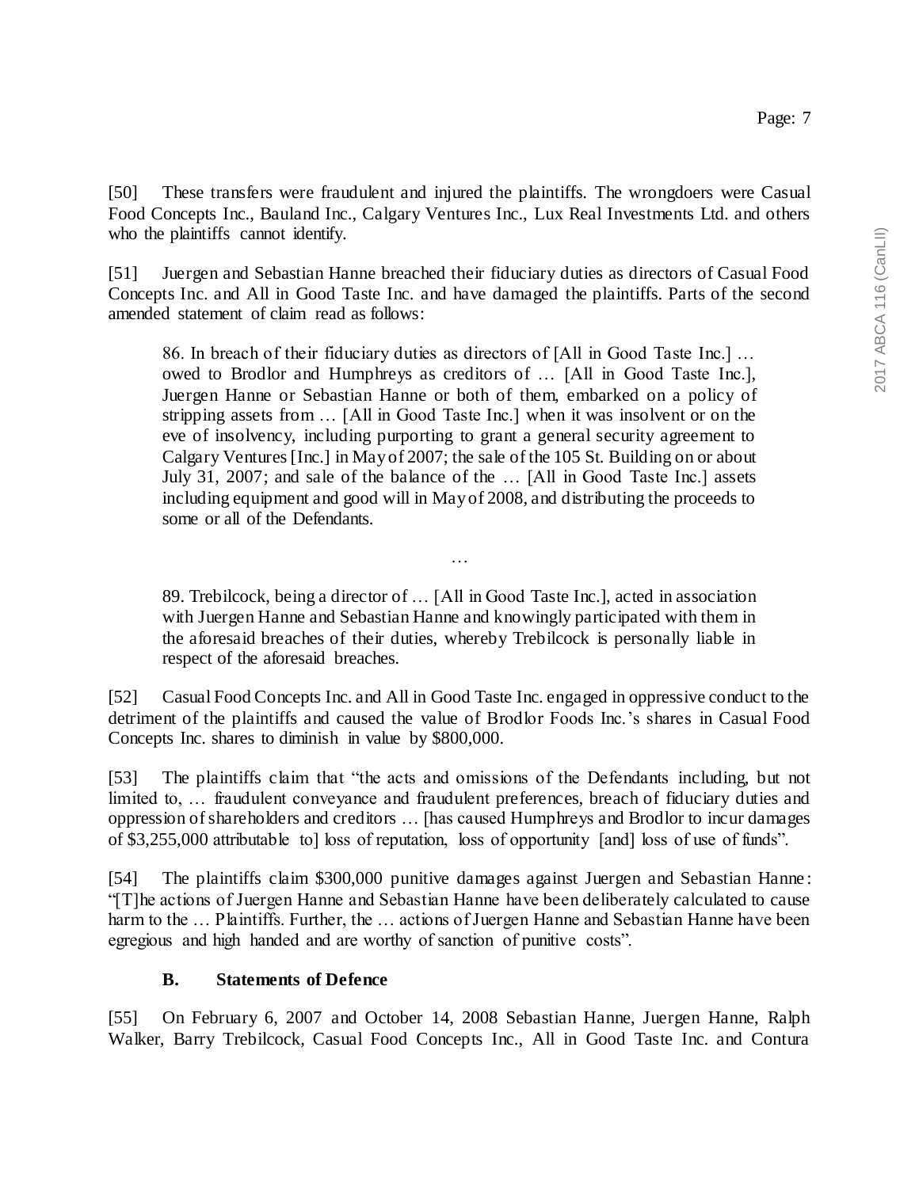[50] These transfers were fraudulent and injured the plaintiffs. The wrongdoers were Casual Food Concepts Inc., Bauland Inc., Calgary Ventures Inc., Lux Real Investments Ltd. and others who the plaintiffs cannot identify.

[51] Juergen and Sebastian Hanne breached their fiduciary duties as directors of Casual Food Concepts Inc. and All in Good Taste Inc. and have damaged the plaintiffs. Parts of the second amended statement of claim read as follows:

> 86. In breach of their fiduciary duties as directors of [All in Good Taste Inc.] … owed to Brodlor and Humphreys as creditors of … [All in Good Taste Inc.], Juergen Hanne or Sebastian Hanne or both of them, embarked on a policy of stripping assets from … [All in Good Taste Inc.] when it was insolvent or on the eve of insolvency, including purporting to grant a general security agreement to Calgary Ventures [Inc.] in May of 2007; the sale of the 105 St. Building on or about July 31, 2007; and sale of the balance of the … [All in Good Taste Inc.] assets including equipment and good will in May of 2008, and distributing the proceeds to some or all of the Defendants.
>
> …
>
> 89. Trebilcock, being a director of … [All in Good Taste Inc.], acted in association with Juergen Hanne and Sebastian Hanne and knowingly participated with them in the aforesaid breaches of their duties, whereby Trebilcock is personally liable in respect of the aforesaid breaches.

[52] Casual Food Concepts Inc. and All in Good Taste Inc. engaged in oppressive conduct to the detriment of the plaintiffs and caused the value of Brodlor Foods Inc.'s shares in Casual Food Concepts Inc. shares to diminish in value by $800,000.

[53] The plaintiffs claim that "the acts and omissions of the Defendants including, but not limited to, … fraudulent conveyance and fraudulent preferences, breach of fiduciary duties and oppression of shareholders and creditors … [has caused Humphreys and Brodlor to incur damages of $3,255,000 attributable to] loss of reputation, loss of opportunity [and] loss of use of funds".

[54] The plaintiffs claim $300,000 punitive damages against Juergen and Sebastian Hanne: "[T]he actions of Juergen Hanne and Sebastian Hanne have been deliberately calculated to cause harm to the … Plaintiffs. Further, the … actions of Juergen Hanne and Sebastian Hanne have been egregious and high handed and are worthy of sanction of punitive costs".

### B. Statements of Defence

[55] On February 6, 2007 and October 14, 2008 Sebastian Hanne, Juergen Hanne, Ralph Walker, Barry Trebilcock, Casual Food Concepts Inc., All in Good Taste Inc. and Contura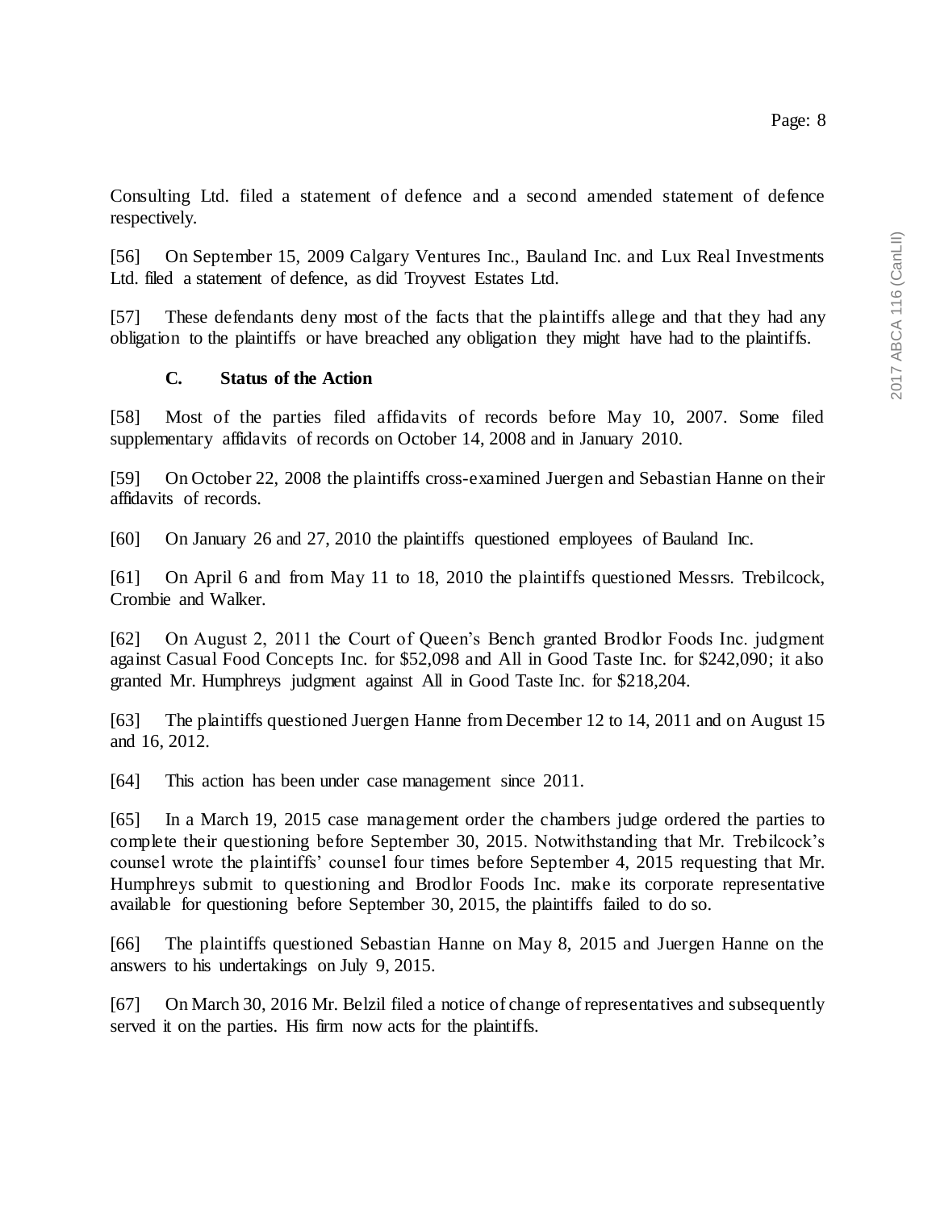Consulting Ltd. filed a statement of defence and a second amended statement of defence respectively.

[56] On September 15, 2009 Calgary Ventures Inc., Bauland Inc. and Lux Real Investments Ltd. filed a statement of defence, as did Troyvest Estates Ltd.

[57] These defendants deny most of the facts that the plaintiffs allege and that they had any obligation to the plaintiffs or have breached any obligation they might have had to the plaintiffs.

### C. Status of the Action

[58] Most of the parties filed affidavits of records before May 10, 2007. Some filed supplementary affidavits of records on October 14, 2008 and in January 2010.

[59] On October 22, 2008 the plaintiffs cross-examined Juergen and Sebastian Hanne on their affidavits of records.

[60] On January 26 and 27, 2010 the plaintiffs questioned employees of Bauland Inc.

[61] On April 6 and from May 11 to 18, 2010 the plaintiffs questioned Messrs. Trebilcock, Crombie and Walker.

[62] On August 2, 2011 the Court of Queen's Bench granted Brodlor Foods Inc. judgment against Casual Food Concepts Inc. for $52,098 and All in Good Taste Inc. for $242,090; it also granted Mr. Humphreys judgment against All in Good Taste Inc. for $218,204.

[63] The plaintiffs questioned Juergen Hanne from December 12 to 14, 2011 and on August 15 and 16, 2012.

[64] This action has been under case management since 2011.

[65] In a March 19, 2015 case management order the chambers judge ordered the parties to complete their questioning before September 30, 2015. Notwithstanding that Mr. Trebilcock's counsel wrote the plaintiffs' counsel four times before September 4, 2015 requesting that Mr. Humphreys submit to questioning and Brodlor Foods Inc. make its corporate representative available for questioning before September 30, 2015, the plaintiffs failed to do so.

[66] The plaintiffs questioned Sebastian Hanne on May 8, 2015 and Juergen Hanne on the answers to his undertakings on July 9, 2015.

[67] On March 30, 2016 Mr. Belzil filed a notice of change of representatives and subsequently served it on the parties. His firm now acts for the plaintiffs.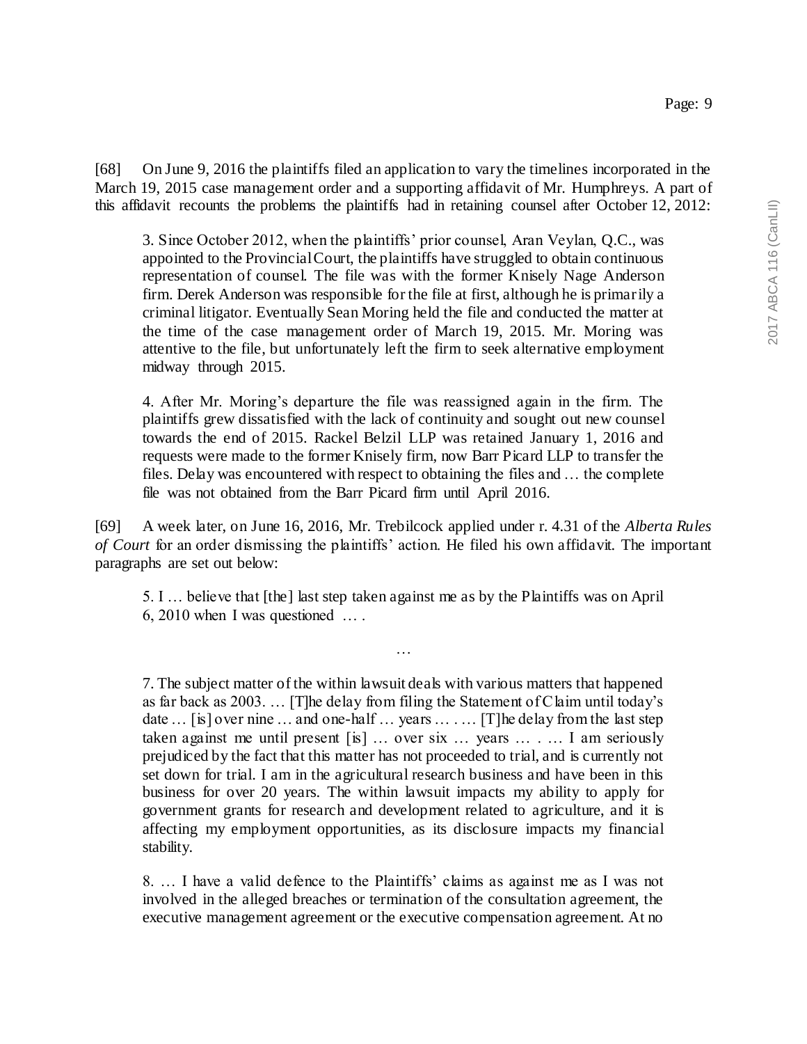[68] On June 9, 2016 the plaintiffs filed an application to vary the timelines incorporated in the March 19, 2015 case management order and a supporting affidavit of Mr. Humphreys. A part of this affidavit recounts the problems the plaintiffs had in retaining counsel after October 12, 2012:

> 3. Since October 2012, when the plaintiffs' prior counsel, Aran Veylan, Q.C., was appointed to the Provincial Court, the plaintiffs have struggled to obtain continuous representation of counsel. The file was with the former Knisely Nage Anderson firm. Derek Anderson was responsible for the file at first, although he is primarily a criminal litigator. Eventually Sean Moring held the file and conducted the matter at the time of the case management order of March 19, 2015. Mr. Moring was attentive to the file, but unfortunately left the firm to seek alternative employment midway through 2015.
>
> 4. After Mr. Moring's departure the file was reassigned again in the firm. The plaintiffs grew dissatisfied with the lack of continuity and sought out new counsel towards the end of 2015. Rackel Belzil LLP was retained January 1, 2016 and requests were made to the former Knisely firm, now Barr Picard LLP to transfer the files. Delay was encountered with respect to obtaining the files and … the complete file was not obtained from the Barr Picard firm until April 2016.

[69] A week later, on June 16, 2016, Mr. Trebilcock applied under r. 4.31 of the *Alberta Rules of Court* for an order dismissing the plaintiffs' action. He filed his own affidavit. The important paragraphs are set out below:

> 5. I … believe that [the] last step taken against me as by the Plaintiffs was on April 6, 2010 when I was questioned … .
>
> …
>
> 7. The subject matter of the within lawsuit deals with various matters that happened as far back as 2003. … [T]he delay from filing the Statement of Claim until today's date … [is] over nine … and one-half … years … . … [T]he delay from the last step taken against me until present [is] … over six … years … . … I am seriously prejudiced by the fact that this matter has not proceeded to trial, and is currently not set down for trial. I am in the agricultural research business and have been in this business for over 20 years. The within lawsuit impacts my ability to apply for government grants for research and development related to agriculture, and it is affecting my employment opportunities, as its disclosure impacts my financial stability.
>
> 8. … I have a valid defence to the Plaintiffs' claims as against me as I was not involved in the alleged breaches or termination of the consultation agreement, the executive management agreement or the executive compensation agreement. At no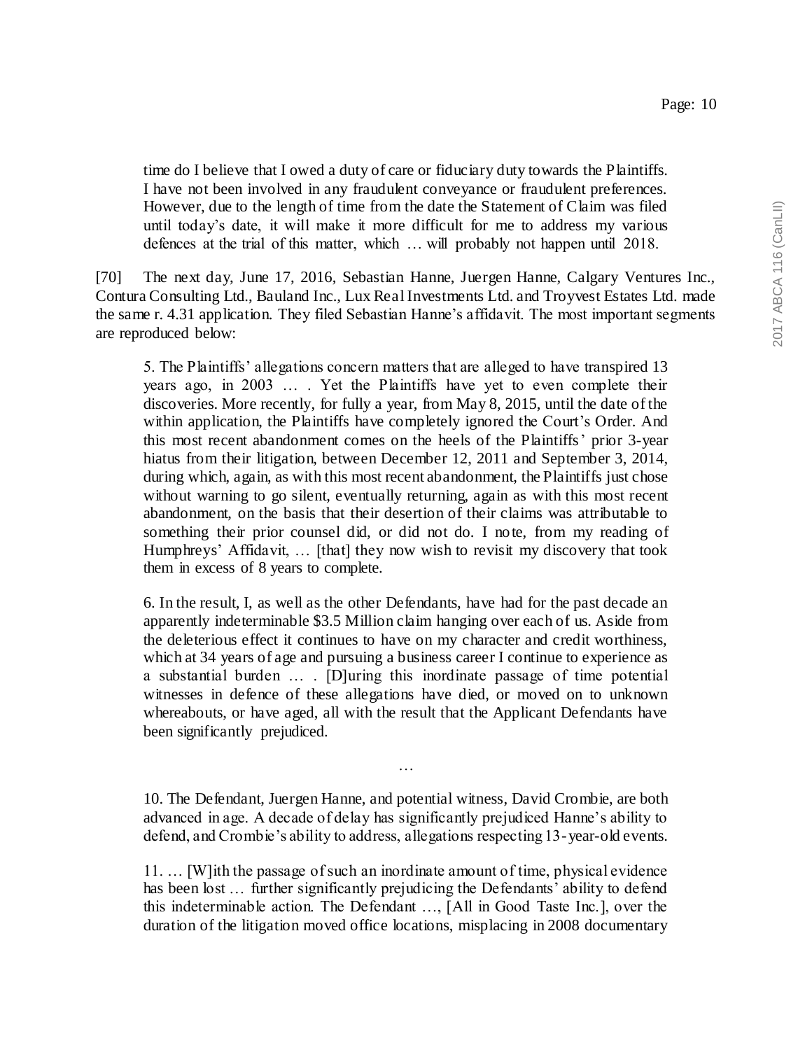> time do I believe that I owed a duty of care or fiduciary duty towards the Plaintiffs. I have not been involved in any fraudulent conveyance or fraudulent preferences. However, due to the length of time from the date the Statement of Claim was filed until today's date, it will make it more difficult for me to address my various defences at the trial of this matter, which … will probably not happen until 2018.

[70] The next day, June 17, 2016, Sebastian Hanne, Juergen Hanne, Calgary Ventures Inc., Contura Consulting Ltd., Bauland Inc., Lux Real Investments Ltd. and Troyvest Estates Ltd. made the same r. 4.31 application. They filed Sebastian Hanne's affidavit. The most important segments are reproduced below:

> 5. The Plaintiffs' allegations concern matters that are alleged to have transpired 13 years ago, in 2003 … . Yet the Plaintiffs have yet to even complete their discoveries. More recently, for fully a year, from May 8, 2015, until the date of the within application, the Plaintiffs have completely ignored the Court's Order. And this most recent abandonment comes on the heels of the Plaintiffs' prior 3-year hiatus from their litigation, between December 12, 2011 and September 3, 2014, during which, again, as with this most recent abandonment, the Plaintiffs just chose without warning to go silent, eventually returning, again as with this most recent abandonment, on the basis that their desertion of their claims was attributable to something their prior counsel did, or did not do. I note, from my reading of Humphreys' Affidavit, … [that] they now wish to revisit my discovery that took them in excess of 8 years to complete.
>
> 6. In the result, I, as well as the other Defendants, have had for the past decade an apparently indeterminable $3.5 Million claim hanging over each of us. Aside from the deleterious effect it continues to have on my character and credit worthiness, which at 34 years of age and pursuing a business career I continue to experience as a substantial burden … . [D]uring this inordinate passage of time potential witnesses in defence of these allegations have died, or moved on to unknown whereabouts, or have aged, all with the result that the Applicant Defendants have been significantly prejudiced.
>
> …
>
> 10. The Defendant, Juergen Hanne, and potential witness, David Crombie, are both advanced in age. A decade of delay has significantly prejudiced Hanne's ability to defend, and Crombie's ability to address, allegations respecting 13-year-old events.
>
> 11. … [W]ith the passage of such an inordinate amount of time, physical evidence has been lost … further significantly prejudicing the Defendants' ability to defend this indeterminable action. The Defendant …, [All in Good Taste Inc.], over the duration of the litigation moved office locations, misplacing in 2008 documentary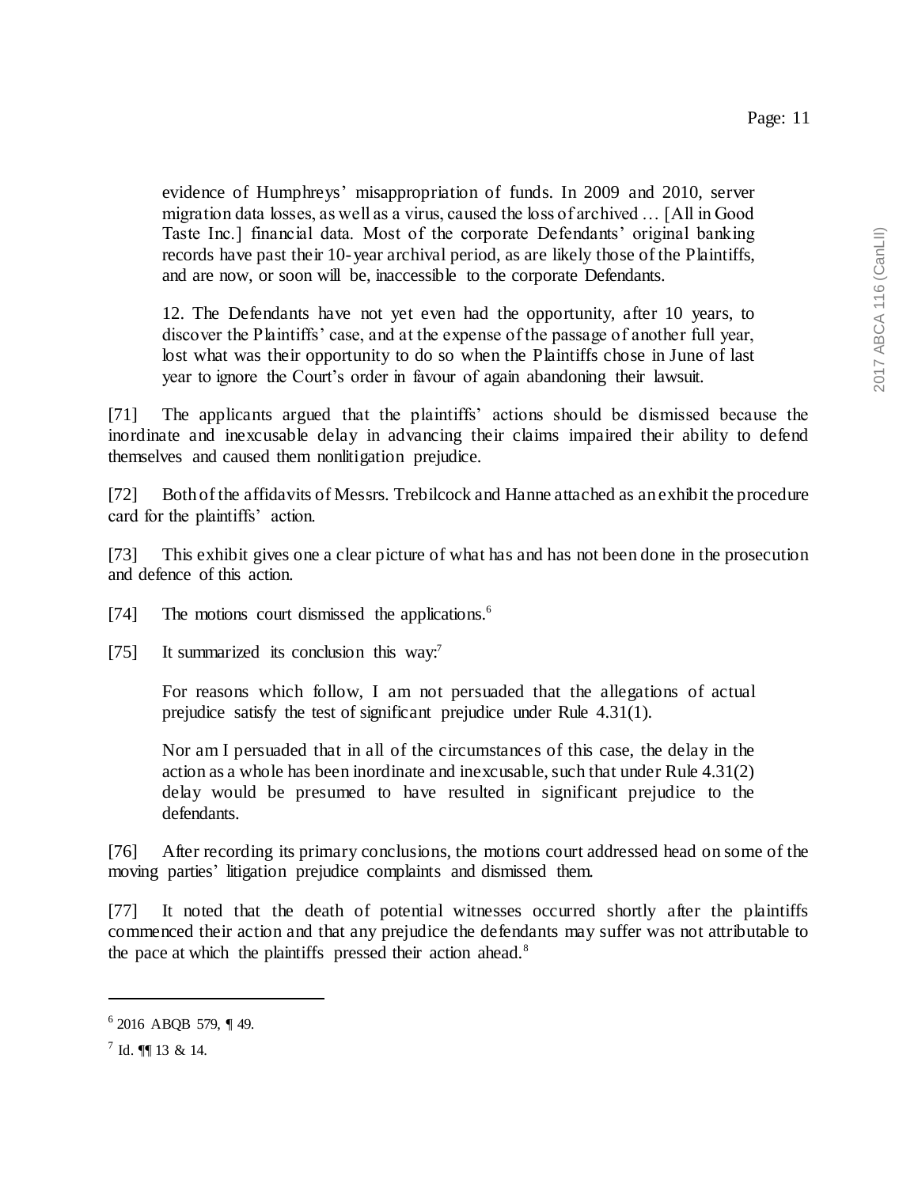> evidence of Humphreys' misappropriation of funds. In 2009 and 2010, server migration data losses, as well as a virus, caused the loss of archived … [All in Good Taste Inc.] financial data. Most of the corporate Defendants' original banking records have past their 10-year archival period, as are likely those of the Plaintiffs, and are now, or soon will be, inaccessible to the corporate Defendants.
>
> 12. The Defendants have not yet even had the opportunity, after 10 years, to discover the Plaintiffs' case, and at the expense of the passage of another full year, lost what was their opportunity to do so when the Plaintiffs chose in June of last year to ignore the Court's order in favour of again abandoning their lawsuit.

[71] The applicants argued that the plaintiffs' actions should be dismissed because the inordinate and inexcusable delay in advancing their claims impaired their ability to defend themselves and caused them nonlitigation prejudice.

[72] Both of the affidavits of Messrs. Trebilcock and Hanne attached as an exhibit the procedure card for the plaintiffs' action.

[73] This exhibit gives one a clear picture of what has and has not been done in the prosecution and defence of this action.

[74] The motions court dismissed the applications.[6]

[75] It summarized its conclusion this way:[7]

> For reasons which follow, I am not persuaded that the allegations of actual prejudice satisfy the test of significant prejudice under Rule 4.31(1).
>
> Nor am I persuaded that in all of the circumstances of this case, the delay in the action as a whole has been inordinate and inexcusable, such that under Rule 4.31(2) delay would be presumed to have resulted in significant prejudice to the defendants.

[76] After recording its primary conclusions, the motions court addressed head on some of the moving parties' litigation prejudice complaints and dismissed them.

[77] It noted that the death of potential witnesses occurred shortly after the plaintiffs commenced their action and that any prejudice the defendants may suffer was not attributable to the pace at which the plaintiffs pressed their action ahead.[8]

---

[6] 2016 ABQB 579, ¶ 49.

[7] Id. ¶¶ 13 & 14.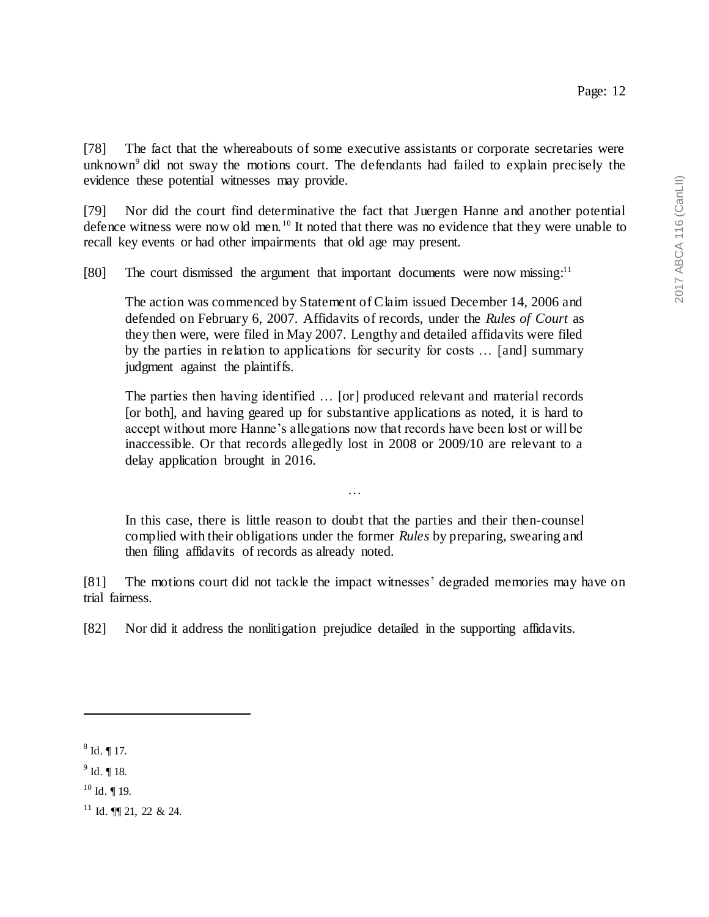[78] The fact that the whereabouts of some executive assistants or corporate secretaries were unknown[9] did not sway the motions court. The defendants had failed to explain precisely the evidence these potential witnesses may provide.

[79] Nor did the court find determinative the fact that Juergen Hanne and another potential defence witness were now old men.[10] It noted that there was no evidence that they were unable to recall key events or had other impairments that old age may present.

[80] The court dismissed the argument that important documents were now missing:[11]

> The action was commenced by Statement of Claim issued December 14, 2006 and defended on February 6, 2007. Affidavits of records, under the *Rules of Court* as they then were, were filed in May 2007. Lengthy and detailed affidavits were filed by the parties in relation to applications for security for costs … [and] summary judgment against the plaintiffs.
>
> The parties then having identified … [or] produced relevant and material records [or both], and having geared up for substantive applications as noted, it is hard to accept without more Hanne's allegations now that records have been lost or will be inaccessible. Or that records allegedly lost in 2008 or 2009/10 are relevant to a delay application brought in 2016.
>
> …
>
> In this case, there is little reason to doubt that the parties and their then-counsel complied with their obligations under the former *Rules* by preparing, swearing and then filing affidavits of records as already noted.

[81] The motions court did not tackle the impact witnesses' degraded memories may have on trial fairness.

[82] Nor did it address the nonlitigation prejudice detailed in the supporting affidavits.

---

[8] Id. ¶ 17.

[9] Id. ¶ 18.

[10] Id. ¶ 19.

[11] Id. ¶¶ 21, 22 & 24.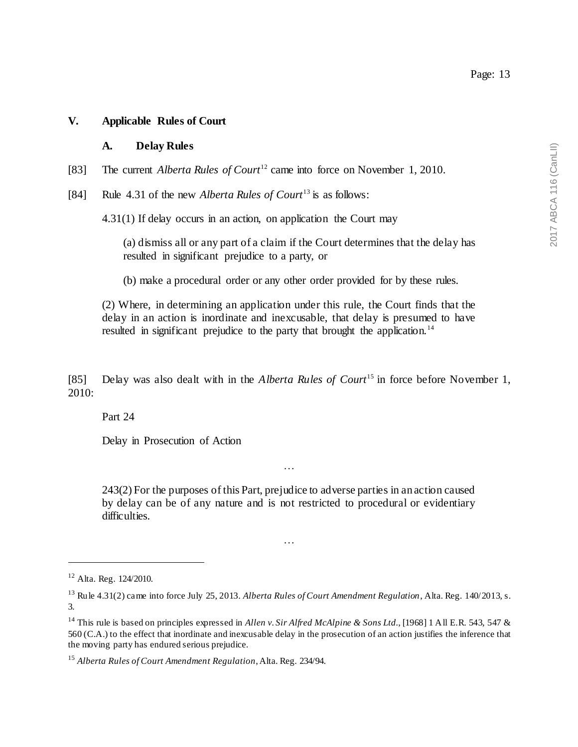## V. Applicable Rules of Court

### A. Delay Rules

[83] The current *Alberta Rules of Court*[12] came into force on November 1, 2010.

[84] Rule 4.31 of the new *Alberta Rules of Court*[13] is as follows:

> 4.31(1) If delay occurs in an action, on application the Court may
>
> (a) dismiss all or any part of a claim if the Court determines that the delay has resulted in significant prejudice to a party, or
>
> (b) make a procedural order or any other order provided for by these rules.
>
> (2) Where, in determining an application under this rule, the Court finds that the delay in an action is inordinate and inexcusable, that delay is presumed to have resulted in significant prejudice to the party that brought the application.[14]

[85] Delay was also dealt with in the *Alberta Rules of Court*[15] in force before November 1, 2010:

> Part 24
>
> Delay in Prosecution of Action
>
> …
>
> 243(2) For the purposes of this Part, prejudice to adverse parties in an action caused by delay can be of any nature and is not restricted to procedural or evidentiary difficulties.
>
> …

---

[12] Alta. Reg. 124/2010.

[13] Rule 4.31(2) came into force July 25, 2013. *Alberta Rules of Court Amendment Regulation*, Alta. Reg. 140/2013, s. 3.

[14] This rule is based on principles expressed in *Allen v. Sir Alfred McAlpine & Sons Ltd*., [1968] 1 All E.R. 543, 547 & 560 (C.A.) to the effect that inordinate and inexcusable delay in the prosecution of an action justifies the inference that the moving party has endured serious prejudice.

[15] *Alberta Rules of Court Amendment Regulation*, Alta. Reg. 234/94.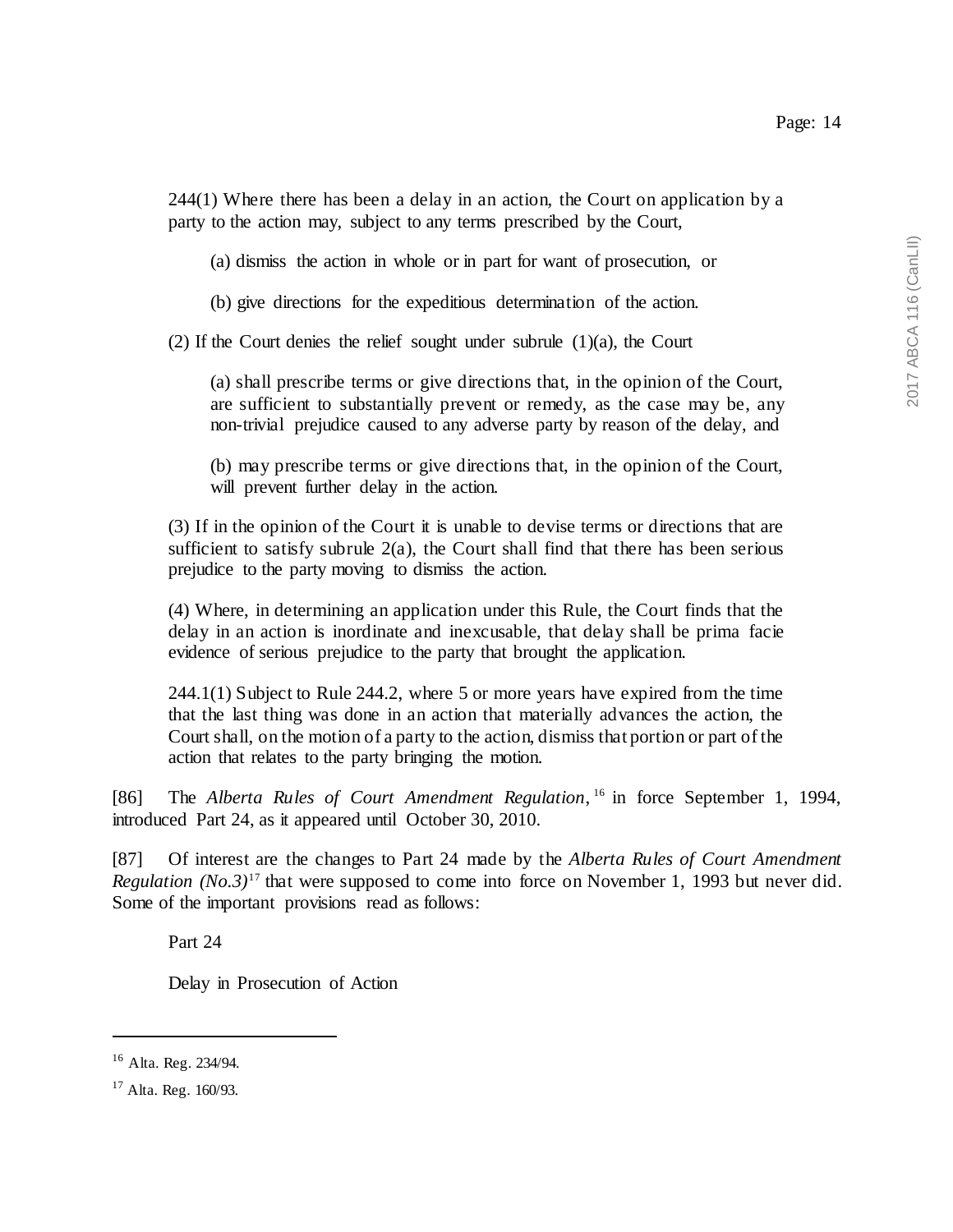244(1) Where there has been a delay in an action, the Court on application by a party to the action may, subject to any terms prescribed by the Court,

(a) dismiss the action in whole or in part for want of prosecution, or

(b) give directions for the expeditious determination of the action.

(2) If the Court denies the relief sought under subrule (1)(a), the Court

(a) shall prescribe terms or give directions that, in the opinion of the Court, are sufficient to substantially prevent or remedy, as the case may be, any non-trivial prejudice caused to any adverse party by reason of the delay, and

(b) may prescribe terms or give directions that, in the opinion of the Court, will prevent further delay in the action.

(3) If in the opinion of the Court it is unable to devise terms or directions that are sufficient to satisfy subrule 2(a), the Court shall find that there has been serious prejudice to the party moving to dismiss the action.

(4) Where, in determining an application under this Rule, the Court finds that the delay in an action is inordinate and inexcusable, that delay shall be prima facie evidence of serious prejudice to the party that brought the application.

244.1(1) Subject to Rule 244.2, where 5 or more years have expired from the time that the last thing was done in an action that materially advances the action, the Court shall, on the motion of a party to the action, dismiss that portion or part of the action that relates to the party bringing the motion.

[86] The *Alberta Rules of Court Amendment Regulation*,[16] in force September 1, 1994, introduced Part 24, as it appeared until October 30, 2010.

[87] Of interest are the changes to Part 24 made by the *Alberta Rules of Court Amendment Regulation (No.3)*[17] that were supposed to come into force on November 1, 1993 but never did. Some of the important provisions read as follows:

Part 24

Delay in Prosecution of Action

---

[16] Alta. Reg. 234/94.

[17] Alta. Reg. 160/93.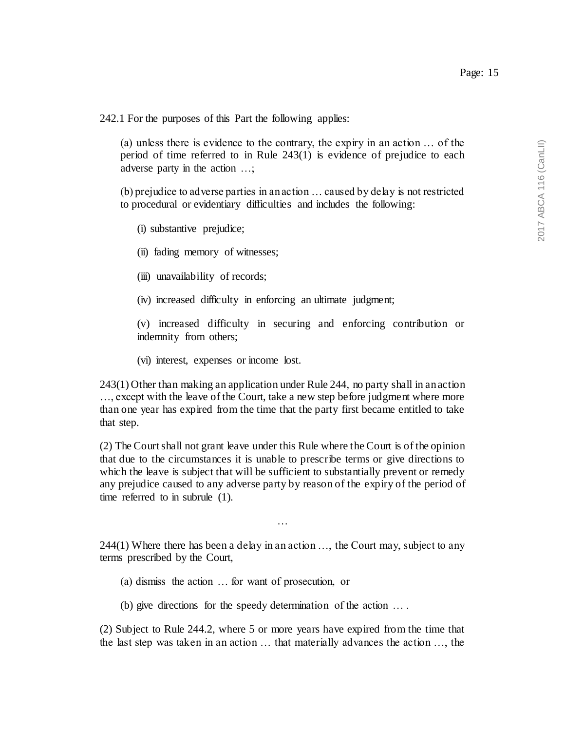242.1 For the purposes of this Part the following applies:

> (a) unless there is evidence to the contrary, the expiry in an action … of the period of time referred to in Rule 243(1) is evidence of prejudice to each adverse party in the action …;
>
> (b) prejudice to adverse parties in an action … caused by delay is not restricted to procedural or evidentiary difficulties and includes the following:
>
> > (i) substantive prejudice;
> >
> > (ii) fading memory of witnesses;
> >
> > (iii) unavailability of records;
> >
> > (iv) increased difficulty in enforcing an ultimate judgment;
> >
> > (v) increased difficulty in securing and enforcing contribution or indemnity from others;
> >
> > (vi) interest, expenses or income lost.

243(1) Other than making an application under Rule 244, no party shall in an action …, except with the leave of the Court, take a new step before judgment where more than one year has expired from the time that the party first became entitled to take that step.

(2) The Court shall not grant leave under this Rule where the Court is of the opinion that due to the circumstances it is unable to prescribe terms or give directions to which the leave is subject that will be sufficient to substantially prevent or remedy any prejudice caused to any adverse party by reason of the expiry of the period of time referred to in subrule (1).

…

244(1) Where there has been a delay in an action …, the Court may, subject to any terms prescribed by the Court,

> (a) dismiss the action … for want of prosecution, or
>
> (b) give directions for the speedy determination of the action … .

(2) Subject to Rule 244.2, where 5 or more years have expired from the time that the last step was taken in an action … that materially advances the action …, the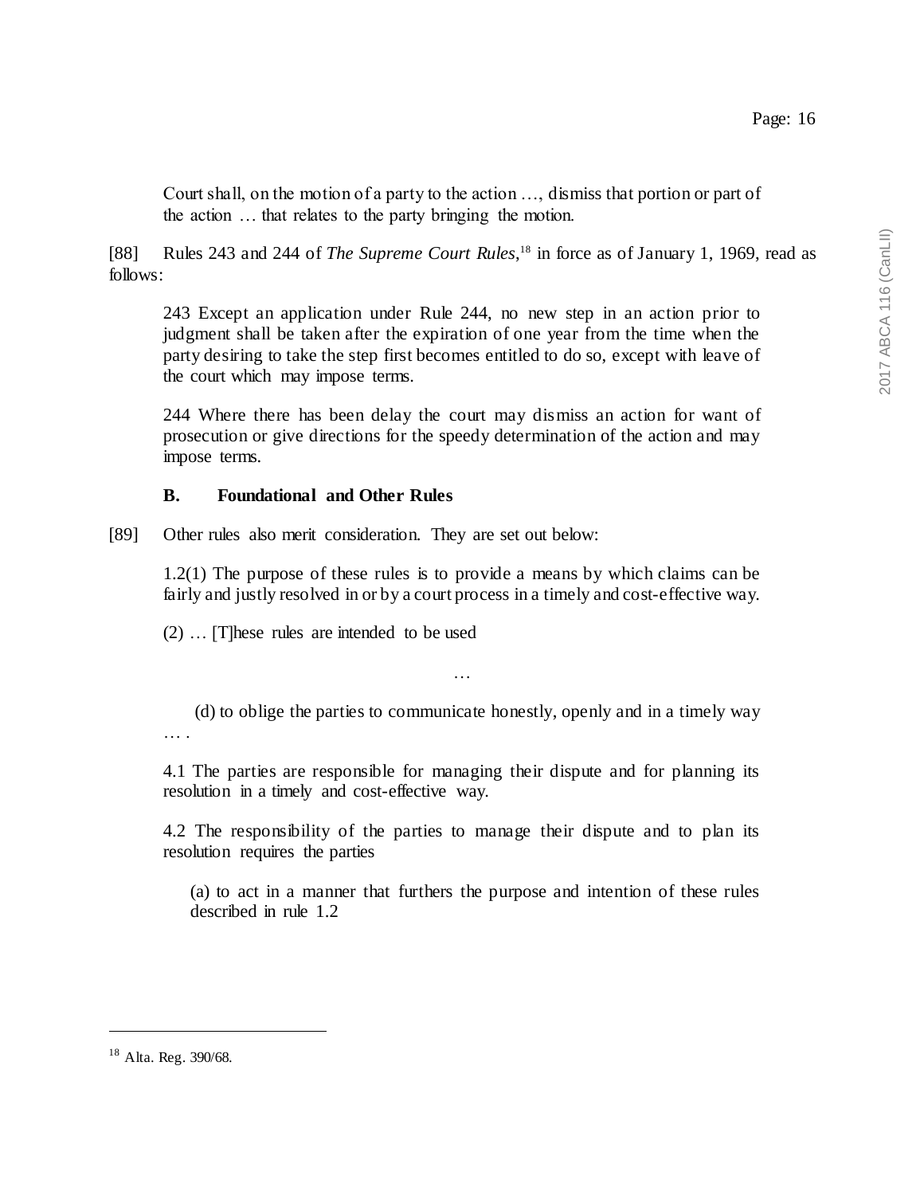Court shall, on the motion of a party to the action …, dismiss that portion or part of the action … that relates to the party bringing the motion.

[88] Rules 243 and 244 of *The Supreme Court Rules*,[18] in force as of January 1, 1969, read as follows:

> 243 Except an application under Rule 244, no new step in an action prior to judgment shall be taken after the expiration of one year from the time when the party desiring to take the step first becomes entitled to do so, except with leave of the court which may impose terms.
>
> 244 Where there has been delay the court may dismiss an action for want of prosecution or give directions for the speedy determination of the action and may impose terms.

### B. Foundational and Other Rules

[89] Other rules also merit consideration. They are set out below:

> 1.2(1) The purpose of these rules is to provide a means by which claims can be fairly and justly resolved in or by a court process in a timely and cost-effective way.
>
> (2) … [T]hese rules are intended to be used
>
> …
>
> (d) to oblige the parties to communicate honestly, openly and in a timely way … .
>
> 4.1 The parties are responsible for managing their dispute and for planning its resolution in a timely and cost-effective way.
>
> 4.2 The responsibility of the parties to manage their dispute and to plan its resolution requires the parties
>
> (a) to act in a manner that furthers the purpose and intention of these rules described in rule 1.2

---

[18] Alta. Reg. 390/68.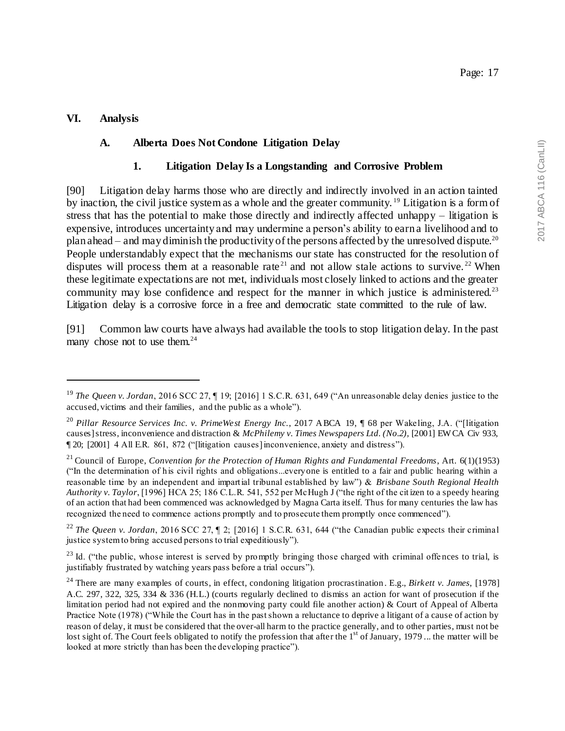## VI. Analysis

### A. Alberta Does Not Condone Litigation Delay

#### 1. Litigation Delay Is a Longstanding and Corrosive Problem

[90] Litigation delay harms those who are directly and indirectly involved in an action tainted by inaction, the civil justice system as a whole and the greater community.[19] Litigation is a form of stress that has the potential to make those directly and indirectly affected unhappy – litigation is expensive, introduces uncertainty and may undermine a person's ability to earn a livelihood and to plan ahead – and may diminish the productivity of the persons affected by the unresolved dispute.[20] People understandably expect that the mechanisms our state has constructed for the resolution of disputes will process them at a reasonable rate[21] and not allow stale actions to survive.[22] When these legitimate expectations are not met, individuals most closely linked to actions and the greater community may lose confidence and respect for the manner in which justice is administered.[23] Litigation delay is a corrosive force in a free and democratic state committed to the rule of law.

[91] Common law courts have always had available the tools to stop litigation delay. In the past many chose not to use them.[24]

---

[19] *The Queen v. Jordan*, 2016 SCC 27, ¶ 19; [2016] 1 S.C.R. 631, 649 ("An unreasonable delay denies justice to the accused, victims and their families, and the public as a whole").

[20] *Pillar Resource Services Inc. v. PrimeWest Energy Inc.*, 2017 ABCA 19, ¶ 68 per Wakeling, J.A. ("[litigation causes] stress, inconvenience and distraction & *McPhilemy v. Times Newspapers Ltd. (No.2)*, [2001] EWCA Civ 933, ¶ 20; [2001] 4 All E.R. 861, 872 ("[litigation causes] inconvenience, anxiety and distress").

[21] Council of Europe, *Convention for the Protection of Human Rights and Fundamental Freedoms*, Art. 6(1)(1953) ("In the determination of his civil rights and obligations...everyone is entitled to a fair and public hearing within a reasonable time by an independent and impartial tribunal established by law") & *Brisbane South Regional Health Authority v. Taylor*, [1996] HCA 25; 186 C.L.R. 541, 552 per McHugh J ("the right of the citizen to a speedy hearing of an action that had been commenced was acknowledged by Magna Carta itself. Thus for many centuries the law has recognized the need to commence actions promptly and to prosecute them promptly once commenced").

[22] *The Queen v. Jordan*, 2016 SCC 27, ¶ 2; [2016] 1 S.C.R. 631, 644 ("the Canadian public expects their criminal justice system to bring accused persons to trial expeditiously").

[23] Id. ("the public, whose interest is served by promptly bringing those charged with criminal offences to trial, is justifiably frustrated by watching years pass before a trial occurs").

[24] There are many examples of courts, in effect, condoning litigation procrastination. E.g., *Birkett v. James*, [1978] A.C. 297, 322, 325, 334 & 336 (H.L.) (courts regularly declined to dismiss an action for want of prosecution if the limitation period had not expired and the nonmoving party could file another action) & Court of Appeal of Alberta Practice Note (1978) ("While the Court has in the past shown a reluctance to deprive a litigant of a cause of action by reason of delay, it must be considered that the over-all harm to the practice generally, and to other parties, must not be lost sight of. The Court feels obligated to notify the profession that after the 1st of January, 1979 ... the matter will be looked at more strictly than has been the developing practice").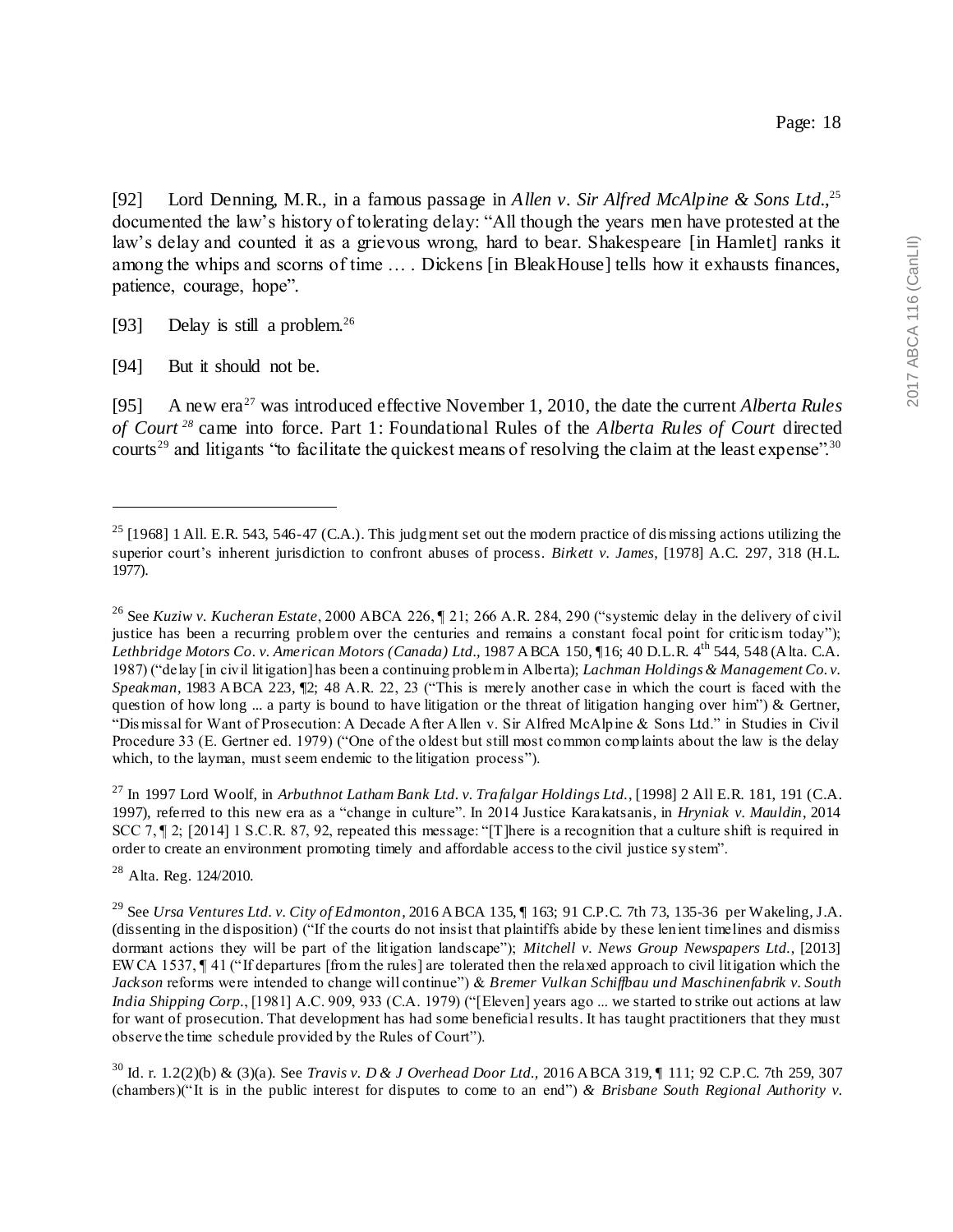[92] Lord Denning, M.R., in a famous passage in *Allen v. Sir Alfred McAlpine & Sons Ltd.*,[25] documented the law's history of tolerating delay: "All though the years men have protested at the law's delay and counted it as a grievous wrong, hard to bear. Shakespeare [in Hamlet] ranks it among the whips and scorns of time … . Dickens [in BleakHouse] tells how it exhausts finances, patience, courage, hope".

[93] Delay is still a problem.[26]

[94] But it should not be.

[95] A new era[27] was introduced effective November 1, 2010, the date the current *Alberta Rules of Court*[28] came into force. Part 1: Foundational Rules of the *Alberta Rules of Court* directed courts[29] and litigants "to facilitate the quickest means of resolving the claim at the least expense".[30]

---

[25] [1968] 1 All. E.R. 543, 546-47 (C.A.). This judgment set out the modern practice of dismissing actions utilizing the superior court's inherent jurisdiction to confront abuses of process. *Birkett v. James*, [1978] A.C. 297, 318 (H.L. 1977).

[26] See *Kuziw v. Kucheran Estate*, 2000 ABCA 226, ¶ 21; 266 A.R. 284, 290 ("systemic delay in the delivery of civil justice has been a recurring problem over the centuries and remains a constant focal point for criticism today"); *Lethbridge Motors Co. v. American Motors (Canada) Ltd.*, 1987 ABCA 150, ¶16; 40 D.L.R. 4th 544, 548 (Alta. C.A. 1987) ("delay [in civil litigation] has been a continuing problem in Alberta); *Lachman Holdings & Management Co. v. Speakman*, 1983 ABCA 223, ¶2; 48 A.R. 22, 23 ("This is merely another case in which the court is faced with the question of how long ... a party is bound to have litigation or the threat of litigation hanging over him") & Gertner, "Dismissal for Want of Prosecution: A Decade After Allen v. Sir Alfred McAlpine & Sons Ltd." in Studies in Civil Procedure 33 (E. Gertner ed. 1979) ("One of the oldest but still most common complaints about the law is the delay which, to the layman, must seem endemic to the litigation process").

[27] In 1997 Lord Woolf, in *Arbuthnot Latham Bank Ltd. v. Trafalgar Holdings Ltd.*, [1998] 2 All E.R. 181, 191 (C.A. 1997), referred to this new era as a "change in culture". In 2014 Justice Karakatsanis, in *Hryniak v. Mauldin*, 2014 SCC 7, ¶ 2; [2014] 1 S.C.R. 87, 92, repeated this message: "[T]here is a recognition that a culture shift is required in order to create an environment promoting timely and affordable access to the civil justice system".

[28] Alta. Reg. 124/2010.

[29] See *Ursa Ventures Ltd. v. City of Edmonton*, 2016 ABCA 135, ¶ 163; 91 C.P.C. 7th 73, 135-36 per Wakeling, J.A. (dissenting in the disposition) ("If the courts do not insist that plaintiffs abide by these lenient timelines and dismiss dormant actions they will be part of the litigation landscape"); *Mitchell v. News Group Newspapers Ltd.*, [2013] EWCA 1537, ¶ 41 ("If departures [from the rules] are tolerated then the relaxed approach to civil litigation which the *Jackson* reforms were intended to change will continue") & *Bremer Vulkan Schiffbau und Maschinenfabrik v. South India Shipping Corp.*, [1981] A.C. 909, 933 (C.A. 1979) ("[Eleven] years ago ... we started to strike out actions at law for want of prosecution. That development has had some beneficial results. It has taught practitioners that they must observe the time schedule provided by the Rules of Court").

[30] Id. r. 1.2(2)(b) & (3)(a). See *Travis v. D & J Overhead Door Ltd.*, 2016 ABCA 319, ¶ 111; 92 C.P.C. 7th 259, 307 (chambers)("It is in the public interest for disputes to come to an end") & *Brisbane South Regional Authority v.*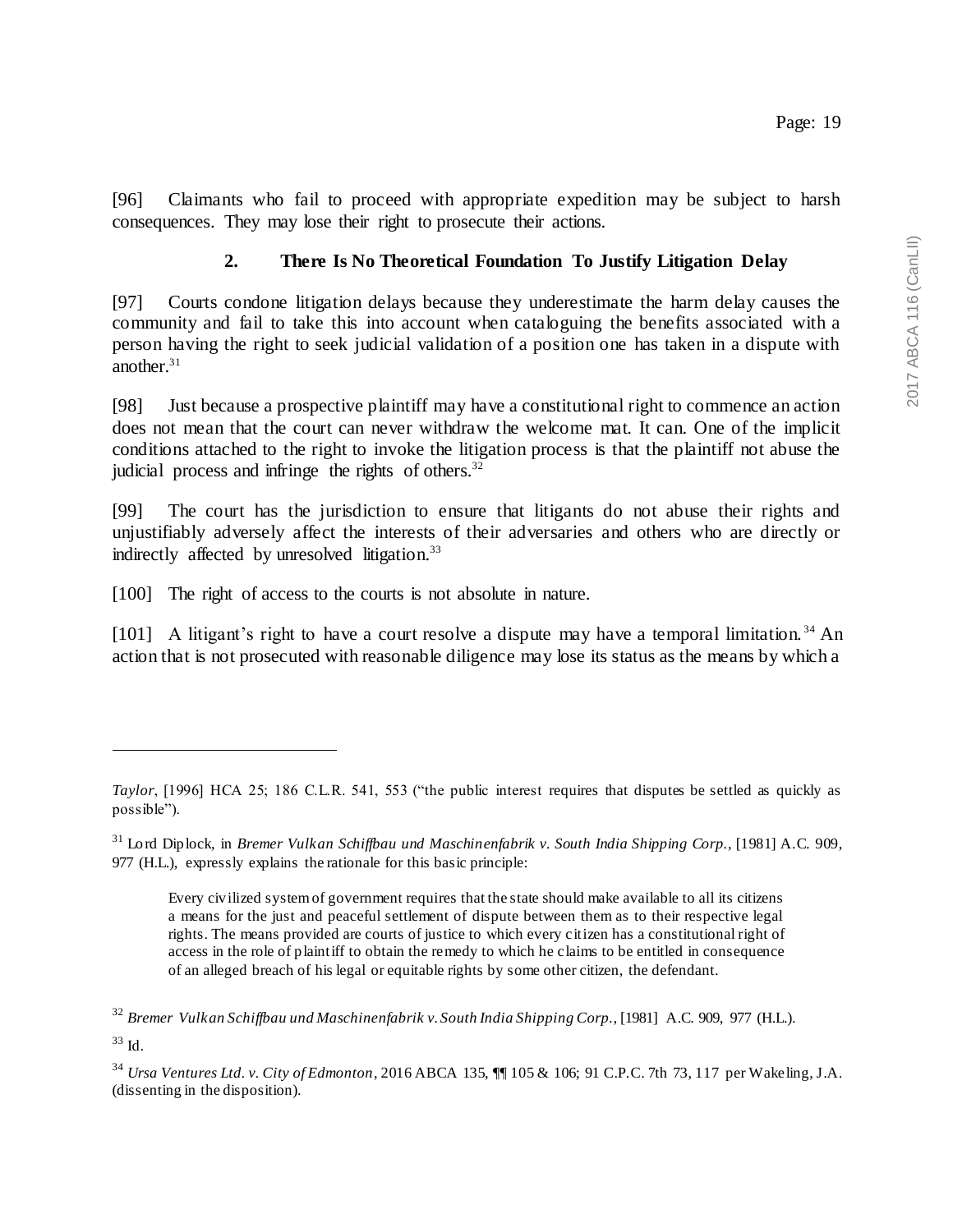[96] Claimants who fail to proceed with appropriate expedition may be subject to harsh consequences. They may lose their right to prosecute their actions.

### 2. There Is No Theoretical Foundation To Justify Litigation Delay

[97] Courts condone litigation delays because they underestimate the harm delay causes the community and fail to take this into account when cataloguing the benefits associated with a person having the right to seek judicial validation of a position one has taken in a dispute with another.[31]

[98] Just because a prospective plaintiff may have a constitutional right to commence an action does not mean that the court can never withdraw the welcome mat. It can. One of the implicit conditions attached to the right to invoke the litigation process is that the plaintiff not abuse the judicial process and infringe the rights of others.[32]

[99] The court has the jurisdiction to ensure that litigants do not abuse their rights and unjustifiably adversely affect the interests of their adversaries and others who are directly or indirectly affected by unresolved litigation.[33]

[100] The right of access to the courts is not absolute in nature.

[101] A litigant's right to have a court resolve a dispute may have a temporal limitation.[34] An action that is not prosecuted with reasonable diligence may lose its status as the means by which a

---

*Taylor*, [1996] HCA 25; 186 C.L.R. 541, 553 ("the public interest requires that disputes be settled as quickly as possible").

[31] Lord Diplock, in *Bremer Vulkan Schiffbau und Maschinenfabrik v. South India Shipping Corp.*, [1981] A.C. 909, 977 (H.L.), expressly explains the rationale for this basic principle:

> Every civilized system of government requires that the state should make available to all its citizens a means for the just and peaceful settlement of dispute between them as to their respective legal rights. The means provided are courts of justice to which every citizen has a constitutional right of access in the role of plaintiff to obtain the remedy to which he claims to be entitled in consequence of an alleged breach of his legal or equitable rights by some other citizen, the defendant.

[32] *Bremer Vulkan Schiffbau und Maschinenfabrik v. South India Shipping Corp.*, [1981] A.C. 909, 977 (H.L.).

[33] Id.

[34] *Ursa Ventures Ltd. v. City of Edmonton*, 2016 ABCA 135, ¶¶ 105 & 106; 91 C.P.C. 7th 73, 117 per Wakeling, J.A. (dissenting in the disposition).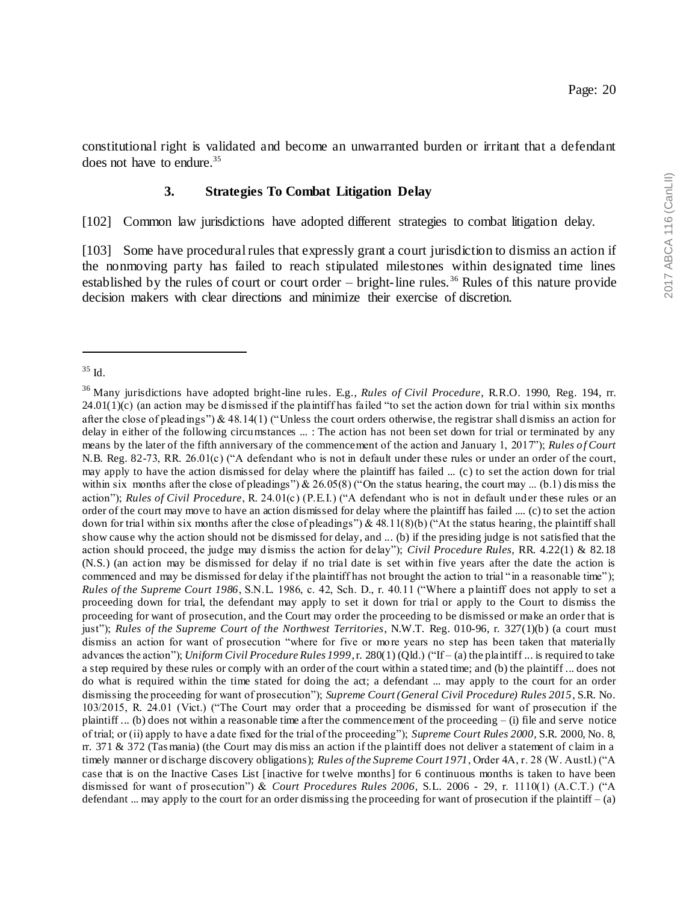constitutional right is validated and become an unwarranted burden or irritant that a defendant does not have to endure.[35]

### 3. Strategies To Combat Litigation Delay

[102] Common law jurisdictions have adopted different strategies to combat litigation delay.

[103] Some have procedural rules that expressly grant a court jurisdiction to dismiss an action if the nonmoving party has failed to reach stipulated milestones within designated time lines established by the rules of court or court order – bright-line rules.[36] Rules of this nature provide decision makers with clear directions and minimize their exercise of discretion.

---

[35] Id.

[36] Many jurisdictions have adopted bright-line rules. E.g., *Rules of Civil Procedure*, R.R.O. 1990, Reg. 194, rr. 24.01(1)(c) (an action may be dismissed if the plaintiff has failed "to set the action down for trial within six months after the close of pleadings") & 48.14(1) ("Unless the court orders otherwise, the registrar shall dismiss an action for delay in either of the following circumstances ... : The action has not been set down for trial or terminated by any means by the later of the fifth anniversary of the commencement of the action and January 1, 2017"); *Rules of Court* N.B. Reg. 82-73, RR. 26.01(c) ("A defendant who is not in default under these rules or under an order of the court, may apply to have the action dismissed for delay where the plaintiff has failed ... (c) to set the action down for trial within six months after the close of pleadings") & 26.05(8) ("On the status hearing, the court may ... (b.1) dismiss the action"); *Rules of Civil Procedure*, R. 24.01(c) (P.E.I.) ("A defendant who is not in default under these rules or an order of the court may move to have an action dismissed for delay where the plaintiff has failed .... (c) to set the action down for trial within six months after the close of pleadings") & 48.11(8)(b) ("At the status hearing, the plaintiff shall show cause why the action should not be dismissed for delay, and ... (b) if the presiding judge is not satisfied that the action should proceed, the judge may dismiss the action for delay"); *Civil Procedure Rules*, RR. 4.22(1) & 82.18 (N.S.) (an action may be dismissed for delay if no trial date is set within five years after the date the action is commenced and may be dismissed for delay if the plaintiff has not brought the action to trial "in a reasonable time"); *Rules of the Supreme Court 1986*, S.N.L. 1986, c. 42, Sch. D., r. 40.11 ("Where a plaintiff does not apply to set a proceeding down for trial, the defendant may apply to set it down for trial or apply to the Court to dismiss the proceeding for want of prosecution, and the Court may order the proceeding to be dismissed or make an order that is just"); *Rules of the Supreme Court of the Northwest Territories*, N.W.T. Reg. 010-96, r. 327(1)(b) (a court must dismiss an action for want of prosecution "where for five or more years no step has been taken that materially advances the action"); *Uniform Civil Procedure Rules 1999*, r. 280(1) (Qld.) ("If – (a) the plaintiff ... is required to take a step required by these rules or comply with an order of the court within a stated time; and (b) the plaintiff ... does not do what is required within the time stated for doing the act; a defendant ... may apply to the court for an order dismissing the proceeding for want of prosecution"); *Supreme Court (General Civil Procedure) Rules 2015*, S.R. No. 103/2015, R. 24.01 (Vict.) ("The Court may order that a proceeding be dismissed for want of prosecution if the plaintiff ... (b) does not within a reasonable time after the commencement of the proceeding – (i) file and serve notice of trial; or (ii) apply to have a date fixed for the trial of the proceeding"); *Supreme Court Rules 2000*, S.R. 2000, No. 8, rr. 371 & 372 (Tasmania) (the Court may dismiss an action if the plaintiff does not deliver a statement of claim in a timely manner or discharge discovery obligations); *Rules of the Supreme Court 1971*, Order 4A, r. 28 (W. Austl.) ("A case that is on the Inactive Cases List [inactive for twelve months] for 6 continuous months is taken to have been dismissed for want of prosecution") & *Court Procedures Rules 2006*, S.L. 2006 - 29, r. 1110(1) (A.C.T.) ("A defendant ... may apply to the court for an order dismissing the proceeding for want of prosecution if the plaintiff – (a)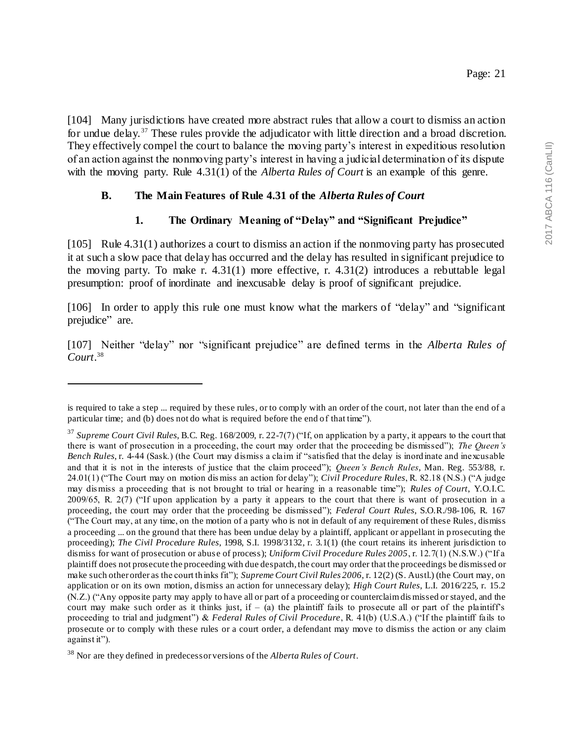[104] Many jurisdictions have created more abstract rules that allow a court to dismiss an action for undue delay.[37] These rules provide the adjudicator with little direction and a broad discretion. They effectively compel the court to balance the moving party's interest in expeditious resolution of an action against the nonmoving party's interest in having a judicial determination of its dispute with the moving party. Rule 4.31(1) of the *Alberta Rules of Court* is an example of this genre.

## B. The Main Features of Rule 4.31 of the *Alberta Rules of Court*

### 1. The Ordinary Meaning of "Delay" and "Significant Prejudice"

[105] Rule 4.31(1) authorizes a court to dismiss an action if the nonmoving party has prosecuted it at such a slow pace that delay has occurred and the delay has resulted in significant prejudice to the moving party. To make r. 4.31(1) more effective, r. 4.31(2) introduces a rebuttable legal presumption: proof of inordinate and inexcusable delay is proof of significant prejudice.

[106] In order to apply this rule one must know what the markers of "delay" and "significant prejudice" are.

[107] Neither "delay" nor "significant prejudice" are defined terms in the *Alberta Rules of Court*.[38]

---

is required to take a step ... required by these rules, or to comply with an order of the court, not later than the end of a particular time; and (b) does not do what is required before the end of that time").

[37] *Supreme Court Civil Rules*, B.C. Reg. 168/2009, r. 22-7(7) ("If, on application by a party, it appears to the court that there is want of prosecution in a proceeding, the court may order that the proceeding be dismissed"); *The Queen's Bench Rules*, r. 4-44 (Sask.) (the Court may dismiss a claim if "satisfied that the delay is inordinate and inexcusable and that it is not in the interests of justice that the claim proceed"); *Queen's Bench Rules*, Man. Reg. 553/88, r. 24.01(1) ("The Court may on motion dismiss an action for delay"); *Civil Procedure Rules*, R. 82.18 (N.S.) ("A judge may dismiss a proceeding that is not brought to trial or hearing in a reasonable time"); *Rules of Court*, Y.O.I.C. 2009/65, R. 2(7) ("If upon application by a party it appears to the court that there is want of prosecution in a proceeding, the court may order that the proceeding be dismissed"); *Federal Court Rules*, S.O.R./98-106, R. 167 ("The Court may, at any time, on the motion of a party who is not in default of any requirement of these Rules, dismiss a proceeding ... on the ground that there has been undue delay by a plaintiff, applicant or appellant in prosecuting the proceeding); *The Civil Procedure Rules*, 1998, S.I. 1998/3132, r. 3.1(1) (the court retains its inherent jurisdiction to dismiss for want of prosecution or abuse of process); *Uniform Civil Procedure Rules 2005*, r. 12.7(1) (N.S.W.) ("If a plaintiff does not prosecute the proceeding with due despatch, the court may order that the proceedings be dismissed or make such other order as the court thinks fit"); *Supreme Court Civil Rules 2006*, r. 12(2) (S. Austl.) (the Court may, on application or on its own motion, dismiss an action for unnecessary delay); *High Court Rules*, L.I. 2016/225, r. 15.2 (N.Z.) ("Any opposite party may apply to have all or part of a proceeding or counterclaim dismissed or stayed, and the court may make such order as it thinks just, if – (a) the plaintiff fails to prosecute all or part of the plaintiff's proceeding to trial and judgment") & *Federal Rules of Civil Procedure*, R. 41(b) (U.S.A.) ("If the plaintiff fails to prosecute or to comply with these rules or a court order, a defendant may move to dismiss the action or any claim against it").

[38] Nor are they defined in predecessor versions of the *Alberta Rules of Court*.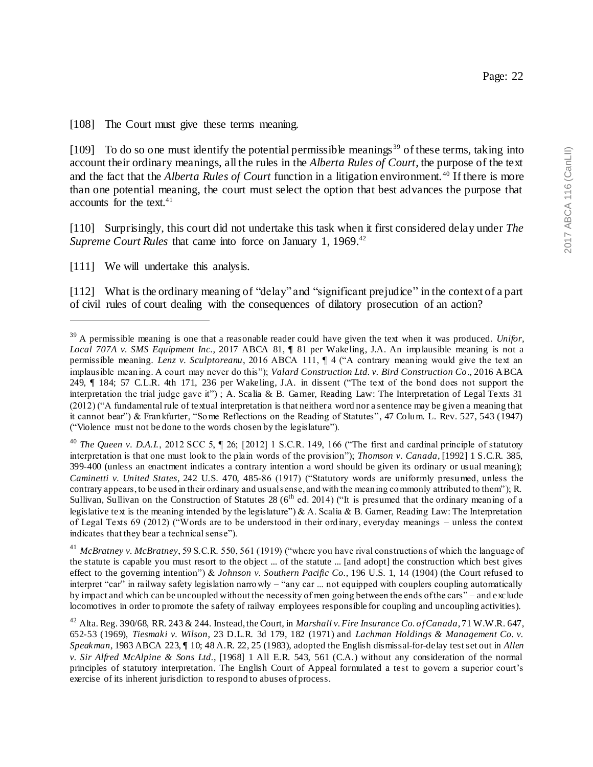[108] The Court must give these terms meaning.

[109] To do so one must identify the potential permissible meanings[39] of these terms, taking into account their ordinary meanings, all the rules in the *Alberta Rules of Court*, the purpose of the text and the fact that the *Alberta Rules of Court* function in a litigation environment.[40] If there is more than one potential meaning, the court must select the option that best advances the purpose that accounts for the text.[41]

[110] Surprisingly, this court did not undertake this task when it first considered delay under *The Supreme Court Rules* that came into force on January 1, 1969.[42]

[111] We will undertake this analysis.

[112] What is the ordinary meaning of "delay" and "significant prejudice" in the context of a part of civil rules of court dealing with the consequences of dilatory prosecution of an action?

---

[39] A permissible meaning is one that a reasonable reader could have given the text when it was produced. *Unifor, Local 707A v. SMS Equipment Inc.*, 2017 ABCA 81, ¶ 81 per Wakeling, J.A. An implausible meaning is not a permissible meaning. *Lenz v. Sculptoreanu*, 2016 ABCA 111, ¶ 4 ("A contrary meaning would give the text an implausible meaning. A court may never do this"); *Valard Construction Ltd. v. Bird Construction Co*., 2016 ABCA 249, ¶ 184; 57 C.L.R. 4th 171, 236 per Wakeling, J.A. in dissent ("The text of the bond does not support the interpretation the trial judge gave it") ; A. Scalia & B. Garner, Reading Law: The Interpretation of Legal Texts 31 (2012) ("A fundamental rule of textual interpretation is that neither a word nor a sentence may be given a meaning that it cannot bear") & Frankfurter, "Some Reflections on the Reading of Statutes", 47 Colum. L. Rev. 527, 543 (1947) ("Violence must not be done to the words chosen by the legislature").

[40] *The Queen v. D.A.I.*, 2012 SCC 5, ¶ 26; [2012] 1 S.C.R. 149, 166 ("The first and cardinal principle of statutory interpretation is that one must look to the plain words of the provision"); *Thomson v. Canada*, [1992] 1 S.C.R. 385, 399-400 (unless an enactment indicates a contrary intention a word should be given its ordinary or usual meaning); *Caminetti v. United States*, 242 U.S. 470, 485-86 (1917) ("Statutory words are uniformly presumed, unless the contrary appears, to be used in their ordinary and usual sense, and with the meaning commonly attributed to them"); R. Sullivan, Sullivan on the Construction of Statutes 28 (6th ed. 2014) ("It is presumed that the ordinary meaning of a legislative text is the meaning intended by the legislature") & A. Scalia & B. Garner, Reading Law: The Interpretation of Legal Texts 69 (2012) ("Words are to be understood in their ordinary, everyday meanings – unless the context indicates that they bear a technical sense").

[41] *McBratney v. McBratney*, 59 S.C.R. 550, 561 (1919) ("where you have rival constructions of which the language of the statute is capable you must resort to the object ... of the statute ... [and adopt] the construction which best gives effect to the governing intention") & *Johnson v. Southern Pacific Co.*, 196 U.S. 1, 14 (1904) (the Court refused to interpret "car" in railway safety legislation narrowly – "any car ... not equipped with couplers coupling automatically by impact and which can be uncoupled without the necessity of men going between the ends of the cars" – and exclude locomotives in order to promote the safety of railway employees responsible for coupling and uncoupling activities).

[42] Alta. Reg. 390/68, RR. 243 & 244. Instead, the Court, in *Marshall v. Fire Insurance Co. of Canada*, 71 W.W.R. 647, 652-53 (1969), *Tiesmaki v. Wilson*, 23 D.L.R. 3d 179, 182 (1971) and *Lachman Holdings & Management Co. v. Speakman*, 1983 ABCA 223, ¶ 10; 48 A.R. 22, 25 (1983), adopted the English dismissal-for-delay test set out in *Allen v. Sir Alfred McAlpine & Sons Ltd.*, [1968] 1 All E.R. 543, 561 (C.A.) without any consideration of the normal principles of statutory interpretation. The English Court of Appeal formulated a test to govern a superior court's exercise of its inherent jurisdiction to respond to abuses of process.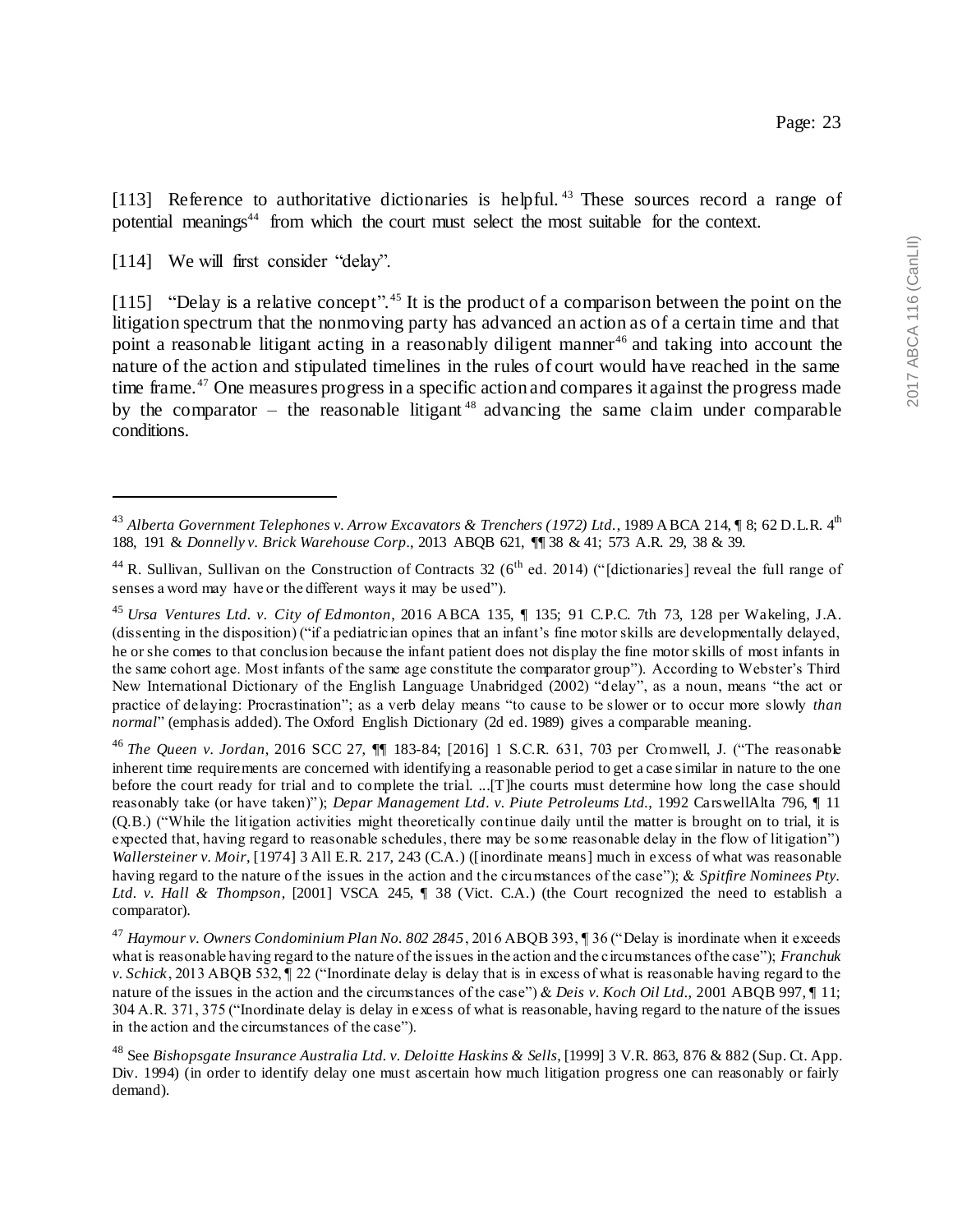[113] Reference to authoritative dictionaries is helpful.[43] These sources record a range of potential meanings[44] from which the court must select the most suitable for the context.

[114] We will first consider "delay".

[115] "Delay is a relative concept".[45] It is the product of a comparison between the point on the litigation spectrum that the nonmoving party has advanced an action as of a certain time and that point a reasonable litigant acting in a reasonably diligent manner[46] and taking into account the nature of the action and stipulated timelines in the rules of court would have reached in the same time frame.[47] One measures progress in a specific action and compares it against the progress made by the comparator – the reasonable litigant[48] advancing the same claim under comparable conditions.

---

[43] *Alberta Government Telephones v. Arrow Excavators & Trenchers (1972) Ltd.*, 1989 ABCA 214, ¶ 8; 62 D.L.R. 4th 188, 191 & *Donnelly v. Brick Warehouse Corp.*, 2013 ABQB 621, ¶¶ 38 & 41; 573 A.R. 29, 38 & 39.

[44] R. Sullivan, Sullivan on the Construction of Contracts 32 (6th ed. 2014) ("[dictionaries] reveal the full range of senses a word may have or the different ways it may be used").

[45] *Ursa Ventures Ltd. v. City of Edmonton*, 2016 ABCA 135, ¶ 135; 91 C.P.C. 7th 73, 128 per Wakeling, J.A. (dissenting in the disposition) ("if a pediatrician opines that an infant's fine motor skills are developmentally delayed, he or she comes to that conclusion because the infant patient does not display the fine motor skills of most infants in the same cohort age. Most infants of the same age constitute the comparator group"). According to Webster's Third New International Dictionary of the English Language Unabridged (2002) "delay", as a noun, means "the act or practice of delaying: Procrastination"; as a verb delay means "to cause to be slower or to occur more slowly *than normal*" (emphasis added). The Oxford English Dictionary (2d ed. 1989) gives a comparable meaning.

[46] *The Queen v. Jordan*, 2016 SCC 27, ¶¶ 183-84; [2016] 1 S.C.R. 631, 703 per Cromwell, J. ("The reasonable inherent time requirements are concerned with identifying a reasonable period to get a case similar in nature to the one before the court ready for trial and to complete the trial. ...[T]he courts must determine how long the case should reasonably take (or have taken)"); *Depar Management Ltd. v. Piute Petroleums Ltd.*, 1992 CarswellAlta 796, ¶ 11 (Q.B.) ("While the litigation activities might theoretically continue daily until the matter is brought on to trial, it is expected that, having regard to reasonable schedules, there may be some reasonable delay in the flow of litigation") *Wallersteiner v. Moir*, [1974] 3 All E.R. 217, 243 (C.A.) ([inordinate means] much in excess of what was reasonable having regard to the nature of the issues in the action and the circumstances of the case"); & *Spitfire Nominees Pty. Ltd. v. Hall & Thompson*, [2001] VSCA 245, ¶ 38 (Vict. C.A.) (the Court recognized the need to establish a comparator).

[47] *Haymour v. Owners Condominium Plan No. 802 2845*, 2016 ABQB 393, ¶ 36 ("Delay is inordinate when it exceeds what is reasonable having regard to the nature of the issues in the action and the circumstances of the case"); *Franchuk v. Schick*, 2013 ABQB 532, ¶ 22 ("Inordinate delay is delay that is in excess of what is reasonable having regard to the nature of the issues in the action and the circumstances of the case") & *Deis v. Koch Oil Ltd.*, 2001 ABQB 997, ¶ 11; 304 A.R. 371, 375 ("Inordinate delay is delay in excess of what is reasonable, having regard to the nature of the issues in the action and the circumstances of the case").

[48] See *Bishopsgate Insurance Australia Ltd. v. Deloitte Haskins & Sells*, [1999] 3 V.R. 863, 876 & 882 (Sup. Ct. App. Div. 1994) (in order to identify delay one must ascertain how much litigation progress one can reasonably or fairly demand).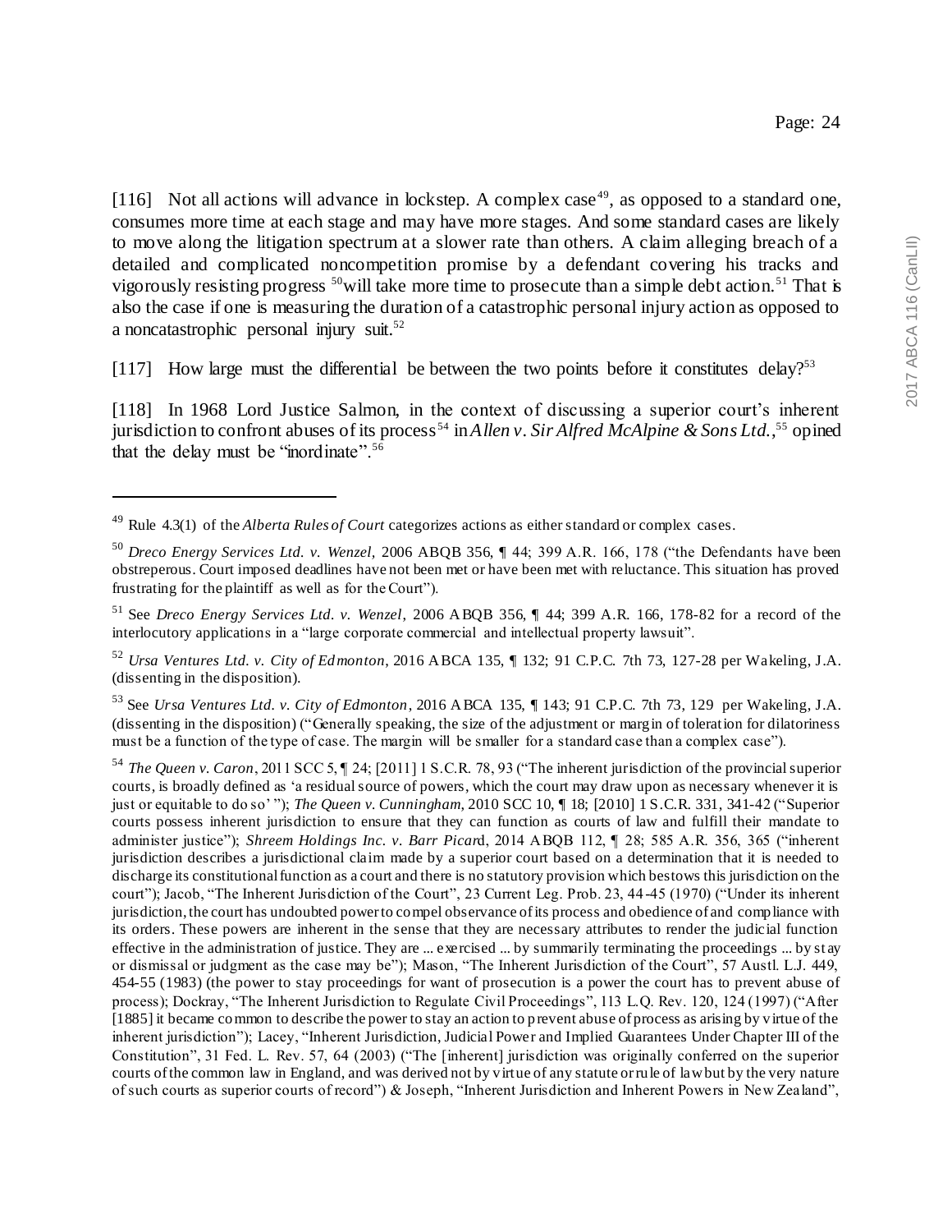[116] Not all actions will advance in lockstep. A complex case[49], as opposed to a standard one, consumes more time at each stage and may have more stages. And some standard cases are likely to move along the litigation spectrum at a slower rate than others. A claim alleging breach of a detailed and complicated noncompetition promise by a defendant covering his tracks and vigorously resisting progress [50]will take more time to prosecute than a simple debt action.[51] That is also the case if one is measuring the duration of a catastrophic personal injury action as opposed to a noncatastrophic personal injury suit.[52]

[117] How large must the differential be between the two points before it constitutes delay?[53]

[118] In 1968 Lord Justice Salmon, in the context of discussing a superior court's inherent jurisdiction to confront abuses of its process[54] in *Allen v. Sir Alfred McAlpine & Sons Ltd.*,[55] opined that the delay must be "inordinate".[56]

---

[49] Rule 4.3(1) of the *Alberta Rules of Court* categorizes actions as either standard or complex cases.

[50] *Dreco Energy Services Ltd. v. Wenzel*, 2006 ABQB 356, ¶ 44; 399 A.R. 166, 178 ("the Defendants have been obstreperous. Court imposed deadlines have not been met or have been met with reluctance. This situation has proved frustrating for the plaintiff as well as for the Court").

[51] See *Dreco Energy Services Ltd. v. Wenzel*, 2006 ABQB 356, ¶ 44; 399 A.R. 166, 178-82 for a record of the interlocutory applications in a "large corporate commercial and intellectual property lawsuit".

[52] *Ursa Ventures Ltd. v. City of Edmonton*, 2016 ABCA 135, ¶ 132; 91 C.P.C. 7th 73, 127-28 per Wakeling, J.A. (dissenting in the disposition).

[53] See *Ursa Ventures Ltd. v. City of Edmonton*, 2016 ABCA 135, ¶ 143; 91 C.P.C. 7th 73, 129 per Wakeling, J.A. (dissenting in the disposition) ("Generally speaking, the size of the adjustment or margin of toleration for dilatoriness must be a function of the type of case. The margin will be smaller for a standard case than a complex case").

[54] *The Queen v. Caron*, 2011 SCC 5, ¶ 24; [2011] 1 S.C.R. 78, 93 ("The inherent jurisdiction of the provincial superior courts, is broadly defined as 'a residual source of powers, which the court may draw upon as necessary whenever it is just or equitable to do so' "); *The Queen v. Cunningham*, 2010 SCC 10, ¶ 18; [2010] 1 S.C.R. 331, 341-42 ("Superior courts possess inherent jurisdiction to ensure that they can function as courts of law and fulfill their mandate to administer justice"); *Shreem Holdings Inc. v. Barr Picard*, 2014 ABQB 112, ¶ 28; 585 A.R. 356, 365 ("inherent jurisdiction describes a jurisdictional claim made by a superior court based on a determination that it is needed to discharge its constitutional function as a court and there is no statutory provision which bestows this jurisdiction on the court"); Jacob, "The Inherent Jurisdiction of the Court", 23 Current Leg. Prob. 23, 44-45 (1970) ("Under its inherent jurisdiction, the court has undoubted power to compel observance of its process and obedience of and compliance with its orders. These powers are inherent in the sense that they are necessary attributes to render the judicial function effective in the administration of justice. They are ... exercised ... by summarily terminating the proceedings ... by stay or dismissal or judgment as the case may be"); Mason, "The Inherent Jurisdiction of the Court", 57 Austl. L.J. 449, 454-55 (1983) (the power to stay proceedings for want of prosecution is a power the court has to prevent abuse of process); Dockray, "The Inherent Jurisdiction to Regulate Civil Proceedings", 113 L.Q. Rev. 120, 124 (1997) ("After [1885] it became common to describe the power to stay an action to prevent abuse of process as arising by virtue of the inherent jurisdiction"); Lacey, "Inherent Jurisdiction, Judicial Power and Implied Guarantees Under Chapter III of the Constitution", 31 Fed. L. Rev. 57, 64 (2003) ("The [inherent] jurisdiction was originally conferred on the superior courts of the common law in England, and was derived not by virtue of any statute or rule of law but by the very nature of such courts as superior courts of record") & Joseph, "Inherent Jurisdiction and Inherent Powers in New Zealand",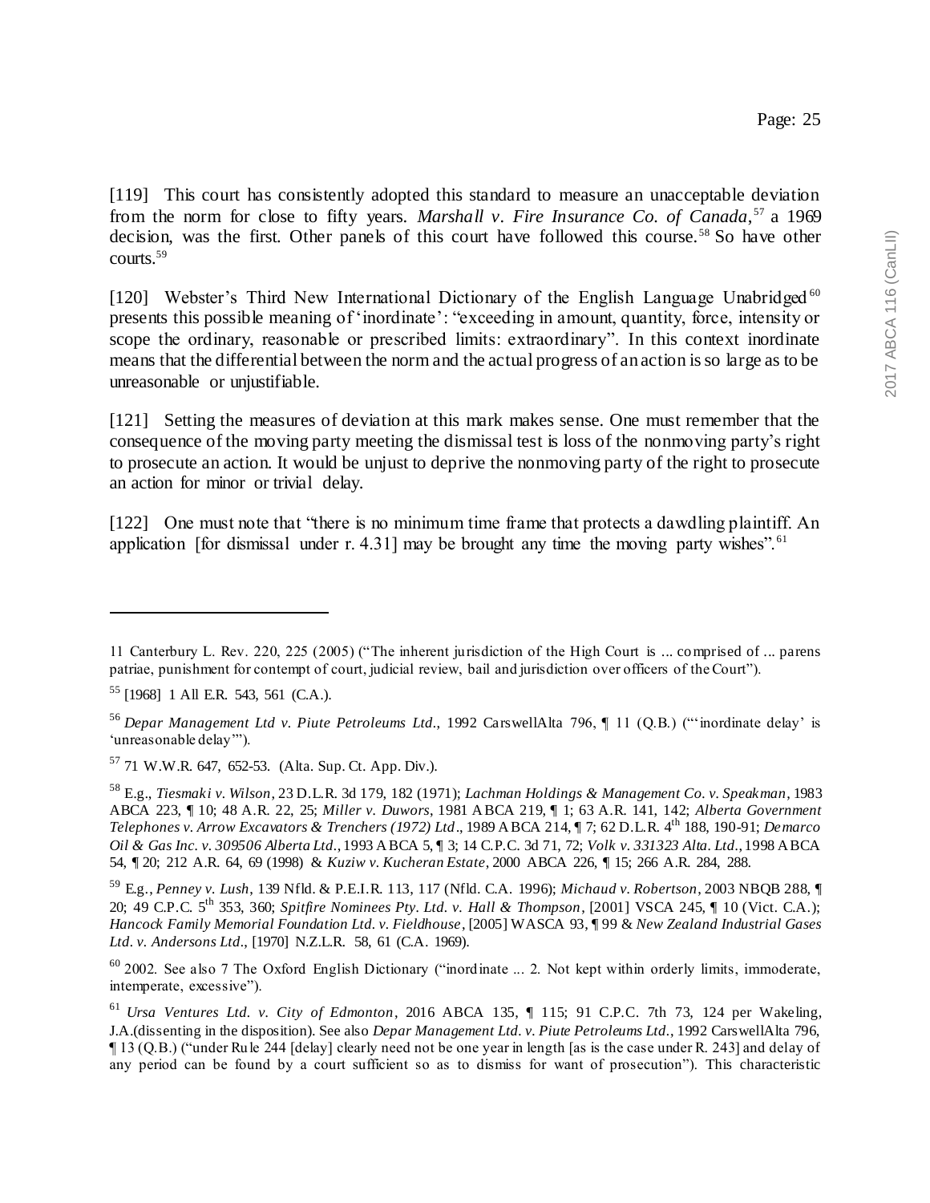[119] This court has consistently adopted this standard to measure an unacceptable deviation from the norm for close to fifty years. *Marshall v. Fire Insurance Co. of Canada*,[57] a 1969 decision, was the first. Other panels of this court have followed this course.[58] So have other courts.[59]

[120] Webster's Third New International Dictionary of the English Language Unabridged[60] presents this possible meaning of 'inordinate': "exceeding in amount, quantity, force, intensity or scope the ordinary, reasonable or prescribed limits: extraordinary". In this context inordinate means that the differential between the norm and the actual progress of an action is so large as to be unreasonable or unjustifiable.

[121] Setting the measures of deviation at this mark makes sense. One must remember that the consequence of the moving party meeting the dismissal test is loss of the nonmoving party's right to prosecute an action. It would be unjust to deprive the nonmoving party of the right to prosecute an action for minor or trivial delay.

[122] One must note that "there is no minimum time frame that protects a dawdling plaintiff. An application [for dismissal under r. 4.31] may be brought any time the moving party wishes".[61]

---

11 Canterbury L. Rev. 220, 225 (2005) ("The inherent jurisdiction of the High Court is ... comprised of ... parens patriae, punishment for contempt of court, judicial review, bail and jurisdiction over officers of the Court").

[55] [1968] 1 All E.R. 543, 561 (C.A.).

[56] *Depar Management Ltd v. Piute Petroleums Ltd.*, 1992 CarswellAlta 796, ¶ 11 (Q.B.) ("'inordinate delay' is 'unreasonable delay'").

[57] 71 W.W.R. 647, 652-53. (Alta. Sup. Ct. App. Div.).

[58] E.g., *Tiesmaki v. Wilson*, 23 D.L.R. 3d 179, 182 (1971); *Lachman Holdings & Management Co. v. Speakman*, 1983 ABCA 223, ¶ 10; 48 A.R. 22, 25; *Miller v. Duwors*, 1981 ABCA 219, ¶ 1; 63 A.R. 141, 142; *Alberta Government Telephones v. Arrow Excavators & Trenchers (1972) Ltd*., 1989 ABCA 214, ¶ 7; 62 D.L.R. 4th 188, 190-91; *Demarco Oil & Gas Inc. v. 309506 Alberta Ltd*., 1993 ABCA 5, ¶ 3; 14 C.P.C. 3d 71, 72; *Volk v. 331323 Alta. Ltd*., 1998 ABCA 54, ¶ 20; 212 A.R. 64, 69 (1998) & *Kuziw v. Kucheran Estate*, 2000 ABCA 226, ¶ 15; 266 A.R. 284, 288.

[59] E.g., *Penney v. Lush*, 139 Nfld. & P.E.I.R. 113, 117 (Nfld. C.A. 1996); *Michaud v. Robertson*, 2003 NBQB 288, ¶ 20; 49 C.P.C. 5th 353, 360; *Spitfire Nominees Pty. Ltd. v. Hall & Thompson*, [2001] VSCA 245, ¶ 10 (Vict. C.A.); *Hancock Family Memorial Foundation Ltd. v. Fieldhouse*, [2005] WASCA 93, ¶ 99 & *New Zealand Industrial Gases Ltd. v. Andersons Ltd*., [1970] N.Z.L.R. 58, 61 (C.A. 1969).

[60] 2002. See also 7 The Oxford English Dictionary ("inordinate ... 2. Not kept within orderly limits, immoderate, intemperate, excessive").

[61] *Ursa Ventures Ltd. v. City of Edmonton*, 2016 ABCA 135, ¶ 115; 91 C.P.C. 7th 73, 124 per Wakeling, J.A.(dissenting in the disposition). See also *Depar Management Ltd. v. Piute Petroleums Ltd.*, 1992 CarswellAlta 796, ¶ 13 (Q.B.) ("under Rule 244 [delay] clearly need not be one year in length [as is the case under R. 243] and delay of any period can be found by a court sufficient so as to dismiss for want of prosecution"). This characteristic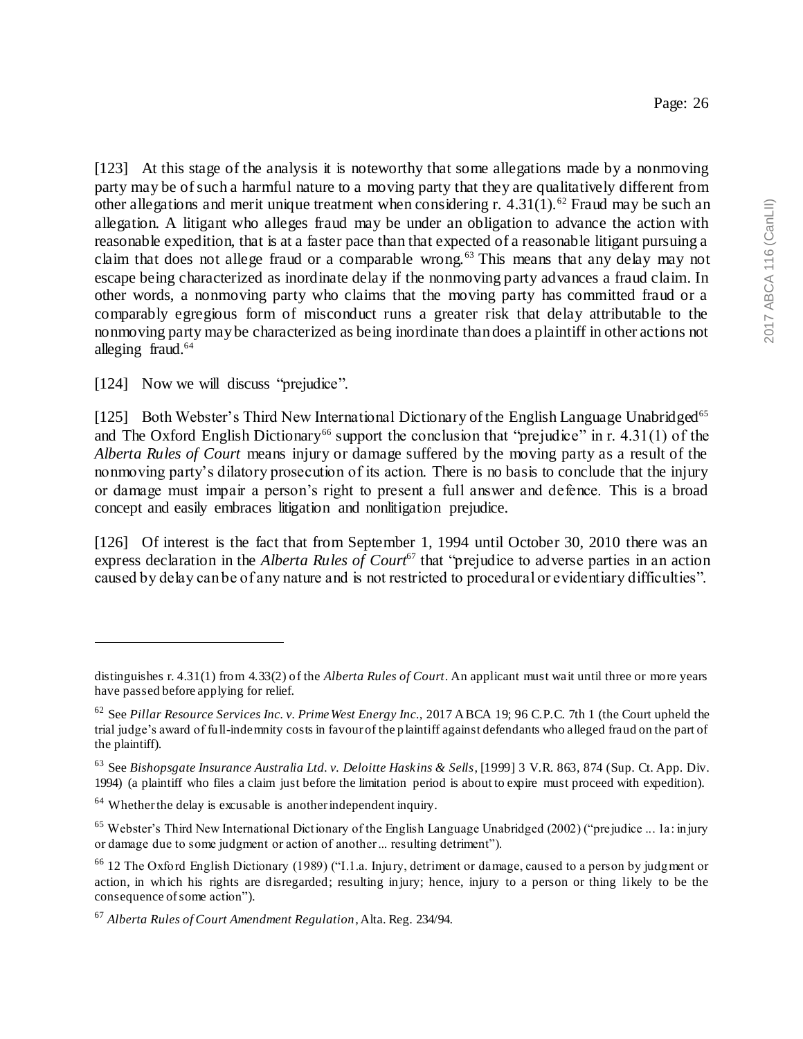[123] At this stage of the analysis it is noteworthy that some allegations made by a nonmoving party may be of such a harmful nature to a moving party that they are qualitatively different from other allegations and merit unique treatment when considering r. 4.31(1).[62] Fraud may be such an allegation. A litigant who alleges fraud may be under an obligation to advance the action with reasonable expedition, that is at a faster pace than that expected of a reasonable litigant pursuing a claim that does not allege fraud or a comparable wrong.[63] This means that any delay may not escape being characterized as inordinate delay if the nonmoving party advances a fraud claim. In other words, a nonmoving party who claims that the moving party has committed fraud or a comparably egregious form of misconduct runs a greater risk that delay attributable to the nonmoving party may be characterized as being inordinate than does a plaintiff in other actions not alleging fraud.[64]

[124] Now we will discuss "prejudice".

[125] Both Webster's Third New International Dictionary of the English Language Unabridged[65] and The Oxford English Dictionary[66] support the conclusion that "prejudice" in r. 4.31(1) of the *Alberta Rules of Court* means injury or damage suffered by the moving party as a result of the nonmoving party's dilatory prosecution of its action. There is no basis to conclude that the injury or damage must impair a person's right to present a full answer and defence. This is a broad concept and easily embraces litigation and nonlitigation prejudice.

[126] Of interest is the fact that from September 1, 1994 until October 30, 2010 there was an express declaration in the *Alberta Rules of Court*[67] that "prejudice to adverse parties in an action caused by delay can be of any nature and is not restricted to procedural or evidentiary difficulties".

---

distinguishes r. 4.31(1) from 4.33(2) of the *Alberta Rules of Court*. An applicant must wait until three or more years have passed before applying for relief.

[62] See *Pillar Resource Services Inc. v. PrimeWest Energy Inc.*, 2017 ABCA 19; 96 C.P.C. 7th 1 (the Court upheld the trial judge's award of full-indemnity costs in favour of the plaintiff against defendants who alleged fraud on the part of the plaintiff).

[63] See *Bishopsgate Insurance Australia Ltd. v. Deloitte Haskins & Sells*, [1999] 3 V.R. 863, 874 (Sup. Ct. App. Div. 1994) (a plaintiff who files a claim just before the limitation period is about to expire must proceed with expedition).

[64] Whether the delay is excusable is another independent inquiry.

[65] Webster's Third New International Dictionary of the English Language Unabridged (2002) ("prejudice ... 1a: injury or damage due to some judgment or action of another ... resulting detriment").

[66] 12 The Oxford English Dictionary (1989) ("I.1.a. Injury, detriment or damage, caused to a person by judgment or action, in which his rights are disregarded; resulting injury; hence, injury to a person or thing likely to be the consequence of some action").

[67] *Alberta Rules of Court Amendment Regulation*, Alta. Reg. 234/94.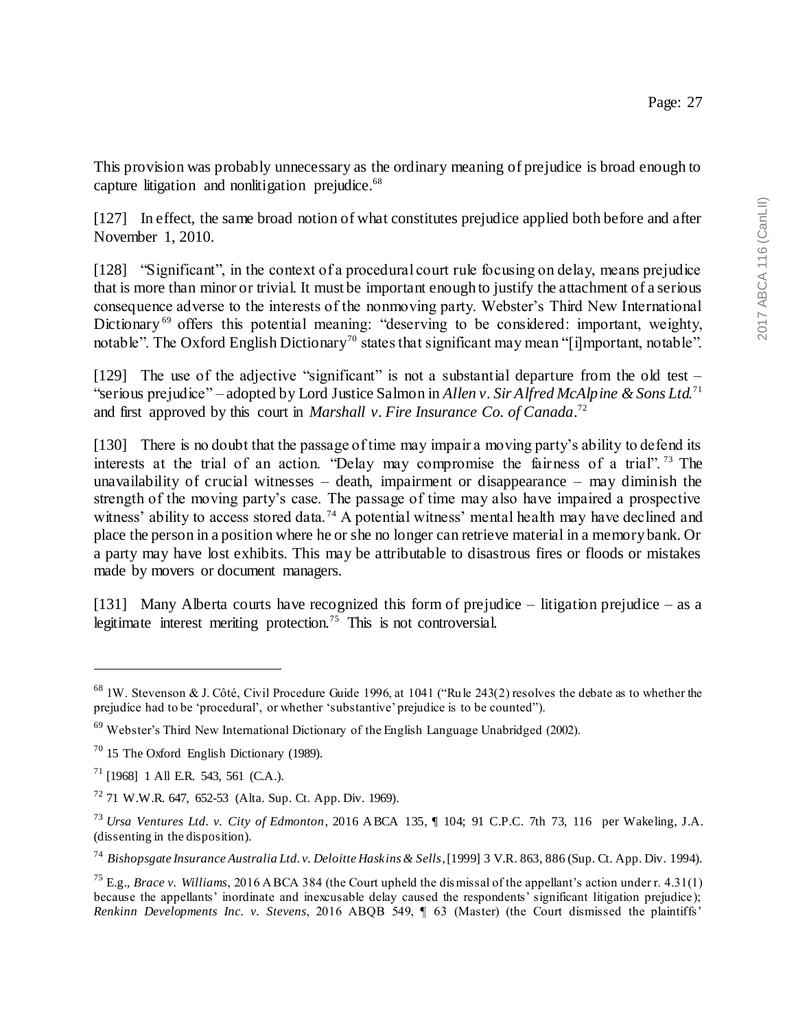This provision was probably unnecessary as the ordinary meaning of prejudice is broad enough to capture litigation and nonlitigation prejudice.[68]

[127] In effect, the same broad notion of what constitutes prejudice applied both before and after November 1, 2010.

[128] "Significant", in the context of a procedural court rule focusing on delay, means prejudice that is more than minor or trivial. It must be important enough to justify the attachment of a serious consequence adverse to the interests of the nonmoving party. Webster's Third New International Dictionary[69] offers this potential meaning: "deserving to be considered: important, weighty, notable". The Oxford English Dictionary[70] states that significant may mean "[i]mportant, notable".

[129] The use of the adjective "significant" is not a substantial departure from the old test – "serious prejudice" – adopted by Lord Justice Salmon in *Allen v. Sir Alfred McAlpine & Sons Ltd.*[71] and first approved by this court in *Marshall v. Fire Insurance Co. of Canada*.[72]

[130] There is no doubt that the passage of time may impair a moving party's ability to defend its interests at the trial of an action. "Delay may compromise the fairness of a trial".[73] The unavailability of crucial witnesses – death, impairment or disappearance – may diminish the strength of the moving party's case. The passage of time may also have impaired a prospective witness' ability to access stored data.[74] A potential witness' mental health may have declined and place the person in a position where he or she no longer can retrieve material in a memory bank. Or a party may have lost exhibits. This may be attributable to disastrous fires or floods or mistakes made by movers or document managers.

[131] Many Alberta courts have recognized this form of prejudice – litigation prejudice – as a legitimate interest meriting protection.[75] This is not controversial.

---

[68] 1W. Stevenson & J. Côté, Civil Procedure Guide 1996, at 1041 ("Rule 243(2) resolves the debate as to whether the prejudice had to be 'procedural', or whether 'substantive' prejudice is to be counted").

[69] Webster's Third New International Dictionary of the English Language Unabridged (2002).

[70] 15 The Oxford English Dictionary (1989).

[71] [1968] 1 All E.R. 543, 561 (C.A.).

[72] 71 W.W.R. 647, 652-53 (Alta. Sup. Ct. App. Div. 1969).

[73] *Ursa Ventures Ltd. v. City of Edmonton*, 2016 ABCA 135, ¶ 104; 91 C.P.C. 7th 73, 116 per Wakeling, J.A. (dissenting in the disposition).

[74] *Bishopsgate Insurance Australia Ltd. v. Deloitte Haskins & Sells*, [1999] 3 V.R. 863, 886 (Sup. Ct. App. Div. 1994).

[75] E.g., *Brace v. Williams*, 2016 ABCA 384 (the Court upheld the dismissal of the appellant's action under r. 4.31(1) because the appellants' inordinate and inexcusable delay caused the respondents' significant litigation prejudice); *Renkinn Developments Inc. v. Stevens*, 2016 ABQB 549, ¶ 63 (Master) (the Court dismissed the plaintiffs'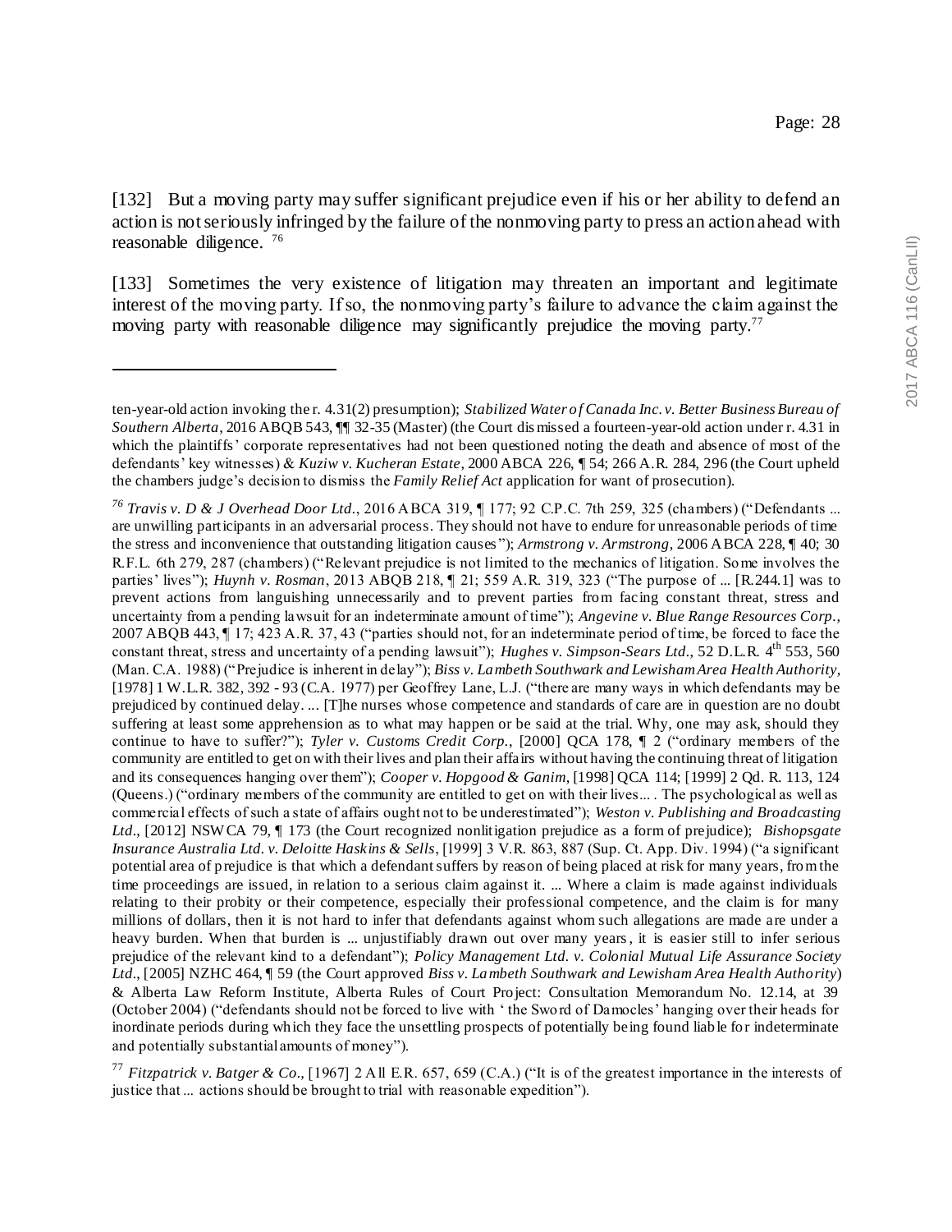[132] But a moving party may suffer significant prejudice even if his or her ability to defend an action is not seriously infringed by the failure of the nonmoving party to press an action ahead with reasonable diligence. [76]

[133] Sometimes the very existence of litigation may threaten an important and legitimate interest of the moving party. If so, the nonmoving party's failure to advance the claim against the moving party with reasonable diligence may significantly prejudice the moving party.[77]

---

ten-year-old action invoking the r. 4.31(2) presumption); *Stabilized Water of Canada Inc. v. Better Business Bureau of Southern Alberta*, 2016 ABQB 543, ¶¶ 32-35 (Master) (the Court dismissed a fourteen-year-old action under r. 4.31 in which the plaintiffs' corporate representatives had not been questioned noting the death and absence of most of the defendants' key witnesses) & *Kuziw v. Kucheran Estate*, 2000 ABCA 226, ¶ 54; 266 A.R. 284, 296 (the Court upheld the chambers judge's decision to dismiss the *Family Relief Act* application for want of prosecution).

[76] *Travis v. D & J Overhead Door Ltd.*, 2016 ABCA 319, ¶ 177; 92 C.P.C. 7th 259, 325 (chambers) ("Defendants ... are unwilling participants in an adversarial process. They should not have to endure for unreasonable periods of time the stress and inconvenience that outstanding litigation causes"); *Armstrong v. Armstrong*, 2006 ABCA 228, ¶ 40; 30 R.F.L. 6th 279, 287 (chambers) ("Relevant prejudice is not limited to the mechanics of litigation. Some involves the parties' lives"); *Huynh v. Rosman*, 2013 ABQB 218, ¶ 21; 559 A.R. 319, 323 ("The purpose of ... [R.244.1] was to prevent actions from languishing unnecessarily and to prevent parties from facing constant threat, stress and uncertainty from a pending lawsuit for an indeterminate amount of time"); *Angevine v. Blue Range Resources Corp.*, 2007 ABQB 443, ¶ 17; 423 A.R. 37, 43 ("parties should not, for an indeterminate period of time, be forced to face the constant threat, stress and uncertainty of a pending lawsuit"); *Hughes v. Simpson-Sears Ltd.*, 52 D.L.R. 4th 553, 560 (Man. C.A. 1988) ("Prejudice is inherent in delay"); *Biss v. Lambeth Southwark and Lewisham Area Health Authority*, [1978] 1 W.L.R. 382, 392 - 93 (C.A. 1977) per Geoffrey Lane, L.J. ("there are many ways in which defendants may be prejudiced by continued delay. ... [T]he nurses whose competence and standards of care are in question are no doubt suffering at least some apprehension as to what may happen or be said at the trial. Why, one may ask, should they continue to have to suffer?"); *Tyler v. Customs Credit Corp.*, [2000] QCA 178, ¶ 2 ("ordinary members of the community are entitled to get on with their lives and plan their affairs without having the continuing threat of litigation and its consequences hanging over them"); *Cooper v. Hopgood & Ganim*, [1998] QCA 114; [1999] 2 Qd. R. 113, 124 (Queens.) ("ordinary members of the community are entitled to get on with their lives... . The psychological as well as commercial effects of such a state of affairs ought not to be underestimated"); *Weston v. Publishing and Broadcasting Ltd.*, [2012] NSWCA 79, ¶ 173 (the Court recognized nonlitigation prejudice as a form of prejudice); *Bishopsgate Insurance Australia Ltd. v. Deloitte Haskins & Sells*, [1999] 3 V.R. 863, 887 (Sup. Ct. App. Div. 1994) ("a significant potential area of prejudice is that which a defendant suffers by reason of being placed at risk for many years, from the time proceedings are issued, in relation to a serious claim against it. ... Where a claim is made against individuals relating to their probity or their competence, especially their professional competence, and the claim is for many millions of dollars, then it is not hard to infer that defendants against whom such allegations are made are under a heavy burden. When that burden is ... unjustifiably drawn out over many years, it is easier still to infer serious prejudice of the relevant kind to a defendant"); *Policy Management Ltd. v. Colonial Mutual Life Assurance Society Ltd.*, [2005] NZHC 464, ¶ 59 (the Court approved *Biss v. Lambeth Southwark and Lewisham Area Health Authority*) & Alberta Law Reform Institute, Alberta Rules of Court Project: Consultation Memorandum No. 12.14, at 39 (October 2004) ("defendants should not be forced to live with ' the Sword of Damocles' hanging over their heads for inordinate periods during which they face the unsettling prospects of potentially being found liable for indeterminate and potentially substantial amounts of money").

[77] *Fitzpatrick v. Batger & Co.*, [1967] 2 All E.R. 657, 659 (C.A.) ("It is of the greatest importance in the interests of justice that ... actions should be brought to trial with reasonable expedition").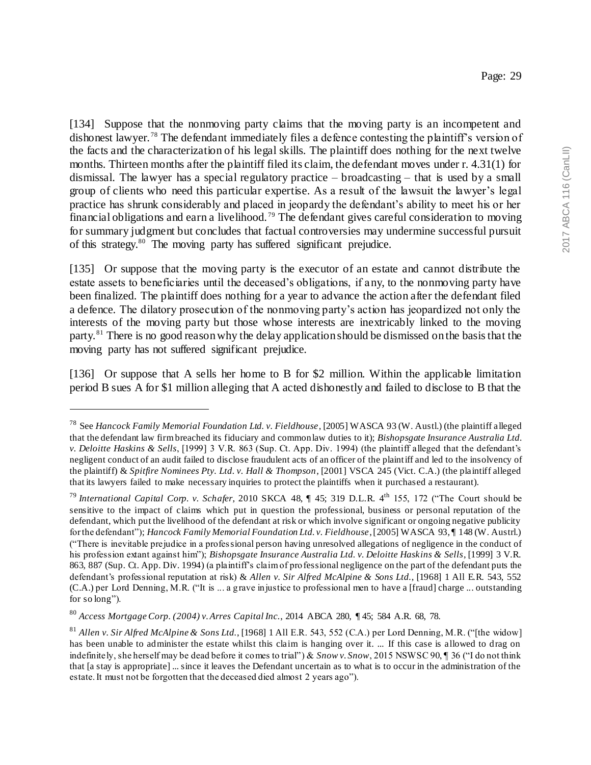[134] Suppose that the nonmoving party claims that the moving party is an incompetent and dishonest lawyer.[78] The defendant immediately files a defence contesting the plaintiff's version of the facts and the characterization of his legal skills. The plaintiff does nothing for the next twelve months. Thirteen months after the plaintiff filed its claim, the defendant moves under r. 4.31(1) for dismissal. The lawyer has a special regulatory practice – broadcasting – that is used by a small group of clients who need this particular expertise. As a result of the lawsuit the lawyer's legal practice has shrunk considerably and placed in jeopardy the defendant's ability to meet his or her financial obligations and earn a livelihood.[79] The defendant gives careful consideration to moving for summary judgment but concludes that factual controversies may undermine successful pursuit of this strategy.[80] The moving party has suffered significant prejudice.

[135] Or suppose that the moving party is the executor of an estate and cannot distribute the estate assets to beneficiaries until the deceased's obligations, if any, to the nonmoving party have been finalized. The plaintiff does nothing for a year to advance the action after the defendant filed a defence. The dilatory prosecution of the nonmoving party's action has jeopardized not only the interests of the moving party but those whose interests are inextricably linked to the moving party.[81] There is no good reason why the delay application should be dismissed on the basis that the moving party has not suffered significant prejudice.

[136] Or suppose that A sells her home to B for $2 million. Within the applicable limitation period B sues A for $1 million alleging that A acted dishonestly and failed to disclose to B that the

---

[78] See *Hancock Family Memorial Foundation Ltd. v. Fieldhouse*, [2005] WASCA 93 (W. Austl.) (the plaintiff alleged that the defendant law firm breached its fiduciary and common law duties to it); *Bishopsgate Insurance Australia Ltd. v. Deloitte Haskins & Sells*, [1999] 3 V.R. 863 (Sup. Ct. App. Div. 1994) (the plaintiff alleged that the defendant's negligent conduct of an audit failed to disclose fraudulent acts of an officer of the plaintiff and led to the insolvency of the plaintiff) & *Spitfire Nominees Pty. Ltd. v. Hall & Thompson*, [2001] VSCA 245 (Vict. C.A.) (the plaintiff alleged that its lawyers failed to make necessary inquiries to protect the plaintiffs when it purchased a restaurant).

[79] *International Capital Corp. v. Schafer*, 2010 SKCA 48, ¶ 45; 319 D.L.R. 4th 155, 172 ("The Court should be sensitive to the impact of claims which put in question the professional, business or personal reputation of the defendant, which put the livelihood of the defendant at risk or which involve significant or ongoing negative publicity for the defendant"); *Hancock Family Memorial Foundation Ltd. v. Fieldhouse*, [2005] WASCA 93, ¶ 148 (W. Austrl.) ("There is inevitable prejudice in a professional person having unresolved allegations of negligence in the conduct of his profession extant against him"); *Bishopsgate Insurance Australia Ltd. v. Deloitte Haskins & Sells*, [1999] 3 V.R. 863, 887 (Sup. Ct. App. Div. 1994) (a plaintiff's claim of professional negligence on the part of the defendant puts the defendant's professional reputation at risk) & *Allen v. Sir Alfred McAlpine & Sons Ltd.*, [1968] 1 All E.R. 543, 552 (C.A.) per Lord Denning, M.R. ("It is ... a grave injustice to professional men to have a [fraud] charge ... outstanding for so long").

[80] *Access Mortgage Corp. (2004) v. Arres Capital Inc.*, 2014 ABCA 280, ¶ 45; 584 A.R. 68, 78.

[81] *Allen v. Sir Alfred McAlpine & Sons Ltd.*, [1968] 1 All E.R. 543, 552 (C.A.) per Lord Denning, M.R. ("[the widow] has been unable to administer the estate whilst this claim is hanging over it. ... If this case is allowed to drag on indefinitely, she herself may be dead before it comes to trial") & *Snow v. Snow*, 2015 NSWSC 90, ¶ 36 ("I do not think that [a stay is appropriate] ... since it leaves the Defendant uncertain as to what is to occur in the administration of the estate. It must not be forgotten that the deceased died almost 2 years ago").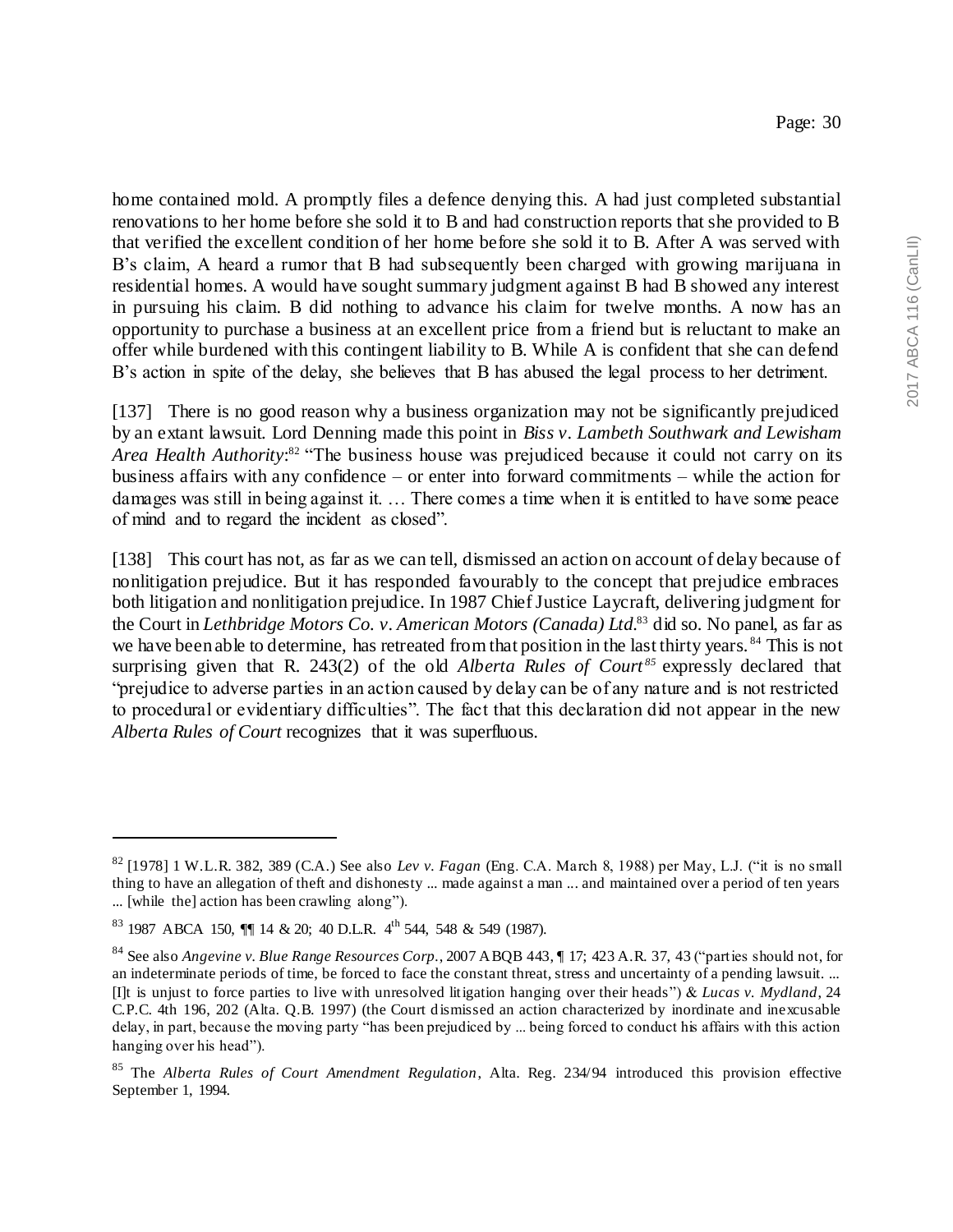home contained mold. A promptly files a defence denying this. A had just completed substantial renovations to her home before she sold it to B and had construction reports that she provided to B that verified the excellent condition of her home before she sold it to B. After A was served with B's claim, A heard a rumor that B had subsequently been charged with growing marijuana in residential homes. A would have sought summary judgment against B had B showed any interest in pursuing his claim. B did nothing to advance his claim for twelve months. A now has an opportunity to purchase a business at an excellent price from a friend but is reluctant to make an offer while burdened with this contingent liability to B. While A is confident that she can defend B's action in spite of the delay, she believes that B has abused the legal process to her detriment.

[137] There is no good reason why a business organization may not be significantly prejudiced by an extant lawsuit. Lord Denning made this point in *Biss v. Lambeth Southwark and Lewisham Area Health Authority*:[82] "The business house was prejudiced because it could not carry on its business affairs with any confidence – or enter into forward commitments – while the action for damages was still in being against it. … There comes a time when it is entitled to have some peace of mind and to regard the incident as closed".

[138] This court has not, as far as we can tell, dismissed an action on account of delay because of nonlitigation prejudice. But it has responded favourably to the concept that prejudice embraces both litigation and nonlitigation prejudice. In 1987 Chief Justice Laycraft, delivering judgment for the Court in *Lethbridge Motors Co. v. American Motors (Canada) Ltd.*[83] did so. No panel, as far as we have been able to determine, has retreated from that position in the last thirty years.[84] This is not surprising given that R. 243(2) of the old *Alberta Rules of Court*[85] expressly declared that "prejudice to adverse parties in an action caused by delay can be of any nature and is not restricted to procedural or evidentiary difficulties". The fact that this declaration did not appear in the new *Alberta Rules of Court* recognizes that it was superfluous.

---

[82] [1978] 1 W.L.R. 382, 389 (C.A.) See also *Lev v. Fagan* (Eng. C.A. March 8, 1988) per May, L.J. ("it is no small thing to have an allegation of theft and dishonesty ... made against a man ... and maintained over a period of ten years ... [while the] action has been crawling along").

[83] 1987 ABCA 150, ¶¶ 14 & 20; 40 D.L.R. 4th 544, 548 & 549 (1987).

[84] See also *Angevine v. Blue Range Resources Corp.*, 2007 ABQB 443, ¶ 17; 423 A.R. 37, 43 ("parties should not, for an indeterminate periods of time, be forced to face the constant threat, stress and uncertainty of a pending lawsuit. ... [I]t is unjust to force parties to live with unresolved litigation hanging over their heads") & *Lucas v. Mydland*, 24 C.P.C. 4th 196, 202 (Alta. Q.B. 1997) (the Court dismissed an action characterized by inordinate and inexcusable delay, in part, because the moving party "has been prejudiced by ... being forced to conduct his affairs with this action hanging over his head").

[85] The *Alberta Rules of Court Amendment Regulation*, Alta. Reg. 234/94 introduced this provision effective September 1, 1994.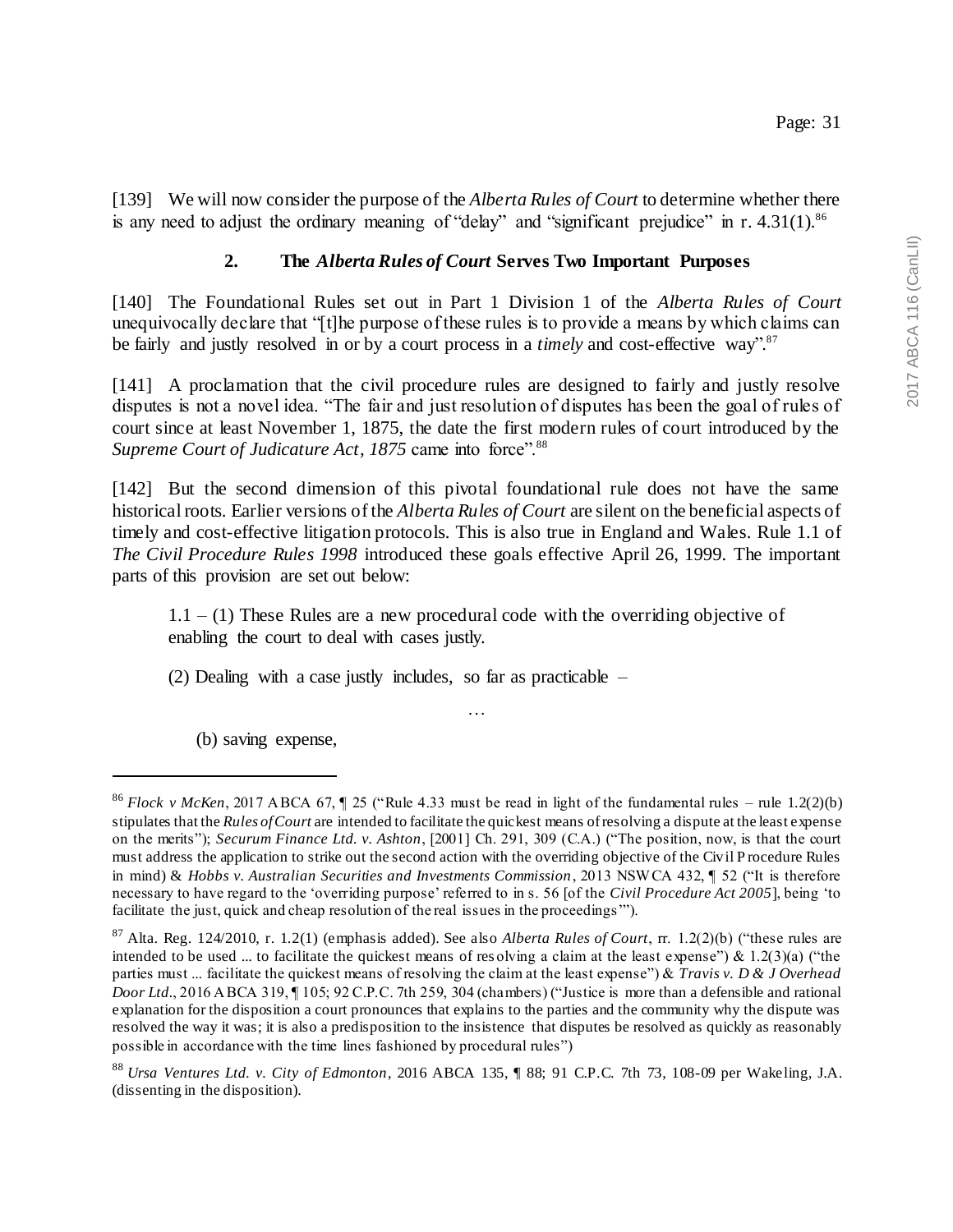[139] We will now consider the purpose of the *Alberta Rules of Court* to determine whether there is any need to adjust the ordinary meaning of "delay" and "significant prejudice" in r. 4.31(1).[86]

### 2. The *Alberta Rules of Court* Serves Two Important Purposes

[140] The Foundational Rules set out in Part 1 Division 1 of the *Alberta Rules of Court* unequivocally declare that "[t]he purpose of these rules is to provide a means by which claims can be fairly and justly resolved in or by a court process in a *timely* and cost-effective way".[87]

[141] A proclamation that the civil procedure rules are designed to fairly and justly resolve disputes is not a novel idea. "The fair and just resolution of disputes has been the goal of rules of court since at least November 1, 1875, the date the first modern rules of court introduced by the *Supreme Court of Judicature Act, 1875* came into force".[88]

[142] But the second dimension of this pivotal foundational rule does not have the same historical roots. Earlier versions of the *Alberta Rules of Court* are silent on the beneficial aspects of timely and cost-effective litigation protocols. This is also true in England and Wales. Rule 1.1 of *The Civil Procedure Rules 1998* introduced these goals effective April 26, 1999. The important parts of this provision are set out below:

> 1.1 – (1) These Rules are a new procedural code with the overriding objective of enabling the court to deal with cases justly.
>
> (2) Dealing with a case justly includes, so far as practicable –
>
> …
>
> (b) saving expense,

---

[86] *Flock v McKen*, 2017 ABCA 67, ¶ 25 ("Rule 4.33 must be read in light of the fundamental rules – rule 1.2(2)(b) stipulates that the *Rules of Court* are intended to facilitate the quickest means of resolving a dispute at the least expense on the merits"); *Securum Finance Ltd. v. Ashton*, [2001] Ch. 291, 309 (C.A.) ("The position, now, is that the court must address the application to strike out the second action with the overriding objective of the Civil Procedure Rules in mind) & *Hobbs v. Australian Securities and Investments Commission*, 2013 NSWCA 432, ¶ 52 ("It is therefore necessary to have regard to the 'overriding purpose' referred to in s. 56 [of the *Civil Procedure Act 2005*], being 'to facilitate the just, quick and cheap resolution of the real issues in the proceedings'").

[87] Alta. Reg. 124/2010, r. 1.2(1) (emphasis added). See also *Alberta Rules of Court*, rr. 1.2(2)(b) ("these rules are intended to be used ... to facilitate the quickest means of resolving a claim at the least expense") & 1.2(3)(a) ("the parties must ... facilitate the quickest means of resolving the claim at the least expense") & *Travis v. D & J Overhead Door Ltd*., 2016 ABCA 319, ¶ 105; 92 C.P.C. 7th 259, 304 (chambers) ("Justice is more than a defensible and rational explanation for the disposition a court pronounces that explains to the parties and the community why the dispute was resolved the way it was; it is also a predisposition to the insistence that disputes be resolved as quickly as reasonably possible in accordance with the time lines fashioned by procedural rules")

[88] *Ursa Ventures Ltd. v. City of Edmonton*, 2016 ABCA 135, ¶ 88; 91 C.P.C. 7th 73, 108-09 per Wakeling, J.A. (dissenting in the disposition).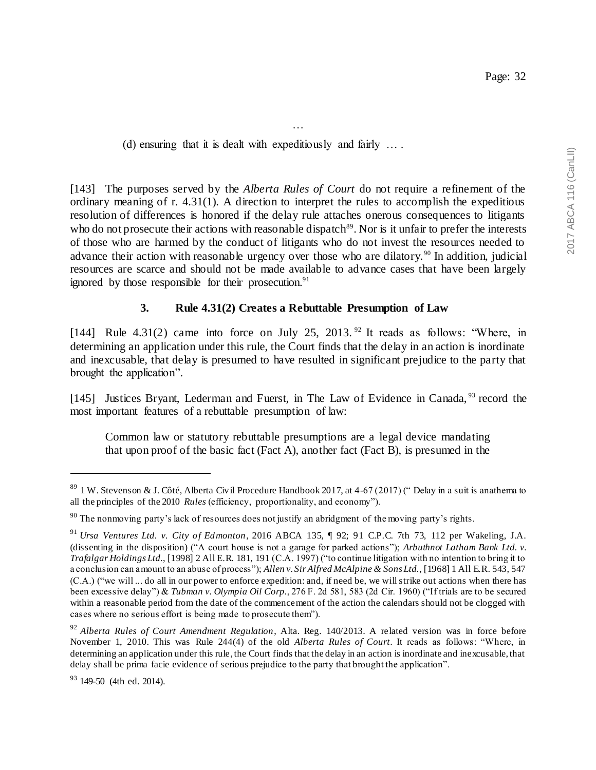…

(d) ensuring that it is dealt with expeditiously and fairly … .

[143] The purposes served by the *Alberta Rules of Court* do not require a refinement of the ordinary meaning of r. 4.31(1). A direction to interpret the rules to accomplish the expeditious resolution of differences is honored if the delay rule attaches onerous consequences to litigants who do not prosecute their actions with reasonable dispatch[89]. Nor is it unfair to prefer the interests of those who are harmed by the conduct of litigants who do not invest the resources needed to advance their action with reasonable urgency over those who are dilatory.[90] In addition, judicial resources are scarce and should not be made available to advance cases that have been largely ignored by those responsible for their prosecution.[91]

### 3. Rule 4.31(2) Creates a Rebuttable Presumption of Law

[144] Rule 4.31(2) came into force on July 25, 2013.[92] It reads as follows: "Where, in determining an application under this rule, the Court finds that the delay in an action is inordinate and inexcusable, that delay is presumed to have resulted in significant prejudice to the party that brought the application".

[145] Justices Bryant, Lederman and Fuerst, in The Law of Evidence in Canada,[93] record the most important features of a rebuttable presumption of law:

> Common law or statutory rebuttable presumptions are a legal device mandating that upon proof of the basic fact (Fact A), another fact (Fact B), is presumed in the

---

[89] 1 W. Stevenson & J. Côté, Alberta Civil Procedure Handbook 2017, at 4-67 (2017) (" Delay in a suit is anathema to all the principles of the 2010 *Rules* (efficiency, proportionality, and economy").

[90] The nonmoving party's lack of resources does not justify an abridgment of the moving party's rights.

[91] *Ursa Ventures Ltd. v. City of Edmonton*, 2016 ABCA 135, ¶ 92; 91 C.P.C. 7th 73, 112 per Wakeling, J.A. (dissenting in the disposition) ("A court house is not a garage for parked actions"); *Arbuthnot Latham Bank Ltd. v. Trafalgar Holdings Ltd*., [1998] 2 All E.R. 181, 191 (C.A. 1997) ("to continue litigation with no intention to bring it to a conclusion can amount to an abuse of process"); *Allen v. Sir Alfred McAlpine & Sons Ltd*., [1968] 1 All E.R. 543, 547 (C.A.) ("we will ... do all in our power to enforce expedition: and, if need be, we will strike out actions when there has been excessive delay") & *Tubman v. Olympia Oil Corp*., 276 F. 2d 581, 583 (2d Cir. 1960) ("If trials are to be secured within a reasonable period from the date of the commencement of the action the calendars should not be clogged with cases where no serious effort is being made to prosecute them").

[92] *Alberta Rules of Court Amendment Regulation*, Alta. Reg. 140/2013. A related version was in force before November 1, 2010. This was Rule 244(4) of the old *Alberta Rules of Court*. It reads as follows: "Where, in determining an application under this rule, the Court finds that the delay in an action is inordinate and inexcusable, that delay shall be prima facie evidence of serious prejudice to the party that brought the application".

[93] 149-50 (4th ed. 2014).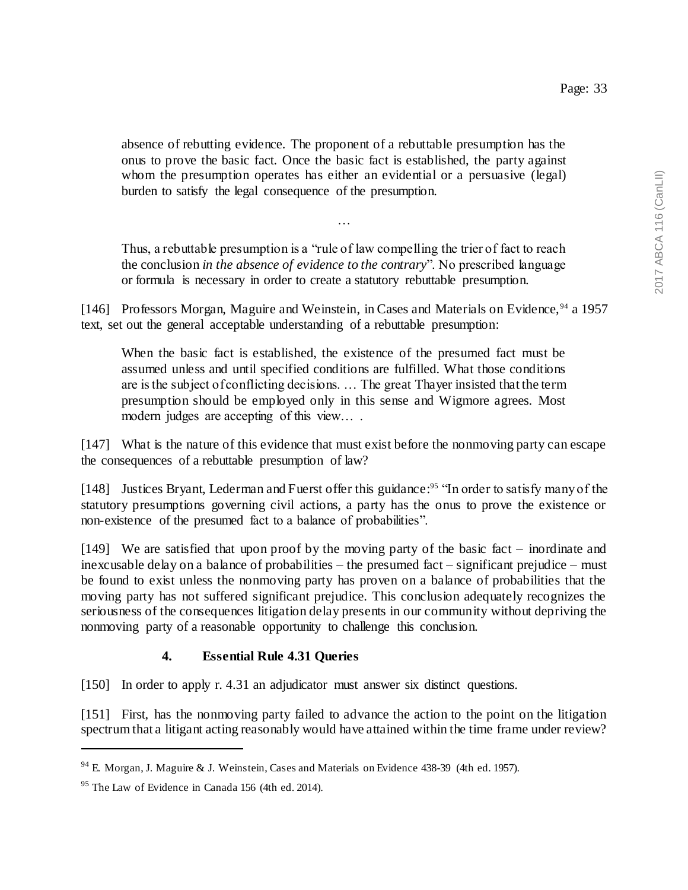> absence of rebutting evidence. The proponent of a rebuttable presumption has the onus to prove the basic fact. Once the basic fact is established, the party against whom the presumption operates has either an evidential or a persuasive (legal) burden to satisfy the legal consequence of the presumption.
>
> …
>
> Thus, a rebuttable presumption is a "rule of law compelling the trier of fact to reach the conclusion *in the absence of evidence to the contrary*". No prescribed language or formula is necessary in order to create a statutory rebuttable presumption.

[146] Professors Morgan, Maguire and Weinstein, in Cases and Materials on Evidence,[94] a 1957 text, set out the general acceptable understanding of a rebuttable presumption:

> When the basic fact is established, the existence of the presumed fact must be assumed unless and until specified conditions are fulfilled. What those conditions are is the subject of conflicting decisions. … The great Thayer insisted that the term presumption should be employed only in this sense and Wigmore agrees. Most modern judges are accepting of this view… .

[147] What is the nature of this evidence that must exist before the nonmoving party can escape the consequences of a rebuttable presumption of law?

[148] Justices Bryant, Lederman and Fuerst offer this guidance:[95] "In order to satisfy many of the statutory presumptions governing civil actions, a party has the onus to prove the existence or non-existence of the presumed fact to a balance of probabilities".

[149] We are satisfied that upon proof by the moving party of the basic fact – inordinate and inexcusable delay on a balance of probabilities – the presumed fact – significant prejudice – must be found to exist unless the nonmoving party has proven on a balance of probabilities that the moving party has not suffered significant prejudice. This conclusion adequately recognizes the seriousness of the consequences litigation delay presents in our community without depriving the nonmoving party of a reasonable opportunity to challenge this conclusion.

### 4. Essential Rule 4.31 Queries

[150] In order to apply r. 4.31 an adjudicator must answer six distinct questions.

[151] First, has the nonmoving party failed to advance the action to the point on the litigation spectrum that a litigant acting reasonably would have attained within the time frame under review?

---

[94] E. Morgan, J. Maguire & J. Weinstein, Cases and Materials on Evidence 438-39 (4th ed. 1957).

[95] The Law of Evidence in Canada 156 (4th ed. 2014).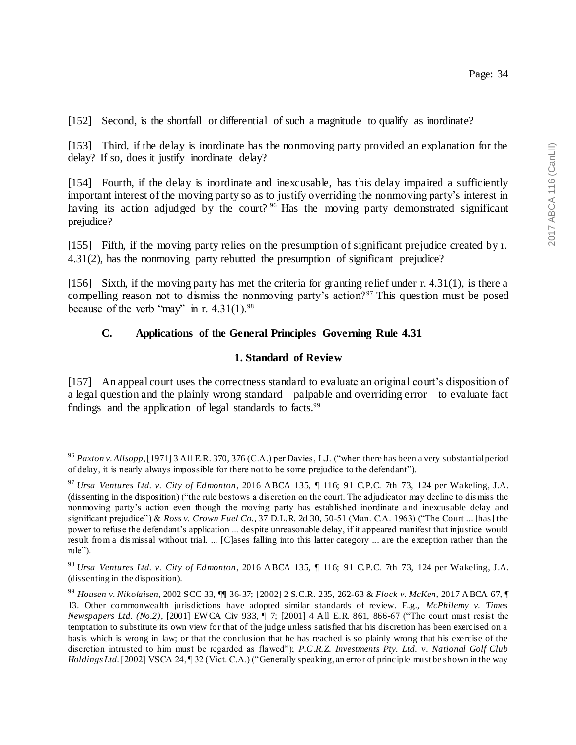[152] Second, is the shortfall or differential of such a magnitude to qualify as inordinate?

[153] Third, if the delay is inordinate has the nonmoving party provided an explanation for the delay? If so, does it justify inordinate delay?

[154] Fourth, if the delay is inordinate and inexcusable, has this delay impaired a sufficiently important interest of the moving party so as to justify overriding the nonmoving party's interest in having its action adjudged by the court? [96] Has the moving party demonstrated significant prejudice?

[155] Fifth, if the moving party relies on the presumption of significant prejudice created by r. 4.31(2), has the nonmoving party rebutted the presumption of significant prejudice?

[156] Sixth, if the moving party has met the criteria for granting relief under r. 4.31(1), is there a compelling reason not to dismiss the nonmoving party's action? [97] This question must be posed because of the verb "may" in r. 4.31(1). [98]

### C. Applications of the General Principles Governing Rule 4.31

#### 1. Standard of Review

[157] An appeal court uses the correctness standard to evaluate an original court's disposition of a legal question and the plainly wrong standard – palpable and overriding error – to evaluate fact findings and the application of legal standards to facts. [99]

---

[96] *Paxton v. Allsopp*, [1971] 3 All E.R. 370, 376 (C.A.) per Davies, L.J. ("when there has been a very substantial period of delay, it is nearly always impossible for there not to be some prejudice to the defendant").

[97] *Ursa Ventures Ltd. v. City of Edmonton*, 2016 ABCA 135, ¶ 116; 91 C.P.C. 7th 73, 124 per Wakeling, J.A. (dissenting in the disposition) ("the rule bestows a discretion on the court. The adjudicator may decline to dismiss the nonmoving party's action even though the moving party has established inordinate and inexcusable delay and significant prejudice") & *Ross v. Crown Fuel Co.*, 37 D.L.R. 2d 30, 50-51 (Man. C.A. 1963) ("The Court ... [has] the power to refuse the defendant's application ... despite unreasonable delay, if it appeared manifest that injustice would result from a dismissal without trial. ... [C]ases falling into this latter category ... are the exception rather than the rule").

[98] *Ursa Ventures Ltd. v. City of Edmonton*, 2016 ABCA 135, ¶ 116; 91 C.P.C. 7th 73, 124 per Wakeling, J.A. (dissenting in the disposition).

[99] *Housen v. Nikolaisen*, 2002 SCC 33, ¶¶ 36-37; [2002] 2 S.C.R. 235, 262-63 & *Flock v. McKen*, 2017 ABCA 67, ¶ 13. Other commonwealth jurisdictions have adopted similar standards of review. E.g., *McPhilemy v. Times Newspapers Ltd. (No.2)*, [2001] EWCA Civ 933, ¶ 7; [2001] 4 All E.R. 861, 866-67 ("The court must resist the temptation to substitute its own view for that of the judge unless satisfied that his discretion has been exercised on a basis which is wrong in law; or that the conclusion that he has reached is so plainly wrong that his exercise of the discretion intrusted to him must be regarded as flawed"); *P.C.R.Z. Investments Pty. Ltd. v. National Golf Club Holdings Ltd.* [2002] VSCA 24, ¶ 32 (Vict. C.A.) ("Generally speaking, an error of principle must be shown in the way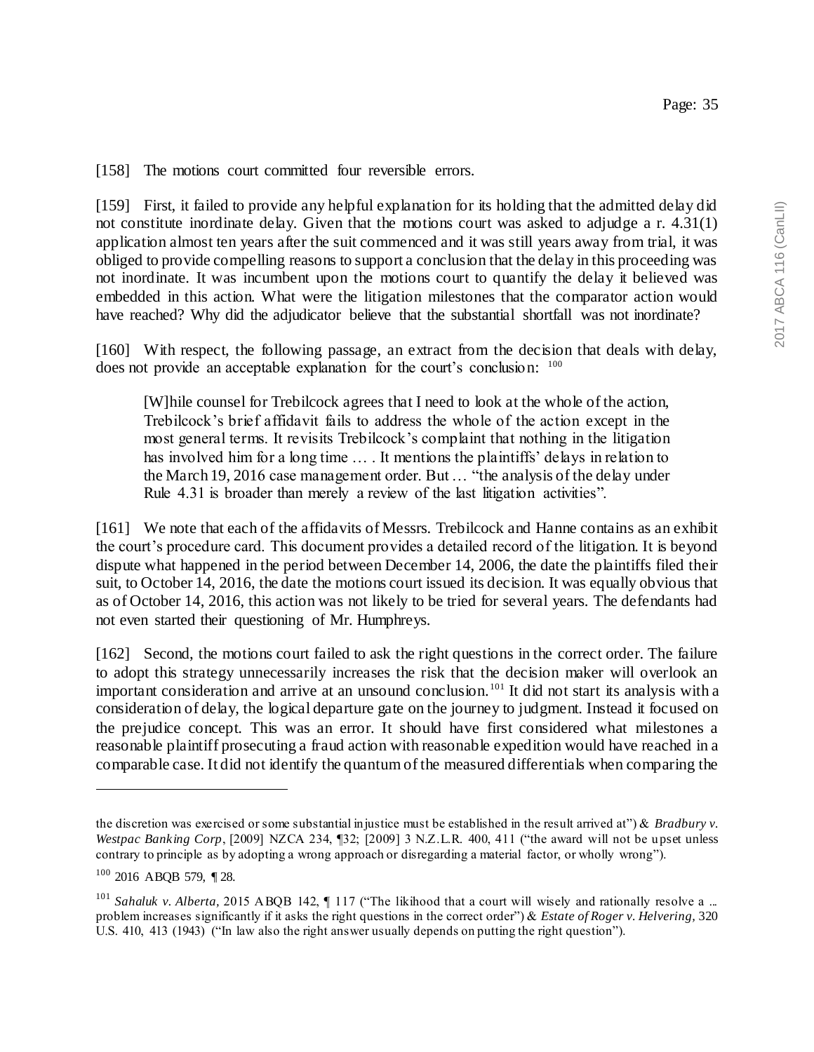[158] The motions court committed four reversible errors.

[159] First, it failed to provide any helpful explanation for its holding that the admitted delay did not constitute inordinate delay. Given that the motions court was asked to adjudge a r. 4.31(1) application almost ten years after the suit commenced and it was still years away from trial, it was obliged to provide compelling reasons to support a conclusion that the delay in this proceeding was not inordinate. It was incumbent upon the motions court to quantify the delay it believed was embedded in this action. What were the litigation milestones that the comparator action would have reached? Why did the adjudicator believe that the substantial shortfall was not inordinate?

[160] With respect, the following passage, an extract from the decision that deals with delay, does not provide an acceptable explanation for the court's conclusion: [100]

> [W]hile counsel for Trebilcock agrees that I need to look at the whole of the action, Trebilcock's brief affidavit fails to address the whole of the action except in the most general terms. It revisits Trebilcock's complaint that nothing in the litigation has involved him for a long time … . It mentions the plaintiffs' delays in relation to the March 19, 2016 case management order. But … "the analysis of the delay under Rule 4.31 is broader than merely a review of the last litigation activities".

[161] We note that each of the affidavits of Messrs. Trebilcock and Hanne contains as an exhibit the court's procedure card. This document provides a detailed record of the litigation. It is beyond dispute what happened in the period between December 14, 2006, the date the plaintiffs filed their suit, to October 14, 2016, the date the motions court issued its decision. It was equally obvious that as of October 14, 2016, this action was not likely to be tried for several years. The defendants had not even started their questioning of Mr. Humphreys.

[162] Second, the motions court failed to ask the right questions in the correct order. The failure to adopt this strategy unnecessarily increases the risk that the decision maker will overlook an important consideration and arrive at an unsound conclusion.[101] It did not start its analysis with a consideration of delay, the logical departure gate on the journey to judgment. Instead it focused on the prejudice concept. This was an error. It should have first considered what milestones a reasonable plaintiff prosecuting a fraud action with reasonable expedition would have reached in a comparable case. It did not identify the quantum of the measured differentials when comparing the

---

the discretion was exercised or some substantial injustice must be established in the result arrived at") & *Bradbury v. Westpac Banking Corp*, [2009] NZCA 234, ¶32; [2009] 3 N.Z.L.R. 400, 411 ("the award will not be upset unless contrary to principle as by adopting a wrong approach or disregarding a material factor, or wholly wrong").

[100] 2016 ABQB 579, ¶ 28.

[101] *Sahaluk v. Alberta*, 2015 ABQB 142, ¶ 117 ("The likihood that a court will wisely and rationally resolve a ... problem increases significantly if it asks the right questions in the correct order") & *Estate of Roger v. Helvering*, 320 U.S. 410, 413 (1943) ("In law also the right answer usually depends on putting the right question").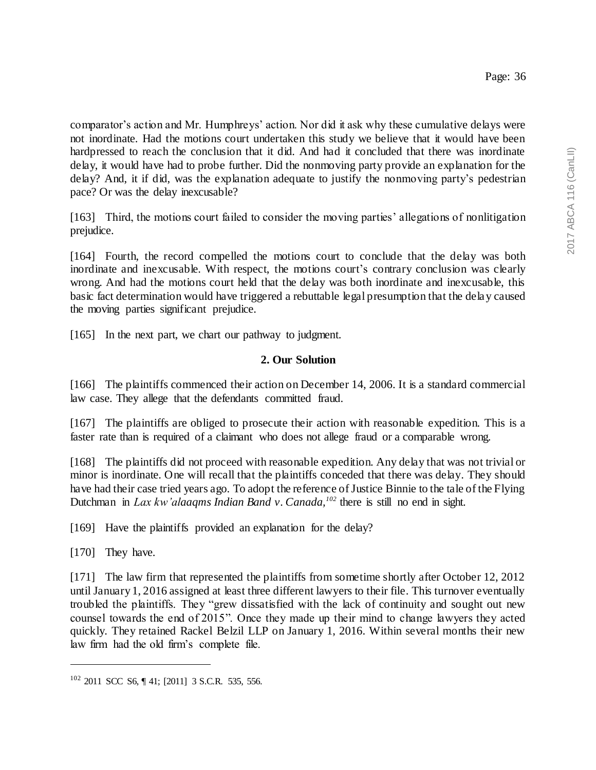comparator's action and Mr. Humphreys' action. Nor did it ask why these cumulative delays were not inordinate. Had the motions court undertaken this study we believe that it would have been hardpressed to reach the conclusion that it did. And had it concluded that there was inordinate delay, it would have had to probe further. Did the nonmoving party provide an explanation for the delay? And, it if did, was the explanation adequate to justify the nonmoving party's pedestrian pace? Or was the delay inexcusable?

[163] Third, the motions court failed to consider the moving parties' allegations of nonlitigation prejudice.

[164] Fourth, the record compelled the motions court to conclude that the delay was both inordinate and inexcusable. With respect, the motions court's contrary conclusion was clearly wrong. And had the motions court held that the delay was both inordinate and inexcusable, this basic fact determination would have triggered a rebuttable legal presumption that the delay caused the moving parties significant prejudice.

[165] In the next part, we chart our pathway to judgment.

**2. Our Solution**

[166] The plaintiffs commenced their action on December 14, 2006. It is a standard commercial law case. They allege that the defendants committed fraud.

[167] The plaintiffs are obliged to prosecute their action with reasonable expedition. This is a faster rate than is required of a claimant who does not allege fraud or a comparable wrong.

[168] The plaintiffs did not proceed with reasonable expedition. Any delay that was not trivial or minor is inordinate. One will recall that the plaintiffs conceded that there was delay. They should have had their case tried years ago. To adopt the reference of Justice Binnie to the tale of the Flying Dutchman in *Lax kw'alaaqms Indian Band v. Canada,*[102] there is still no end in sight.

[169] Have the plaintiffs provided an explanation for the delay?

[170] They have.

[171] The law firm that represented the plaintiffs from sometime shortly after October 12, 2012 until January 1, 2016 assigned at least three different lawyers to their file. This turnover eventually troubled the plaintiffs. They "grew dissatisfied with the lack of continuity and sought out new counsel towards the end of 2015". Once they made up their mind to change lawyers they acted quickly. They retained Rackel Belzil LLP on January 1, 2016. Within several months their new law firm had the old firm's complete file.

---

[102] 2011 SCC S6, ¶ 41; [2011] 3 S.C.R. 535, 556.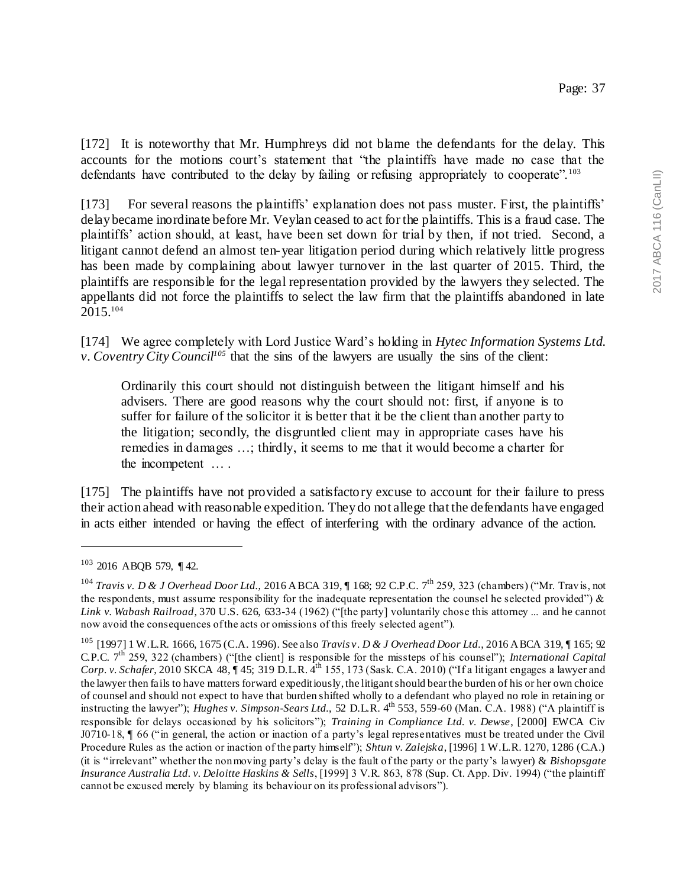[172] It is noteworthy that Mr. Humphreys did not blame the defendants for the delay. This accounts for the motions court's statement that "the plaintiffs have made no case that the defendants have contributed to the delay by failing or refusing appropriately to cooperate".[103]

[173] For several reasons the plaintiffs' explanation does not pass muster. First, the plaintiffs' delay became inordinate before Mr. Veylan ceased to act for the plaintiffs. This is a fraud case. The plaintiffs' action should, at least, have been set down for trial by then, if not tried. Second, a litigant cannot defend an almost ten-year litigation period during which relatively little progress has been made by complaining about lawyer turnover in the last quarter of 2015. Third, the plaintiffs are responsible for the legal representation provided by the lawyers they selected. The appellants did not force the plaintiffs to select the law firm that the plaintiffs abandoned in late 2015.[104]

[174] We agree completely with Lord Justice Ward's holding in *Hytec Information Systems Ltd. v. Coventry City Council*[105] that the sins of the lawyers are usually the sins of the client:

> Ordinarily this court should not distinguish between the litigant himself and his advisers. There are good reasons why the court should not: first, if anyone is to suffer for failure of the solicitor it is better that it be the client than another party to the litigation; secondly, the disgruntled client may in appropriate cases have his remedies in damages …; thirdly, it seems to me that it would become a charter for the incompetent … .

[175] The plaintiffs have not provided a satisfactory excuse to account for their failure to press their action ahead with reasonable expedition. They do not allege that the defendants have engaged in acts either intended or having the effect of interfering with the ordinary advance of the action.

---

[103] 2016 ABQB 579, ¶ 42.

[104] *Travis v. D & J Overhead Door Ltd.*, 2016 ABCA 319, ¶ 168; 92 C.P.C. 7th 259, 323 (chambers) ("Mr. Travis, not the respondents, must assume responsibility for the inadequate representation the counsel he selected provided") & *Link v. Wabash Railroad*, 370 U.S. 626, 633-34 (1962) ("[the party] voluntarily chose this attorney ... and he cannot now avoid the consequences of the acts or omissions of this freely selected agent").

[105] [1997] 1 W.L.R. 1666, 1675 (C.A. 1996). See also *Travis v. D & J Overhead Door Ltd.*, 2016 ABCA 319, ¶ 165; 92 C.P.C. 7th 259, 322 (chambers) ("[the client] is responsible for the missteps of his counsel"); *International Capital Corp. v. Schafer*, 2010 SKCA 48, ¶ 45; 319 D.L.R. 4th 155, 173 (Sask. C.A. 2010) ("If a litigant engages a lawyer and the lawyer then fails to have matters forward expeditiously, the litigant should bear the burden of his or her own choice of counsel and should not expect to have that burden shifted wholly to a defendant who played no role in retaining or instructing the lawyer"); *Hughes v. Simpson-Sears Ltd.*, 52 D.L.R. 4th 553, 559-60 (Man. C.A. 1988) ("A plaintiff is responsible for delays occasioned by his solicitors"); *Training in Compliance Ltd. v. Dewse*, [2000] EWCA Civ J0710-18, ¶ 66 ("in general, the action or inaction of a party's legal representatives must be treated under the Civil Procedure Rules as the action or inaction of the party himself"); *Shtun v. Zalejska*, [1996] 1 W.L.R. 1270, 1286 (C.A.) (it is "irrelevant" whether the nonmoving party's delay is the fault of the party or the party's lawyer) & *Bishopsgate Insurance Australia Ltd. v. Deloitte Haskins & Sells*, [1999] 3 V.R. 863, 878 (Sup. Ct. App. Div. 1994) ("the plaintiff cannot be excused merely by blaming its behaviour on its professional advisors").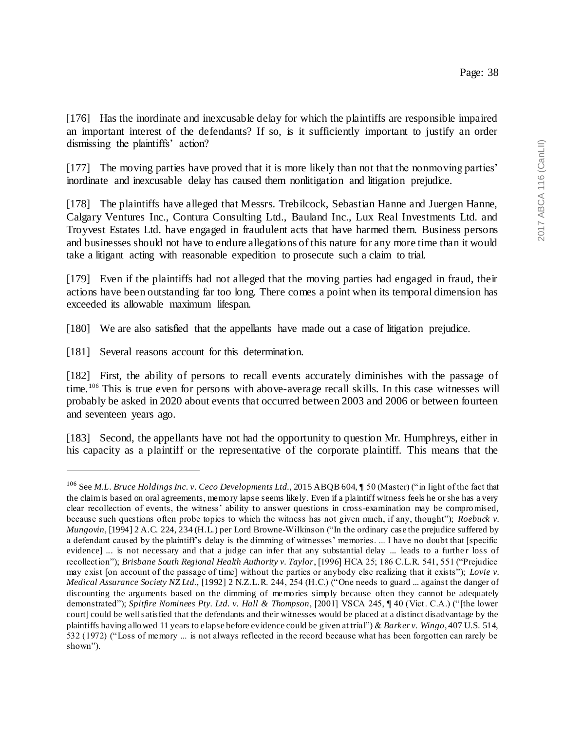[176] Has the inordinate and inexcusable delay for which the plaintiffs are responsible impaired an important interest of the defendants? If so, is it sufficiently important to justify an order dismissing the plaintiffs' action?

[177] The moving parties have proved that it is more likely than not that the nonmoving parties' inordinate and inexcusable delay has caused them nonlitigation and litigation prejudice.

[178] The plaintiffs have alleged that Messrs. Trebilcock, Sebastian Hanne and Juergen Hanne, Calgary Ventures Inc., Contura Consulting Ltd., Bauland Inc., Lux Real Investments Ltd. and Troyvest Estates Ltd. have engaged in fraudulent acts that have harmed them. Business persons and businesses should not have to endure allegations of this nature for any more time than it would take a litigant acting with reasonable expedition to prosecute such a claim to trial.

[179] Even if the plaintiffs had not alleged that the moving parties had engaged in fraud, their actions have been outstanding far too long. There comes a point when its temporal dimension has exceeded its allowable maximum lifespan.

[180] We are also satisfied that the appellants have made out a case of litigation prejudice.

[181] Several reasons account for this determination.

[182] First, the ability of persons to recall events accurately diminishes with the passage of time.[106] This is true even for persons with above-average recall skills. In this case witnesses will probably be asked in 2020 about events that occurred between 2003 and 2006 or between fourteen and seventeen years ago.

[183] Second, the appellants have not had the opportunity to question Mr. Humphreys, either in his capacity as a plaintiff or the representative of the corporate plaintiff. This means that the

---

[106] See *M.L. Bruce Holdings Inc. v. Ceco Developments Ltd.*, 2015 ABQB 604, ¶ 50 (Master) ("in light of the fact that the claim is based on oral agreements, memory lapse seems likely. Even if a plaintiff witness feels he or she has a very clear recollection of events, the witness' ability to answer questions in cross-examination may be compromised, because such questions often probe topics to which the witness has not given much, if any, thought"); *Roebuck v. Mungovin*, [1994] 2 A.C. 224, 234 (H.L.) per Lord Browne-Wilkinson ("In the ordinary case the prejudice suffered by a defendant caused by the plaintiff's delay is the dimming of witnesses' memories. ... I have no doubt that [specific evidence] ... is not necessary and that a judge can infer that any substantial delay ... leads to a further loss of recollection"); *Brisbane South Regional Health Authority v. Taylor*, [1996] HCA 25; 186 C.L.R. 541, 551 ("Prejudice may exist [on account of the passage of time] without the parties or anybody else realizing that it exists"); *Lovie v. Medical Assurance Society NZ Ltd.*, [1992] 2 N.Z.L.R. 244, 254 (H.C.) ("One needs to guard ... against the danger of discounting the arguments based on the dimming of memories simply because often they cannot be adequately demonstrated"); *Spitfire Nominees Pty. Ltd. v. Hall & Thompson*, [2001] VSCA 245, ¶ 40 (Vict. C.A.) ("[the lower court] could be well satisfied that the defendants and their witnesses would be placed at a distinct disadvantage by the plaintiffs having allowed 11 years to elapse before evidence could be given at trial") & *Barker v. Wingo*, 407 U.S. 514, 532 (1972) ("Loss of memory ... is not always reflected in the record because what has been forgotten can rarely be shown").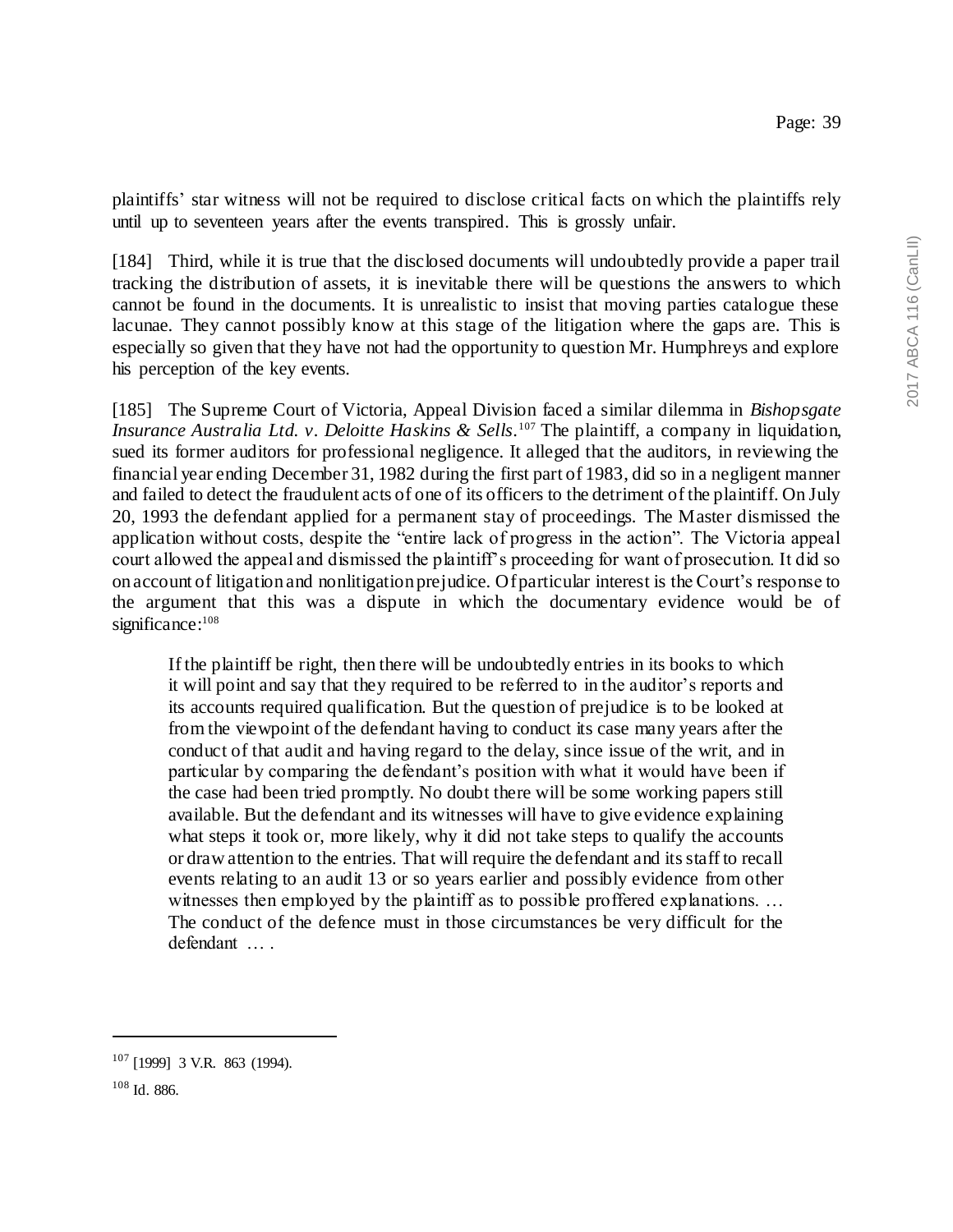plaintiffs' star witness will not be required to disclose critical facts on which the plaintiffs rely until up to seventeen years after the events transpired. This is grossly unfair.

[184] Third, while it is true that the disclosed documents will undoubtedly provide a paper trail tracking the distribution of assets, it is inevitable there will be questions the answers to which cannot be found in the documents. It is unrealistic to insist that moving parties catalogue these lacunae. They cannot possibly know at this stage of the litigation where the gaps are. This is especially so given that they have not had the opportunity to question Mr. Humphreys and explore his perception of the key events.

[185] The Supreme Court of Victoria, Appeal Division faced a similar dilemma in *Bishopsgate Insurance Australia Ltd. v. Deloitte Haskins & Sells*.[107] The plaintiff, a company in liquidation, sued its former auditors for professional negligence. It alleged that the auditors, in reviewing the financial year ending December 31, 1982 during the first part of 1983, did so in a negligent manner and failed to detect the fraudulent acts of one of its officers to the detriment of the plaintiff. On July 20, 1993 the defendant applied for a permanent stay of proceedings. The Master dismissed the application without costs, despite the "entire lack of progress in the action". The Victoria appeal court allowed the appeal and dismissed the plaintiff's proceeding for want of prosecution. It did so on account of litigation and nonlitigation prejudice. Of particular interest is the Court's response to the argument that this was a dispute in which the documentary evidence would be of significance:[108]

> If the plaintiff be right, then there will be undoubtedly entries in its books to which it will point and say that they required to be referred to in the auditor's reports and its accounts required qualification. But the question of prejudice is to be looked at from the viewpoint of the defendant having to conduct its case many years after the conduct of that audit and having regard to the delay, since issue of the writ, and in particular by comparing the defendant's position with what it would have been if the case had been tried promptly. No doubt there will be some working papers still available. But the defendant and its witnesses will have to give evidence explaining what steps it took or, more likely, why it did not take steps to qualify the accounts or draw attention to the entries. That will require the defendant and its staff to recall events relating to an audit 13 or so years earlier and possibly evidence from other witnesses then employed by the plaintiff as to possible proffered explanations. … The conduct of the defence must in those circumstances be very difficult for the defendant … .

---

[107] [1999] 3 V.R. 863 (1994).

[108] Id. 886.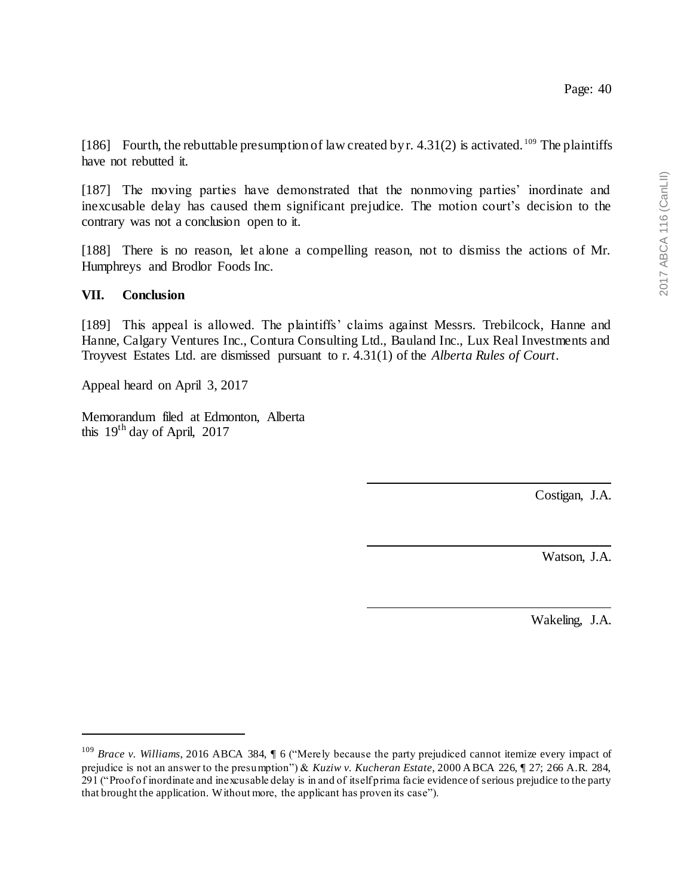[186] Fourth, the rebuttable presumption of law created by r. 4.31(2) is activated.[109] The plaintiffs have not rebutted it.

[187] The moving parties have demonstrated that the nonmoving parties' inordinate and inexcusable delay has caused them significant prejudice. The motion court's decision to the contrary was not a conclusion open to it.

[188] There is no reason, let alone a compelling reason, not to dismiss the actions of Mr. Humphreys and Brodlor Foods Inc.

## VII. Conclusion

[189] This appeal is allowed. The plaintiffs' claims against Messrs. Trebilcock, Hanne and Hanne, Calgary Ventures Inc., Contura Consulting Ltd., Bauland Inc., Lux Real Investments and Troyvest Estates Ltd. are dismissed pursuant to r. 4.31(1) of the *Alberta Rules of Court*.

Appeal heard on April 3, 2017

Memorandum filed at Edmonton, Alberta
this 19th day of April, 2017

Costigan, J.A.

Watson, J.A.

Wakeling, J.A.

---

[109] *Brace v. Williams*, 2016 ABCA 384, ¶ 6 ("Merely because the party prejudiced cannot itemize every impact of prejudice is not an answer to the presumption") & *Kuziw v. Kucheran Estate*, 2000 ABCA 226, ¶ 27; 266 A.R. 284, 291 ("Proof of inordinate and inexcusable delay is in and of itself prima facie evidence of serious prejudice to the party that brought the application. Without more, the applicant has proven its case").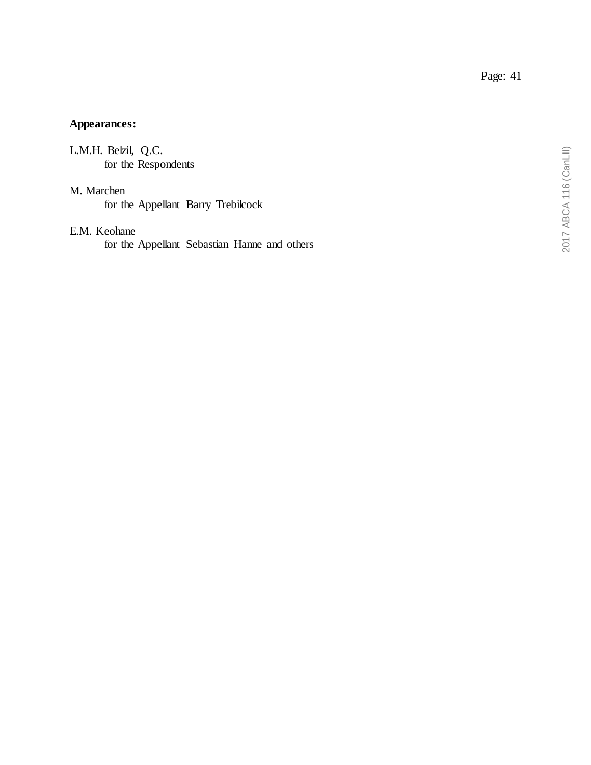**Appearances:**

L.M.H. Belzil, Q.C.
for the Respondents

M. Marchen
for the Appellant Barry Trebilcock

E.M. Keohane
for the Appellant Sebastian Hanne and others